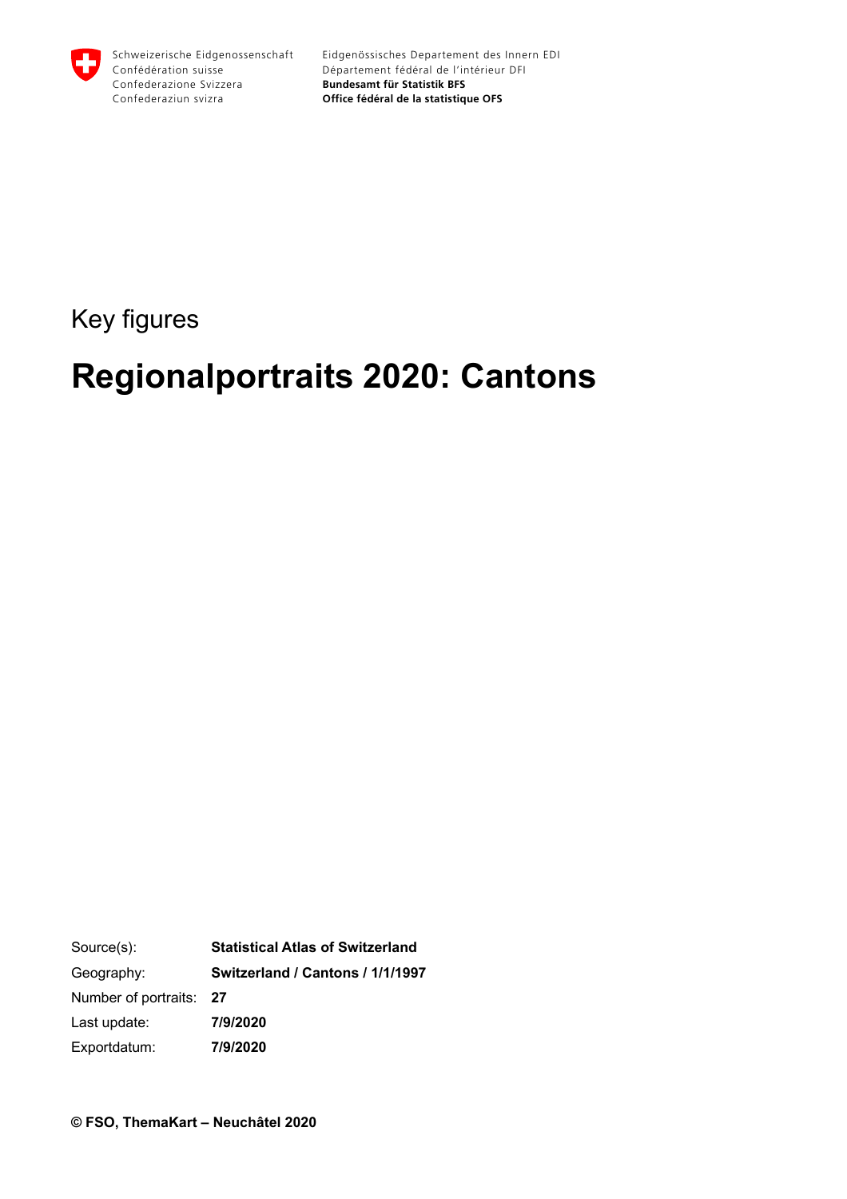Schweizerische Eidgenossenschaft
Confédération suisse
Confederazione Svizzera
Confederaziun svizra

Eidgenössisches Departement des Innern EDI
Département fédéral de l'intérieur DFI
**Bundesamt für Statistik BFS**
**Office fédéral de la statistique OFS**

Key figures

# Regionalportraits 2020: Cantons

| | |
|---|---|
| Source(s): | **Statistical Atlas of Switzerland** |
| Geography: | **Switzerland / Cantons / 1/1/1997** |
| Number of portraits: | **27** |
| Last update: | **7/9/2020** |
| Exportdatum: | **7/9/2020** |

**© FSO, ThemaKart – Neuchâtel 2020**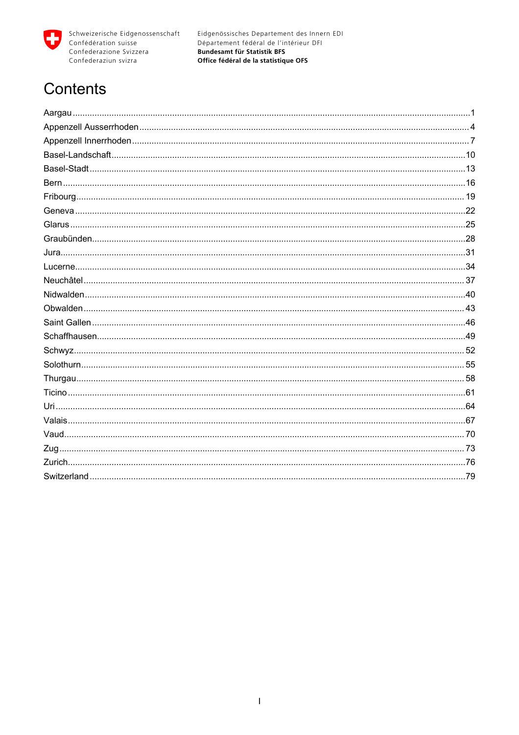Schweizerische Eidgenossenschaft
Confédération suisse
Confederazione Svizzera
Confederaziun svizra

Eidgenössisches Departement des Innern EDI
Département fédéral de l'intérieur DFI
**Bundesamt für Statistik BFS**
**Office fédéral de la statistique OFS**

# Contents

Aargau ..... 1
Appenzell Ausserrhoden ..... 4
Appenzell Innerrhoden ..... 7
Basel-Landschaft ..... 10
Basel-Stadt ..... 13
Bern ..... 16
Fribourg ..... 19
Geneva ..... 22
Glarus ..... 25
Graubünden ..... 28
Jura ..... 31
Lucerne ..... 34
Neuchâtel ..... 37
Nidwalden ..... 40
Obwalden ..... 43
Saint Gallen ..... 46
Schaffhausen ..... 49
Schwyz ..... 52
Solothurn ..... 55
Thurgau ..... 58
Ticino ..... 61
Uri ..... 64
Valais ..... 67
Vaud ..... 70
Zug ..... 73
Zurich ..... 76
Switzerland ..... 79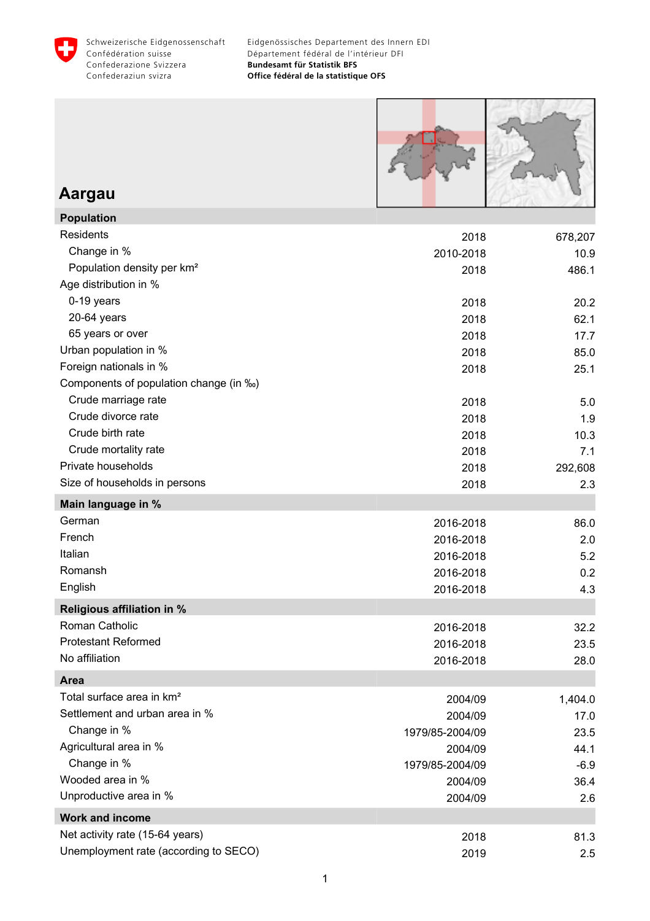Schweizerische Eidgenossenschaft
Confédération suisse
Confederazione Svizzera
Confederaziun svizra

Eidgenössisches Departement des Innern EDI
Département fédéral de l'intérieur DFI
**Bundesamt für Statistik BFS**
**Office fédéral de la statistique OFS**

# Aargau

| **Population** | | |
|---|---|---|
| Residents | 2018 | 678,207 |
| Change in % | 2010-2018 | 10.9 |
| Population density per km² | 2018 | 486.1 |
| Age distribution in % | | |
| 0-19 years | 2018 | 20.2 |
| 20-64 years | 2018 | 62.1 |
| 65 years or over | 2018 | 17.7 |
| Urban population in % | 2018 | 85.0 |
| Foreign nationals in % | 2018 | 25.1 |
| Components of population change (in ‰) | | |
| Crude marriage rate | 2018 | 5.0 |
| Crude divorce rate | 2018 | 1.9 |
| Crude birth rate | 2018 | 10.3 |
| Crude mortality rate | 2018 | 7.1 |
| Private households | 2018 | 292,608 |
| Size of households in persons | 2018 | 2.3 |
| **Main language in %** | | |
| German | 2016-2018 | 86.0 |
| French | 2016-2018 | 2.0 |
| Italian | 2016-2018 | 5.2 |
| Romansh | 2016-2018 | 0.2 |
| English | 2016-2018 | 4.3 |
| **Religious affiliation in %** | | |
| Roman Catholic | 2016-2018 | 32.2 |
| Protestant Reformed | 2016-2018 | 23.5 |
| No affiliation | 2016-2018 | 28.0 |
| **Area** | | |
| Total surface area in km² | 2004/09 | 1,404.0 |
| Settlement and urban area in % | 2004/09 | 17.0 |
| Change in % | 1979/85-2004/09 | 23.5 |
| Agricultural area in % | 2004/09 | 44.1 |
| Change in % | 1979/85-2004/09 | -6.9 |
| Wooded area in % | 2004/09 | 36.4 |
| Unproductive area in % | 2004/09 | 2.6 |
| **Work and income** | | |
| Net activity rate (15-64 years) | 2018 | 81.3 |
| Unemployment rate (according to SECO) | 2019 | 2.5 |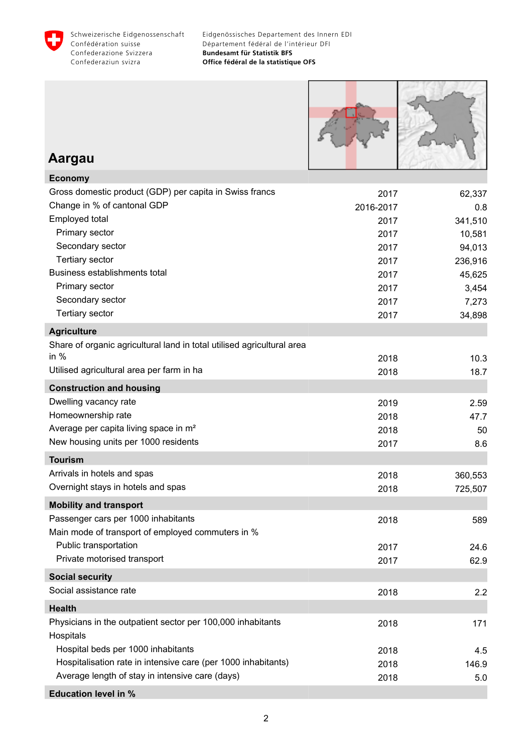Schweizerische Eidgenossenschaft
Confédération suisse
Confederazione Svizzera
Confederaziun svizra

Eidgenössisches Departement des Innern EDI
Département fédéral de l'intérieur DFI
**Bundesamt für Statistik BFS**
**Office fédéral de la statistique OFS**

# Aargau

| | | |
|---|---|---|
| **Economy** | | |
| Gross domestic product (GDP) per capita in Swiss francs | 2017 | 62,337 |
| Change in % of cantonal GDP | 2016-2017 | 0.8 |
| Employed total | 2017 | 341,510 |
| Primary sector | 2017 | 10,581 |
| Secondary sector | 2017 | 94,013 |
| Tertiary sector | 2017 | 236,916 |
| Business establishments total | 2017 | 45,625 |
| Primary sector | 2017 | 3,454 |
| Secondary sector | 2017 | 7,273 |
| Tertiary sector | 2017 | 34,898 |
| **Agriculture** | | |
| Share of organic agricultural land in total utilised agricultural area in % | 2018 | 10.3 |
| Utilised agricultural area per farm in ha | 2018 | 18.7 |
| **Construction and housing** | | |
| Dwelling vacancy rate | 2019 | 2.59 |
| Homeownership rate | 2018 | 47.7 |
| Average per capita living space in m² | 2018 | 50 |
| New housing units per 1000 residents | 2017 | 8.6 |
| **Tourism** | | |
| Arrivals in hotels and spas | 2018 | 360,553 |
| Overnight stays in hotels and spas | 2018 | 725,507 |
| **Mobility and transport** | | |
| Passenger cars per 1000 inhabitants | 2018 | 589 |
| Main mode of transport of employed commuters in % | | |
| Public transportation | 2017 | 24.6 |
| Private motorised transport | 2017 | 62.9 |
| **Social security** | | |
| Social assistance rate | 2018 | 2.2 |
| **Health** | | |
| Physicians in the outpatient sector per 100,000 inhabitants | 2018 | 171 |
| Hospitals | | |
| Hospital beds per 1000 inhabitants | 2018 | 4.5 |
| Hospitalisation rate in intensive care (per 1000 inhabitants) | 2018 | 146.9 |
| Average length of stay in intensive care (days) | 2018 | 5.0 |
| **Education level in %** | | |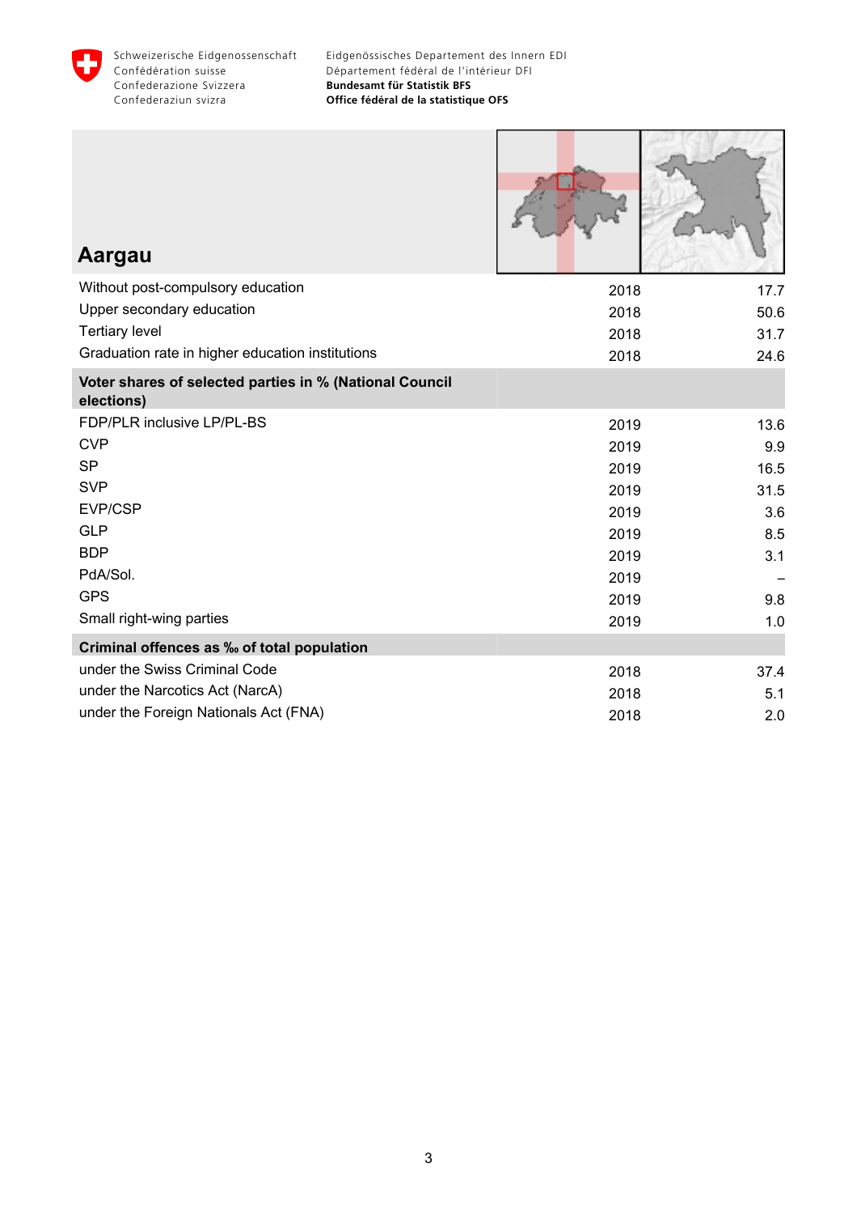## Aargau

| | | |
|---|---|---|
| Without post-compulsory education | 2018 | 17.7 |
| Upper secondary education | 2018 | 50.6 |
| Tertiary level | 2018 | 31.7 |
| Graduation rate in higher education institutions | 2018 | 24.6 |
| **Voter shares of selected parties in % (National Council elections)** | | |
| FDP/PLR inclusive LP/PL-BS | 2019 | 13.6 |
| CVP | 2019 | 9.9 |
| SP | 2019 | 16.5 |
| SVP | 2019 | 31.5 |
| EVP/CSP | 2019 | 3.6 |
| GLP | 2019 | 8.5 |
| BDP | 2019 | 3.1 |
| PdA/Sol. | 2019 | – |
| GPS | 2019 | 9.8 |
| Small right-wing parties | 2019 | 1.0 |
| **Criminal offences as ‰ of total population** | | |
| under the Swiss Criminal Code | 2018 | 37.4 |
| under the Narcotics Act (NarcA) | 2018 | 5.1 |
| under the Foreign Nationals Act (FNA) | 2018 | 2.0 |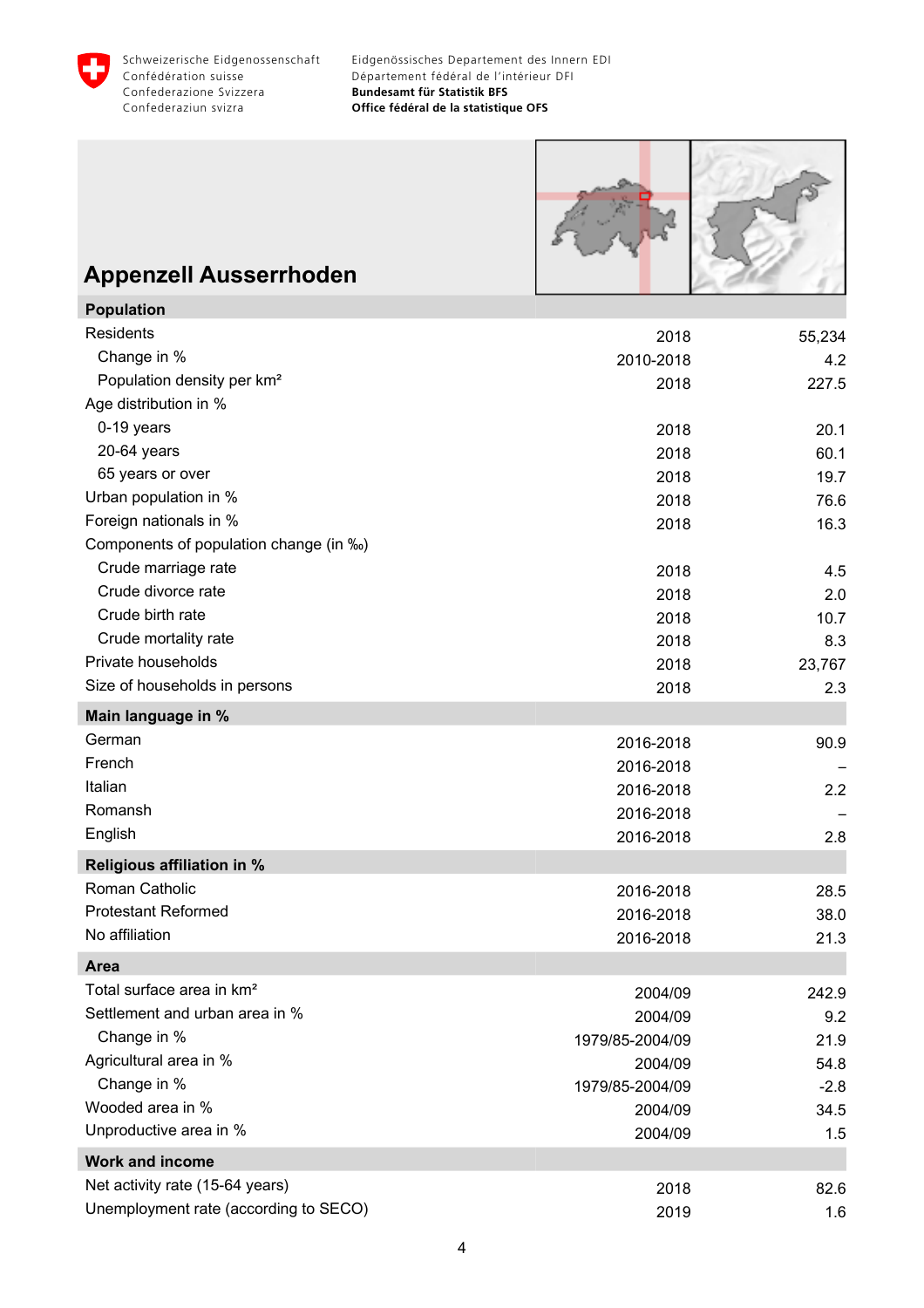Schweizerische Eidgenossenschaft
Confédération suisse
Confederazione Svizzera
Confederaziun svizra

Eidgenössisches Departement des Innern EDI
Département fédéral de l'intérieur DFI
**Bundesamt für Statistik BFS**
**Office fédéral de la statistique OFS**

# Appenzell Ausserrhoden

| **Population** | | |
|---|---|---|
| Residents | 2018 | 55,234 |
| Change in % | 2010-2018 | 4.2 |
| Population density per km² | 2018 | 227.5 |
| Age distribution in % | | |
| 0-19 years | 2018 | 20.1 |
| 20-64 years | 2018 | 60.1 |
| 65 years or over | 2018 | 19.7 |
| Urban population in % | 2018 | 76.6 |
| Foreign nationals in % | 2018 | 16.3 |
| Components of population change (in ‰) | | |
| Crude marriage rate | 2018 | 4.5 |
| Crude divorce rate | 2018 | 2.0 |
| Crude birth rate | 2018 | 10.7 |
| Crude mortality rate | 2018 | 8.3 |
| Private households | 2018 | 23,767 |
| Size of households in persons | 2018 | 2.3 |
| **Main language in %** | | |
| German | 2016-2018 | 90.9 |
| French | 2016-2018 | – |
| Italian | 2016-2018 | 2.2 |
| Romansh | 2016-2018 | – |
| English | 2016-2018 | 2.8 |
| **Religious affiliation in %** | | |
| Roman Catholic | 2016-2018 | 28.5 |
| Protestant Reformed | 2016-2018 | 38.0 |
| No affiliation | 2016-2018 | 21.3 |
| **Area** | | |
| Total surface area in km² | 2004/09 | 242.9 |
| Settlement and urban area in % | 2004/09 | 9.2 |
| Change in % | 1979/85-2004/09 | 21.9 |
| Agricultural area in % | 2004/09 | 54.8 |
| Change in % | 1979/85-2004/09 | -2.8 |
| Wooded area in % | 2004/09 | 34.5 |
| Unproductive area in % | 2004/09 | 1.5 |
| **Work and income** | | |
| Net activity rate (15-64 years) | 2018 | 82.6 |
| Unemployment rate (according to SECO) | 2019 | 1.6 |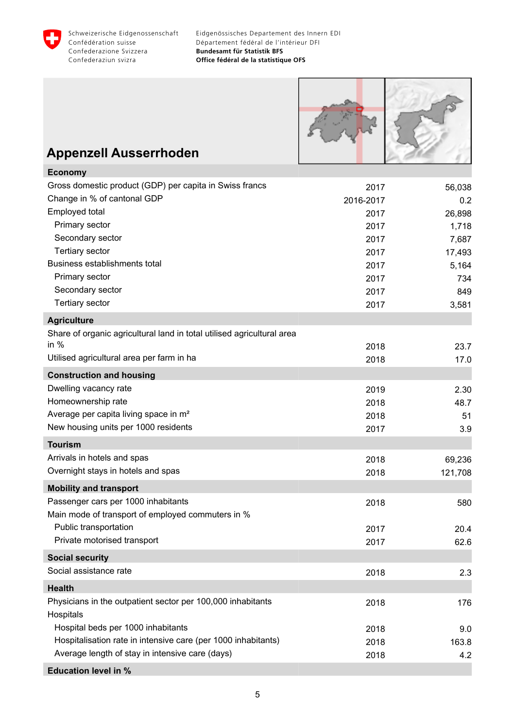Schweizerische Eidgenossenschaft
Confédération suisse
Confederazione Svizzera
Confederaziun svizra

Eidgenössisches Departement des Innern EDI
Département fédéral de l'intérieur DFI
**Bundesamt für Statistik BFS**
**Office fédéral de la statistique OFS**

# Appenzell Ausserrhoden

| **Economy** | | |
|---|---|---|
| Gross domestic product (GDP) per capita in Swiss francs | 2017 | 56,038 |
| Change in % of cantonal GDP | 2016-2017 | 0.2 |
| Employed total | 2017 | 26,898 |
| Primary sector | 2017 | 1,718 |
| Secondary sector | 2017 | 7,687 |
| Tertiary sector | 2017 | 17,493 |
| Business establishments total | 2017 | 5,164 |
| Primary sector | 2017 | 734 |
| Secondary sector | 2017 | 849 |
| Tertiary sector | 2017 | 3,581 |
| **Agriculture** | | |
| Share of organic agricultural land in total utilised agricultural area in % | 2018 | 23.7 |
| Utilised agricultural area per farm in ha | 2018 | 17.0 |
| **Construction and housing** | | |
| Dwelling vacancy rate | 2019 | 2.30 |
| Homeownership rate | 2018 | 48.7 |
| Average per capita living space in m² | 2018 | 51 |
| New housing units per 1000 residents | 2017 | 3.9 |
| **Tourism** | | |
| Arrivals in hotels and spas | 2018 | 69,236 |
| Overnight stays in hotels and spas | 2018 | 121,708 |
| **Mobility and transport** | | |
| Passenger cars per 1000 inhabitants | 2018 | 580 |
| Main mode of transport of employed commuters in % | | |
| Public transportation | 2017 | 20.4 |
| Private motorised transport | 2017 | 62.6 |
| **Social security** | | |
| Social assistance rate | 2018 | 2.3 |
| **Health** | | |
| Physicians in the outpatient sector per 100,000 inhabitants | 2018 | 176 |
| Hospitals | | |
| Hospital beds per 1000 inhabitants | 2018 | 9.0 |
| Hospitalisation rate in intensive care (per 1000 inhabitants) | 2018 | 163.8 |
| Average length of stay in intensive care (days) | 2018 | 4.2 |
| **Education level in %** | | |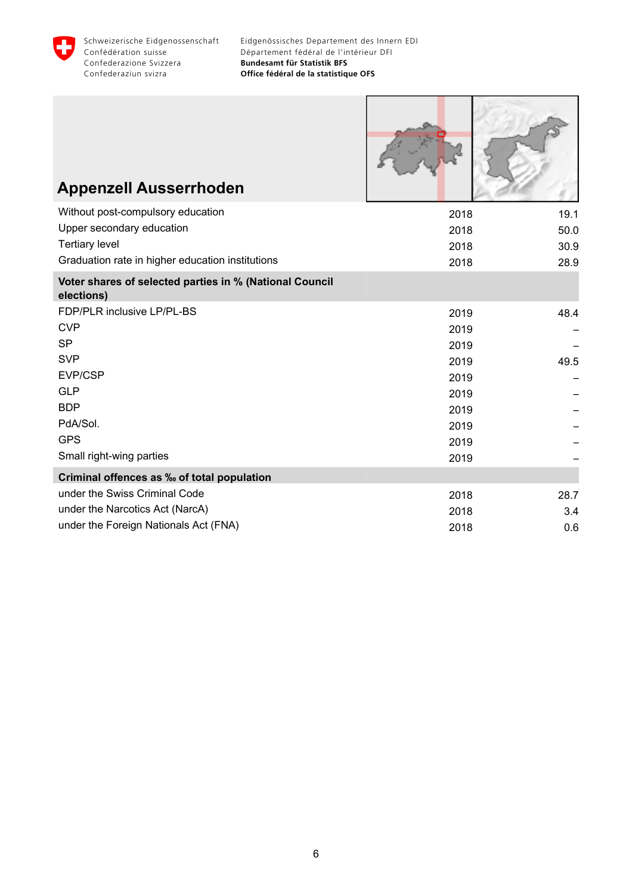Schweizerische Eidgenossenschaft
Confédération suisse
Confederazione Svizzera
Confederaziun svizra

Eidgenössisches Departement des Innern EDI
Département fédéral de l'intérieur DFI
**Bundesamt für Statistik BFS**
**Office fédéral de la statistique OFS**

# Appenzell Ausserrhoden

| | | |
|---|---|---|
| Without post-compulsory education | 2018 | 19.1 |
| Upper secondary education | 2018 | 50.0 |
| Tertiary level | 2018 | 30.9 |
| Graduation rate in higher education institutions | 2018 | 28.9 |
| **Voter shares of selected parties in % (National Council elections)** | | |
| FDP/PLR inclusive LP/PL-BS | 2019 | 48.4 |
| CVP | 2019 | – |
| SP | 2019 | – |
| SVP | 2019 | 49.5 |
| EVP/CSP | 2019 | – |
| GLP | 2019 | – |
| BDP | 2019 | – |
| PdA/Sol. | 2019 | – |
| GPS | 2019 | – |
| Small right-wing parties | 2019 | – |
| **Criminal offences as ‰ of total population** | | |
| under the Swiss Criminal Code | 2018 | 28.7 |
| under the Narcotics Act (NarcA) | 2018 | 3.4 |
| under the Foreign Nationals Act (FNA) | 2018 | 0.6 |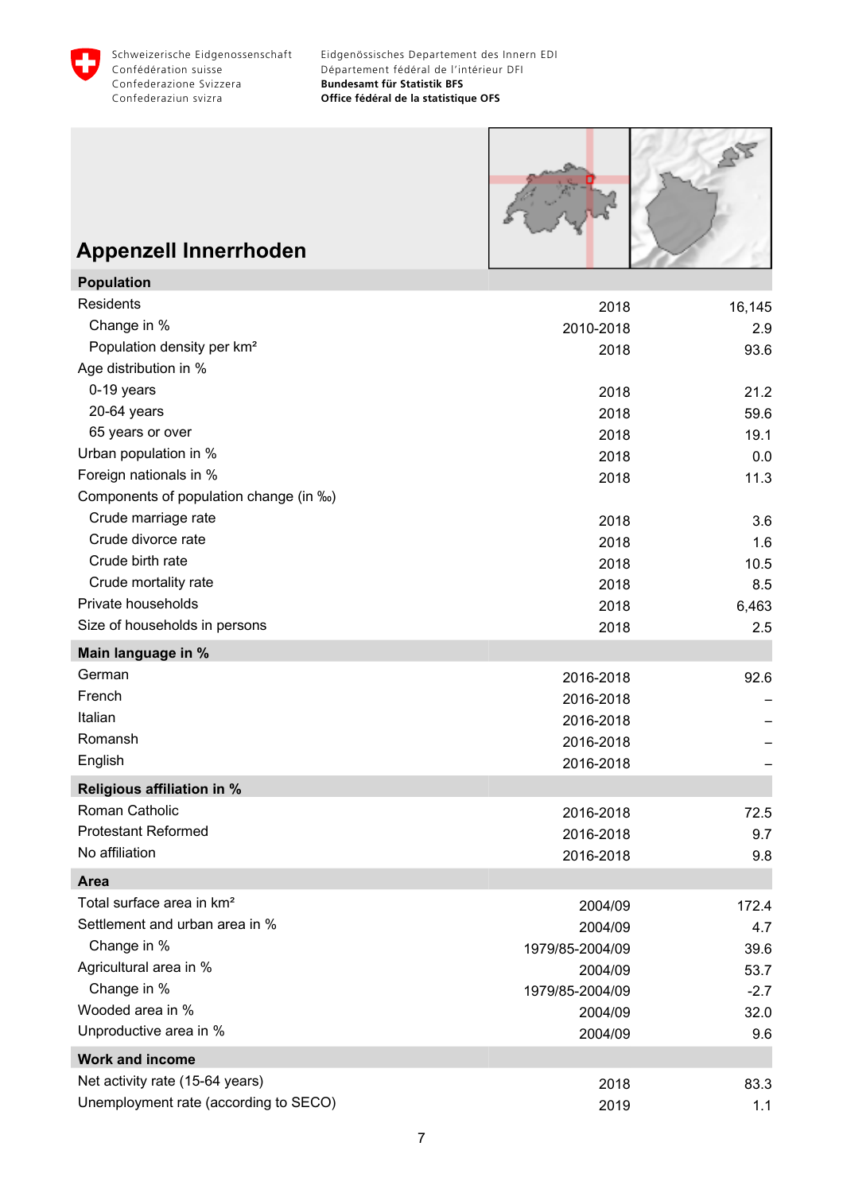Schweizerische Eidgenossenschaft
Confédération suisse
Confederazione Svizzera
Confederaziun svizra

Eidgenössisches Departement des Innern EDI
Département fédéral de l'intérieur DFI
**Bundesamt für Statistik BFS**
**Office fédéral de la statistique OFS**

# Appenzell Innerrhoden

| **Population** | | |
|---|---|---|
| Residents | 2018 | 16,145 |
| Change in % | 2010-2018 | 2.9 |
| Population density per km² | 2018 | 93.6 |
| Age distribution in % | | |
| 0-19 years | 2018 | 21.2 |
| 20-64 years | 2018 | 59.6 |
| 65 years or over | 2018 | 19.1 |
| Urban population in % | 2018 | 0.0 |
| Foreign nationals in % | 2018 | 11.3 |
| Components of population change (in ‰) | | |
| Crude marriage rate | 2018 | 3.6 |
| Crude divorce rate | 2018 | 1.6 |
| Crude birth rate | 2018 | 10.5 |
| Crude mortality rate | 2018 | 8.5 |
| Private households | 2018 | 6,463 |
| Size of households in persons | 2018 | 2.5 |
| **Main language in %** | | |
| German | 2016-2018 | 92.6 |
| French | 2016-2018 | – |
| Italian | 2016-2018 | – |
| Romansh | 2016-2018 | – |
| English | 2016-2018 | – |
| **Religious affiliation in %** | | |
| Roman Catholic | 2016-2018 | 72.5 |
| Protestant Reformed | 2016-2018 | 9.7 |
| No affiliation | 2016-2018 | 9.8 |
| **Area** | | |
| Total surface area in km² | 2004/09 | 172.4 |
| Settlement and urban area in % | 2004/09 | 4.7 |
| Change in % | 1979/85-2004/09 | 39.6 |
| Agricultural area in % | 2004/09 | 53.7 |
| Change in % | 1979/85-2004/09 | -2.7 |
| Wooded area in % | 2004/09 | 32.0 |
| Unproductive area in % | 2004/09 | 9.6 |
| **Work and income** | | |
| Net activity rate (15-64 years) | 2018 | 83.3 |
| Unemployment rate (according to SECO) | 2019 | 1.1 |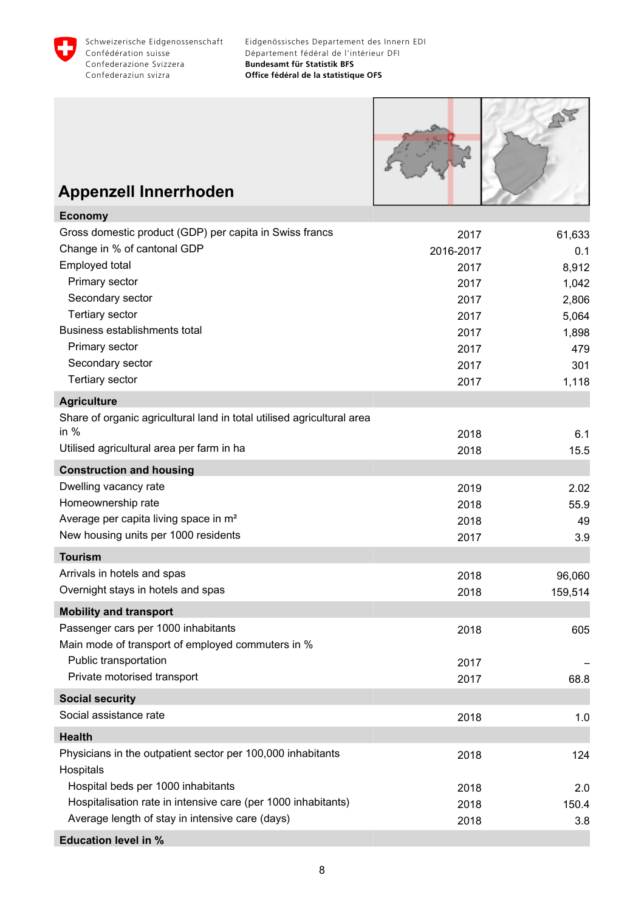# Appenzell Innerrhoden

| Economy | | |
|---|---|---|
| Gross domestic product (GDP) per capita in Swiss francs | 2017 | 61,633 |
| Change in % of cantonal GDP | 2016-2017 | 0.1 |
| Employed total | 2017 | 8,912 |
| Primary sector | 2017 | 1,042 |
| Secondary sector | 2017 | 2,806 |
| Tertiary sector | 2017 | 5,064 |
| Business establishments total | 2017 | 1,898 |
| Primary sector | 2017 | 479 |
| Secondary sector | 2017 | 301 |
| Tertiary sector | 2017 | 1,118 |
| **Agriculture** | | |
| Share of organic agricultural land in total utilised agricultural area in % | 2018 | 6.1 |
| Utilised agricultural area per farm in ha | 2018 | 15.5 |
| **Construction and housing** | | |
| Dwelling vacancy rate | 2019 | 2.02 |
| Homeownership rate | 2018 | 55.9 |
| Average per capita living space in m² | 2018 | 49 |
| New housing units per 1000 residents | 2017 | 3.9 |
| **Tourism** | | |
| Arrivals in hotels and spas | 2018 | 96,060 |
| Overnight stays in hotels and spas | 2018 | 159,514 |
| **Mobility and transport** | | |
| Passenger cars per 1000 inhabitants | 2018 | 605 |
| Main mode of transport of employed commuters in % | | |
| Public transportation | 2017 | – |
| Private motorised transport | 2017 | 68.8 |
| **Social security** | | |
| Social assistance rate | 2018 | 1.0 |
| **Health** | | |
| Physicians in the outpatient sector per 100,000 inhabitants | 2018 | 124 |
| Hospitals | | |
| Hospital beds per 1000 inhabitants | 2018 | 2.0 |
| Hospitalisation rate in intensive care (per 1000 inhabitants) | 2018 | 150.4 |
| Average length of stay in intensive care (days) | 2018 | 3.8 |
| **Education level in %** | | |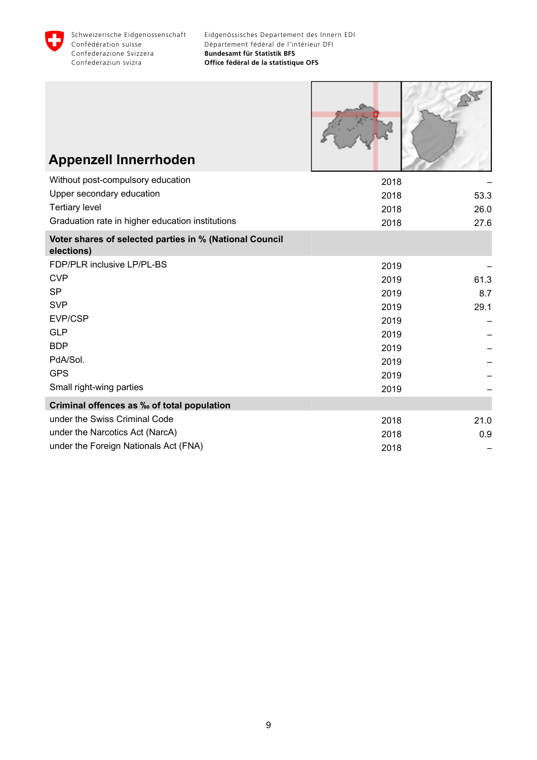Schweizerische Eidgenossenschaft
Confédération suisse
Confederazione Svizzera
Confederaziun svizra

Eidgenössisches Departement des Innern EDI
Département fédéral de l'intérieur DFI
**Bundesamt für Statistik BFS**
**Office fédéral de la statistique OFS**

# Appenzell Innerrhoden

| | | |
|---|---|---|
| Without post-compulsory education | 2018 | – |
| Upper secondary education | 2018 | 53.3 |
| Tertiary level | 2018 | 26.0 |
| Graduation rate in higher education institutions | 2018 | 27.6 |
| **Voter shares of selected parties in % (National Council elections)** | | |
| FDP/PLR inclusive LP/PL-BS | 2019 | – |
| CVP | 2019 | 61.3 |
| SP | 2019 | 8.7 |
| SVP | 2019 | 29.1 |
| EVP/CSP | 2019 | – |
| GLP | 2019 | – |
| BDP | 2019 | – |
| PdA/Sol. | 2019 | – |
| GPS | 2019 | – |
| Small right-wing parties | 2019 | – |
| **Criminal offences as ‰ of total population** | | |
| under the Swiss Criminal Code | 2018 | 21.0 |
| under the Narcotics Act (NarcA) | 2018 | 0.9 |
| under the Foreign Nationals Act (FNA) | 2018 | – |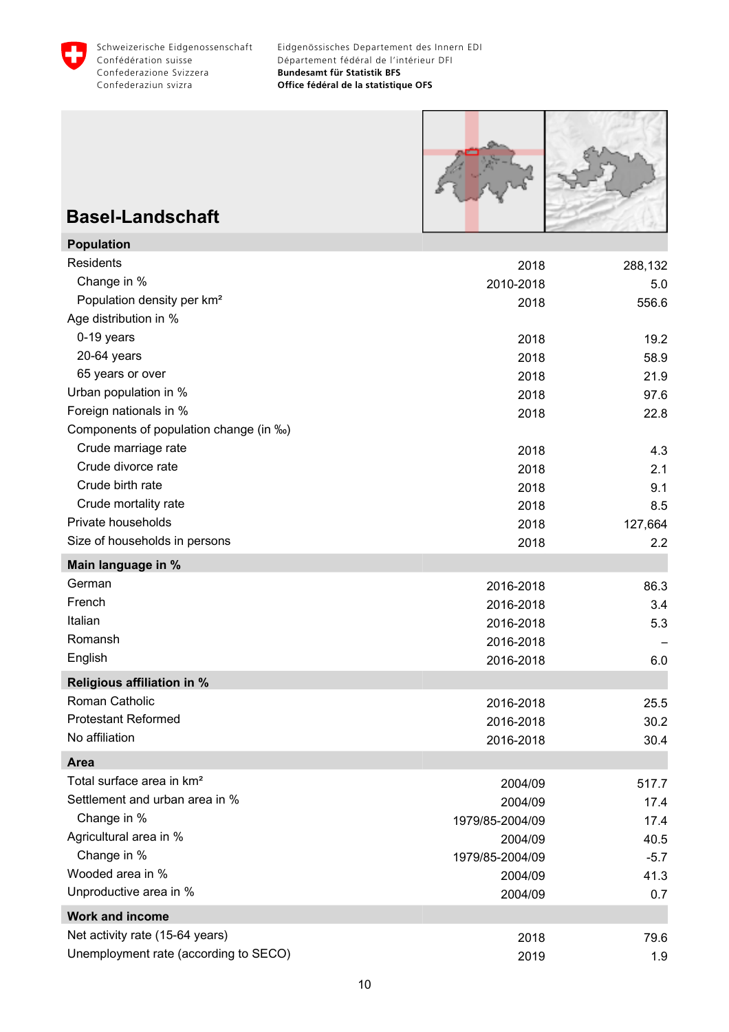# Basel-Landschaft

| Population | | |
|---|---|---|
| Residents | 2018 | 288,132 |
| Change in % | 2010-2018 | 5.0 |
| Population density per km² | 2018 | 556.6 |
| Age distribution in % | | |
| 0-19 years | 2018 | 19.2 |
| 20-64 years | 2018 | 58.9 |
| 65 years or over | 2018 | 21.9 |
| Urban population in % | 2018 | 97.6 |
| Foreign nationals in % | 2018 | 22.8 |
| Components of population change (in ‰) | | |
| Crude marriage rate | 2018 | 4.3 |
| Crude divorce rate | 2018 | 2.1 |
| Crude birth rate | 2018 | 9.1 |
| Crude mortality rate | 2018 | 8.5 |
| Private households | 2018 | 127,664 |
| Size of households in persons | 2018 | 2.2 |
| **Main language in %** | | |
| German | 2016-2018 | 86.3 |
| French | 2016-2018 | 3.4 |
| Italian | 2016-2018 | 5.3 |
| Romansh | 2016-2018 | – |
| English | 2016-2018 | 6.0 |
| **Religious affiliation in %** | | |
| Roman Catholic | 2016-2018 | 25.5 |
| Protestant Reformed | 2016-2018 | 30.2 |
| No affiliation | 2016-2018 | 30.4 |
| **Area** | | |
| Total surface area in km² | 2004/09 | 517.7 |
| Settlement and urban area in % | 2004/09 | 17.4 |
| Change in % | 1979/85-2004/09 | 17.4 |
| Agricultural area in % | 2004/09 | 40.5 |
| Change in % | 1979/85-2004/09 | -5.7 |
| Wooded area in % | 2004/09 | 41.3 |
| Unproductive area in % | 2004/09 | 0.7 |
| **Work and income** | | |
| Net activity rate (15-64 years) | 2018 | 79.6 |
| Unemployment rate (according to SECO) | 2019 | 1.9 |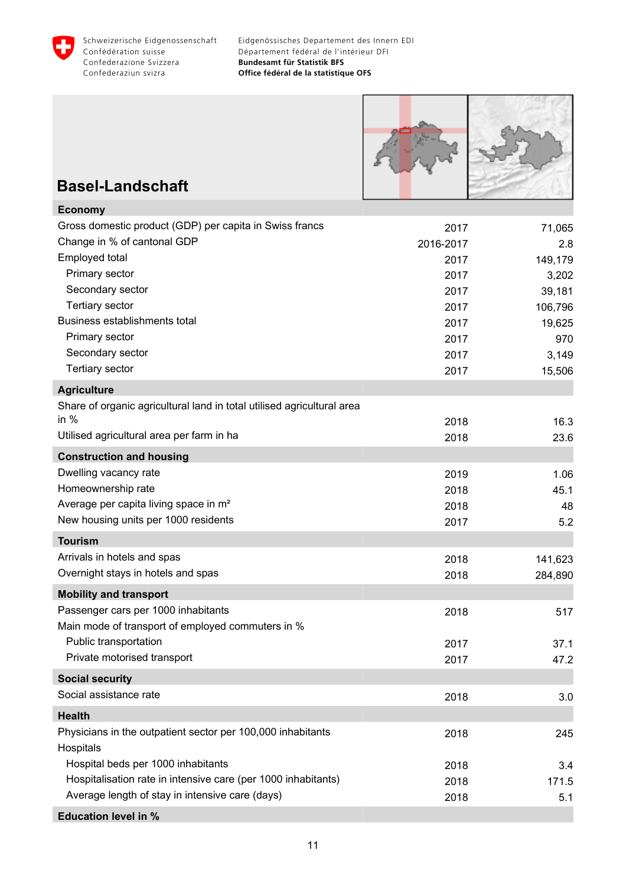Schweizerische Eidgenossenschaft
Confédération suisse
Confederazione Svizzera
Confederaziun svizra

Eidgenössisches Departement des Innern EDI
Département fédéral de l'intérieur DFI
**Bundesamt für Statistik BFS**
**Office fédéral de la statistique OFS**

# Basel-Landschaft

| **Economy** | | |
|---|---|---|
| Gross domestic product (GDP) per capita in Swiss francs | 2017 | 71,065 |
| Change in % of cantonal GDP | 2016-2017 | 2.8 |
| Employed total | 2017 | 149,179 |
| Primary sector | 2017 | 3,202 |
| Secondary sector | 2017 | 39,181 |
| Tertiary sector | 2017 | 106,796 |
| Business establishments total | 2017 | 19,625 |
| Primary sector | 2017 | 970 |
| Secondary sector | 2017 | 3,149 |
| Tertiary sector | 2017 | 15,506 |
| **Agriculture** | | |
| Share of organic agricultural land in total utilised agricultural area in % | 2018 | 16.3 |
| Utilised agricultural area per farm in ha | 2018 | 23.6 |
| **Construction and housing** | | |
| Dwelling vacancy rate | 2019 | 1.06 |
| Homeownership rate | 2018 | 45.1 |
| Average per capita living space in m² | 2018 | 48 |
| New housing units per 1000 residents | 2017 | 5.2 |
| **Tourism** | | |
| Arrivals in hotels and spas | 2018 | 141,623 |
| Overnight stays in hotels and spas | 2018 | 284,890 |
| **Mobility and transport** | | |
| Passenger cars per 1000 inhabitants | 2018 | 517 |
| Main mode of transport of employed commuters in % | | |
| Public transportation | 2017 | 37.1 |
| Private motorised transport | 2017 | 47.2 |
| **Social security** | | |
| Social assistance rate | 2018 | 3.0 |
| **Health** | | |
| Physicians in the outpatient sector per 100,000 inhabitants | 2018 | 245 |
| Hospitals | | |
| Hospital beds per 1000 inhabitants | 2018 | 3.4 |
| Hospitalisation rate in intensive care (per 1000 inhabitants) | 2018 | 171.5 |
| Average length of stay in intensive care (days) | 2018 | 5.1 |
| **Education level in %** | | |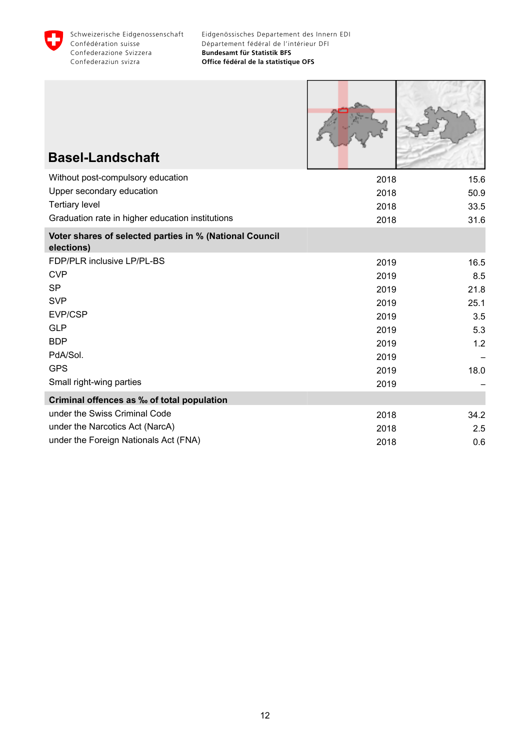Schweizerische Eidgenossenschaft
Confédération suisse
Confederazione Svizzera
Confederaziun svizra

Eidgenössisches Departement des Innern EDI
Département fédéral de l'intérieur DFI
**Bundesamt für Statistik BFS**
**Office fédéral de la statistique OFS**

# Basel-Landschaft

| | | |
|---|---|---|
| Without post-compulsory education | 2018 | 15.6 |
| Upper secondary education | 2018 | 50.9 |
| Tertiary level | 2018 | 33.5 |
| Graduation rate in higher education institutions | 2018 | 31.6 |
| **Voter shares of selected parties in % (National Council elections)** | | |
| FDP/PLR inclusive LP/PL-BS | 2019 | 16.5 |
| CVP | 2019 | 8.5 |
| SP | 2019 | 21.8 |
| SVP | 2019 | 25.1 |
| EVP/CSP | 2019 | 3.5 |
| GLP | 2019 | 5.3 |
| BDP | 2019 | 1.2 |
| PdA/Sol. | 2019 | – |
| GPS | 2019 | 18.0 |
| Small right-wing parties | 2019 | – |
| **Criminal offences as ‰ of total population** | | |
| under the Swiss Criminal Code | 2018 | 34.2 |
| under the Narcotics Act (NarcA) | 2018 | 2.5 |
| under the Foreign Nationals Act (FNA) | 2018 | 0.6 |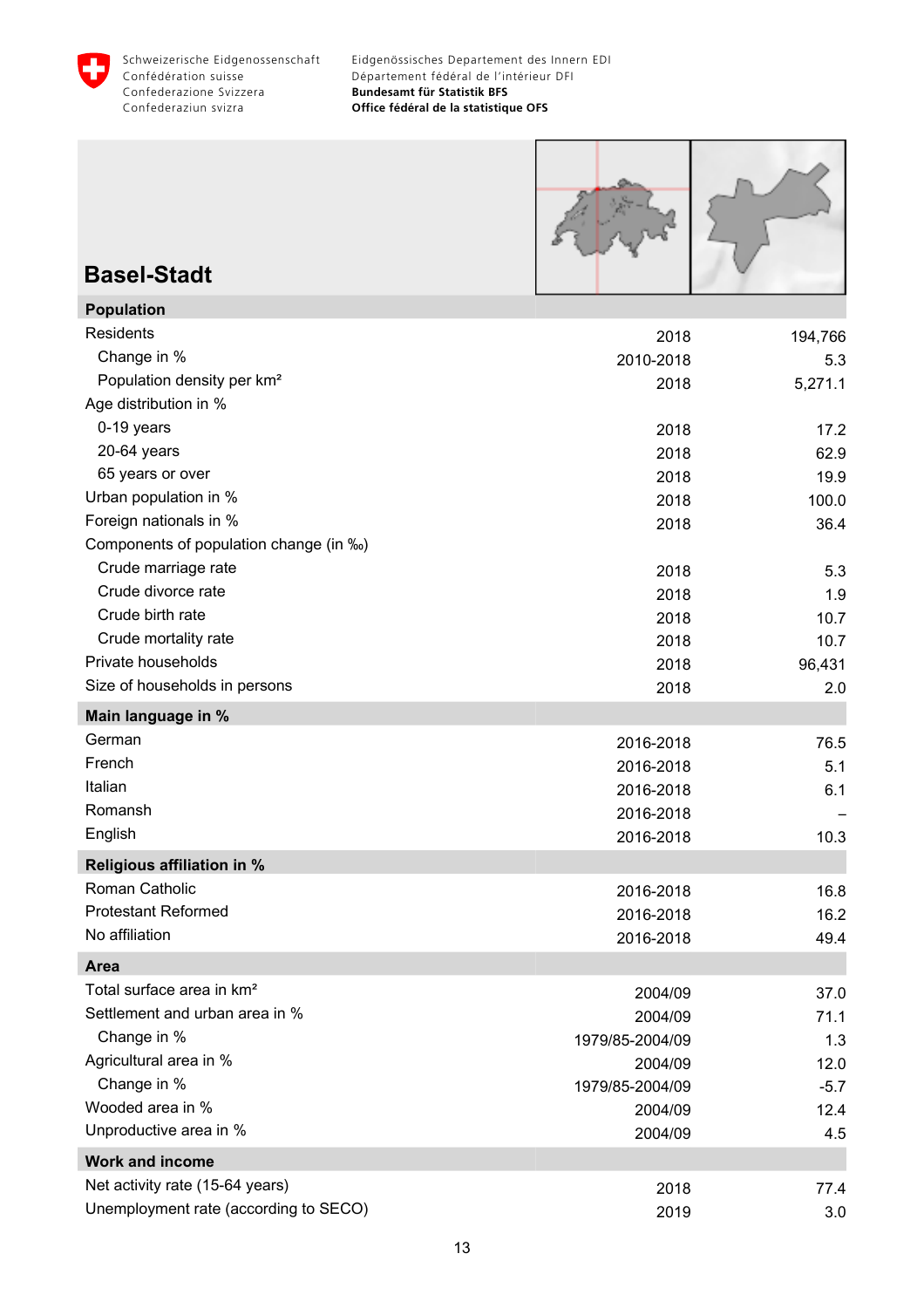# Basel-Stadt

| Population | | |
|---|---|---|
| Residents | 2018 | 194,766 |
| Change in % | 2010-2018 | 5.3 |
| Population density per km² | 2018 | 5,271.1 |
| Age distribution in % | | |
| 0-19 years | 2018 | 17.2 |
| 20-64 years | 2018 | 62.9 |
| 65 years or over | 2018 | 19.9 |
| Urban population in % | 2018 | 100.0 |
| Foreign nationals in % | 2018 | 36.4 |
| Components of population change (in ‰) | | |
| Crude marriage rate | 2018 | 5.3 |
| Crude divorce rate | 2018 | 1.9 |
| Crude birth rate | 2018 | 10.7 |
| Crude mortality rate | 2018 | 10.7 |
| Private households | 2018 | 96,431 |
| Size of households in persons | 2018 | 2.0 |
| **Main language in %** | | |
| German | 2016-2018 | 76.5 |
| French | 2016-2018 | 5.1 |
| Italian | 2016-2018 | 6.1 |
| Romansh | 2016-2018 | – |
| English | 2016-2018 | 10.3 |
| **Religious affiliation in %** | | |
| Roman Catholic | 2016-2018 | 16.8 |
| Protestant Reformed | 2016-2018 | 16.2 |
| No affiliation | 2016-2018 | 49.4 |
| **Area** | | |
| Total surface area in km² | 2004/09 | 37.0 |
| Settlement and urban area in % | 2004/09 | 71.1 |
| Change in % | 1979/85-2004/09 | 1.3 |
| Agricultural area in % | 2004/09 | 12.0 |
| Change in % | 1979/85-2004/09 | -5.7 |
| Wooded area in % | 2004/09 | 12.4 |
| Unproductive area in % | 2004/09 | 4.5 |
| **Work and income** | | |
| Net activity rate (15-64 years) | 2018 | 77.4 |
| Unemployment rate (according to SECO) | 2019 | 3.0 |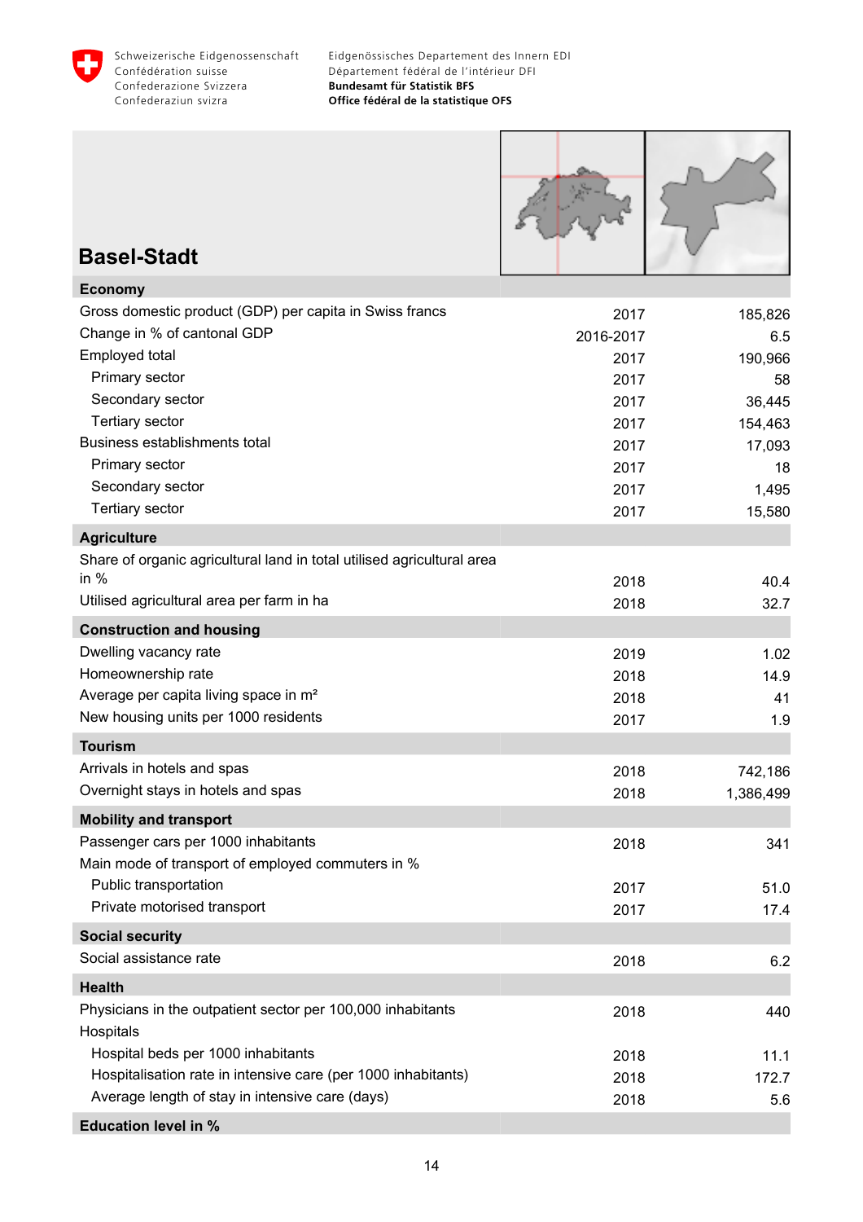# Basel-Stadt

| Economy | | |
|---|---|---|
| Gross domestic product (GDP) per capita in Swiss francs | 2017 | 185,826 |
| Change in % of cantonal GDP | 2016-2017 | 6.5 |
| Employed total | 2017 | 190,966 |
| Primary sector | 2017 | 58 |
| Secondary sector | 2017 | 36,445 |
| Tertiary sector | 2017 | 154,463 |
| Business establishments total | 2017 | 17,093 |
| Primary sector | 2017 | 18 |
| Secondary sector | 2017 | 1,495 |
| Tertiary sector | 2017 | 15,580 |
| **Agriculture** | | |
| Share of organic agricultural land in total utilised agricultural area in % | 2018 | 40.4 |
| Utilised agricultural area per farm in ha | 2018 | 32.7 |
| **Construction and housing** | | |
| Dwelling vacancy rate | 2019 | 1.02 |
| Homeownership rate | 2018 | 14.9 |
| Average per capita living space in m² | 2018 | 41 |
| New housing units per 1000 residents | 2017 | 1.9 |
| **Tourism** | | |
| Arrivals in hotels and spas | 2018 | 742,186 |
| Overnight stays in hotels and spas | 2018 | 1,386,499 |
| **Mobility and transport** | | |
| Passenger cars per 1000 inhabitants | 2018 | 341 |
| Main mode of transport of employed commuters in % | | |
| Public transportation | 2017 | 51.0 |
| Private motorised transport | 2017 | 17.4 |
| **Social security** | | |
| Social assistance rate | 2018 | 6.2 |
| **Health** | | |
| Physicians in the outpatient sector per 100,000 inhabitants | 2018 | 440 |
| Hospitals | | |
| Hospital beds per 1000 inhabitants | 2018 | 11.1 |
| Hospitalisation rate in intensive care (per 1000 inhabitants) | 2018 | 172.7 |
| Average length of stay in intensive care (days) | 2018 | 5.6 |
| **Education level in %** | | |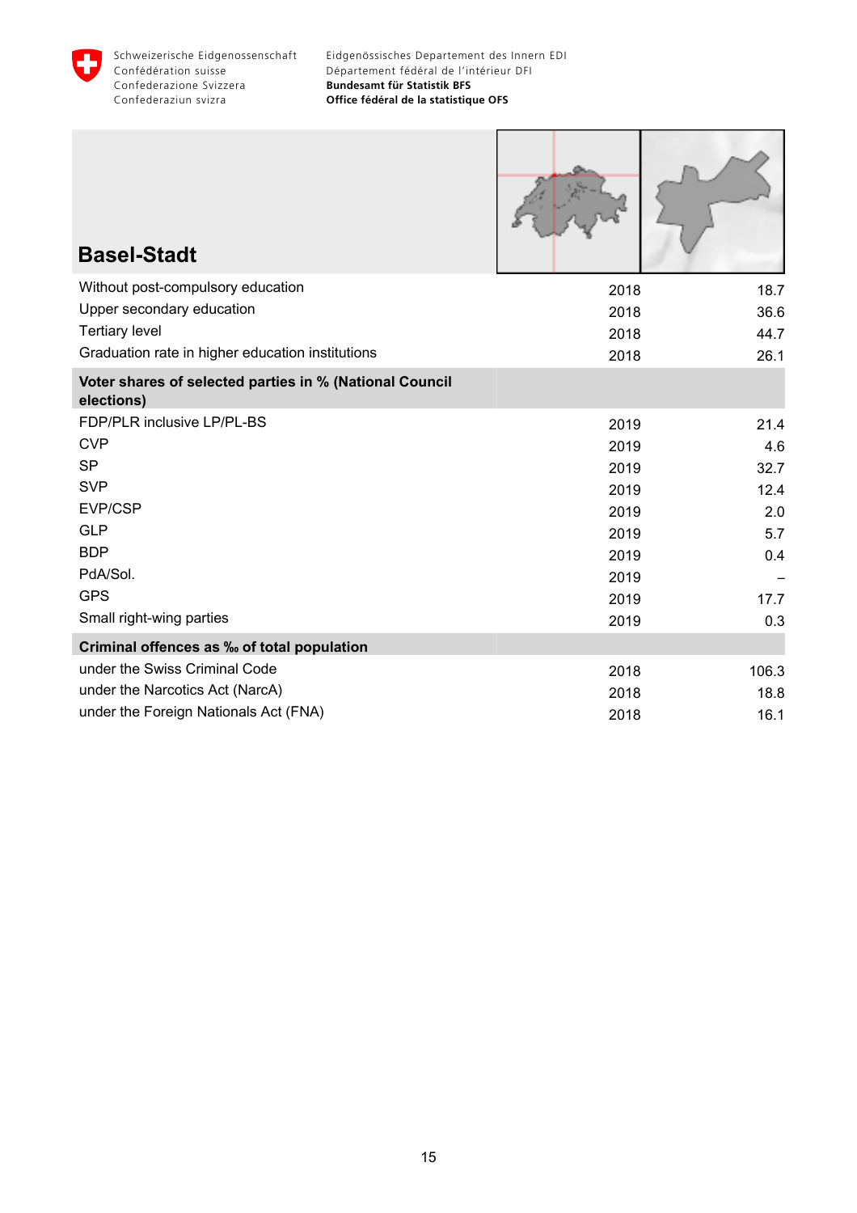## Basel-Stadt

| | | |
|---|---|---|
| Without post-compulsory education | 2018 | 18.7 |
| Upper secondary education | 2018 | 36.6 |
| Tertiary level | 2018 | 44.7 |
| Graduation rate in higher education institutions | 2018 | 26.1 |
| **Voter shares of selected parties in % (National Council elections)** | | |
| FDP/PLR inclusive LP/PL-BS | 2019 | 21.4 |
| CVP | 2019 | 4.6 |
| SP | 2019 | 32.7 |
| SVP | 2019 | 12.4 |
| EVP/CSP | 2019 | 2.0 |
| GLP | 2019 | 5.7 |
| BDP | 2019 | 0.4 |
| PdA/Sol. | 2019 | – |
| GPS | 2019 | 17.7 |
| Small right-wing parties | 2019 | 0.3 |
| **Criminal offences as ‰ of total population** | | |
| under the Swiss Criminal Code | 2018 | 106.3 |
| under the Narcotics Act (NarcA) | 2018 | 18.8 |
| under the Foreign Nationals Act (FNA) | 2018 | 16.1 |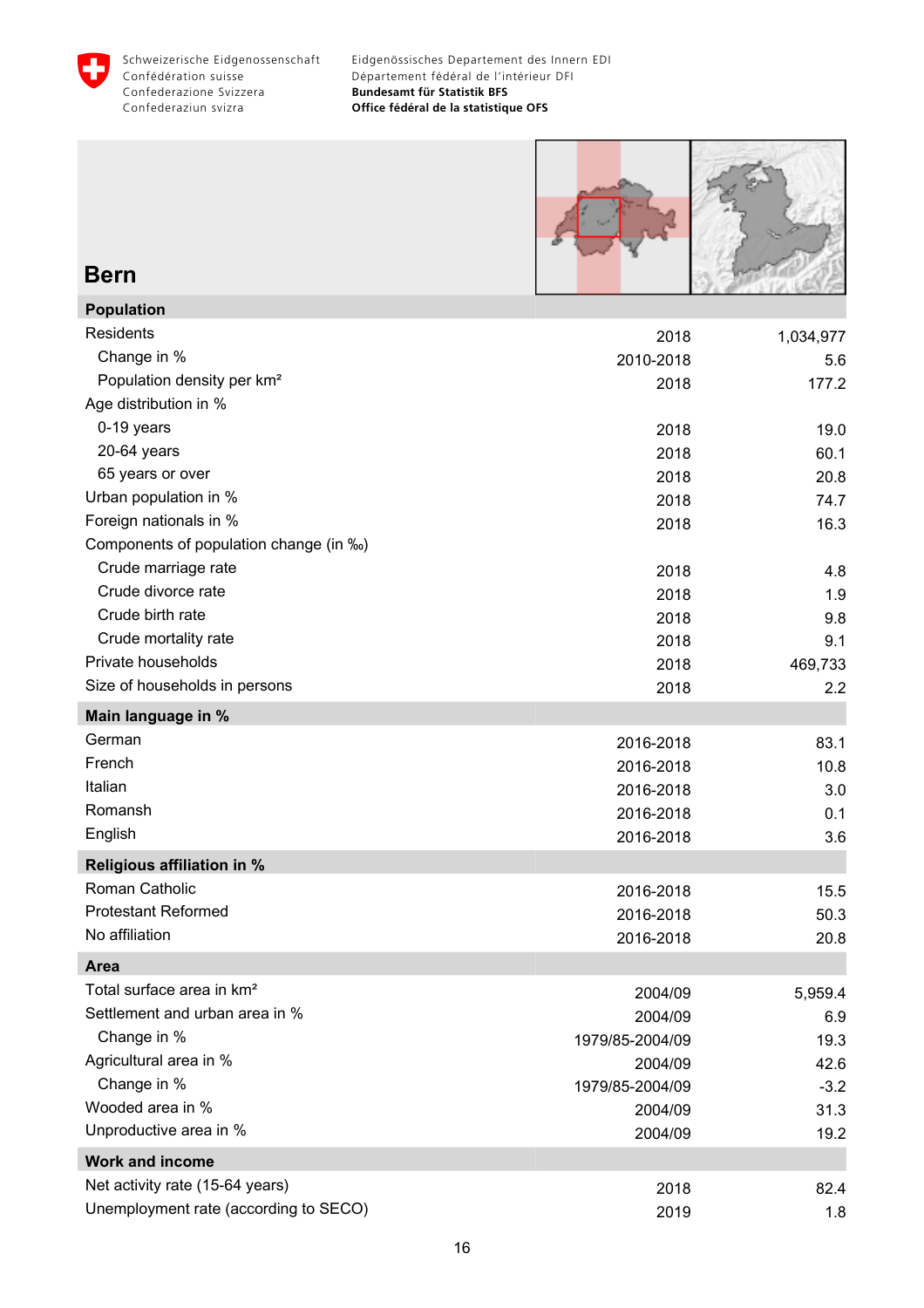Schweizerische Eidgenossenschaft
Confédération suisse
Confederazione Svizzera
Confederaziun svizra

Eidgenössisches Departement des Innern EDI
Département fédéral de l'intérieur DFI
**Bundesamt für Statistik BFS**
**Office fédéral de la statistique OFS**

# Bern

| **Population** | | |
|---|---|---|
| Residents | 2018 | 1,034,977 |
| Change in % | 2010-2018 | 5.6 |
| Population density per km² | 2018 | 177.2 |
| Age distribution in % | | |
| 0-19 years | 2018 | 19.0 |
| 20-64 years | 2018 | 60.1 |
| 65 years or over | 2018 | 20.8 |
| Urban population in % | 2018 | 74.7 |
| Foreign nationals in % | 2018 | 16.3 |
| Components of population change (in ‰) | | |
| Crude marriage rate | 2018 | 4.8 |
| Crude divorce rate | 2018 | 1.9 |
| Crude birth rate | 2018 | 9.8 |
| Crude mortality rate | 2018 | 9.1 |
| Private households | 2018 | 469,733 |
| Size of households in persons | 2018 | 2.2 |
| **Main language in %** | | |
| German | 2016-2018 | 83.1 |
| French | 2016-2018 | 10.8 |
| Italian | 2016-2018 | 3.0 |
| Romansh | 2016-2018 | 0.1 |
| English | 2016-2018 | 3.6 |
| **Religious affiliation in %** | | |
| Roman Catholic | 2016-2018 | 15.5 |
| Protestant Reformed | 2016-2018 | 50.3 |
| No affiliation | 2016-2018 | 20.8 |
| **Area** | | |
| Total surface area in km² | 2004/09 | 5,959.4 |
| Settlement and urban area in % | 2004/09 | 6.9 |
| Change in % | 1979/85-2004/09 | 19.3 |
| Agricultural area in % | 2004/09 | 42.6 |
| Change in % | 1979/85-2004/09 | -3.2 |
| Wooded area in % | 2004/09 | 31.3 |
| Unproductive area in % | 2004/09 | 19.2 |
| **Work and income** | | |
| Net activity rate (15-64 years) | 2018 | 82.4 |
| Unemployment rate (according to SECO) | 2019 | 1.8 |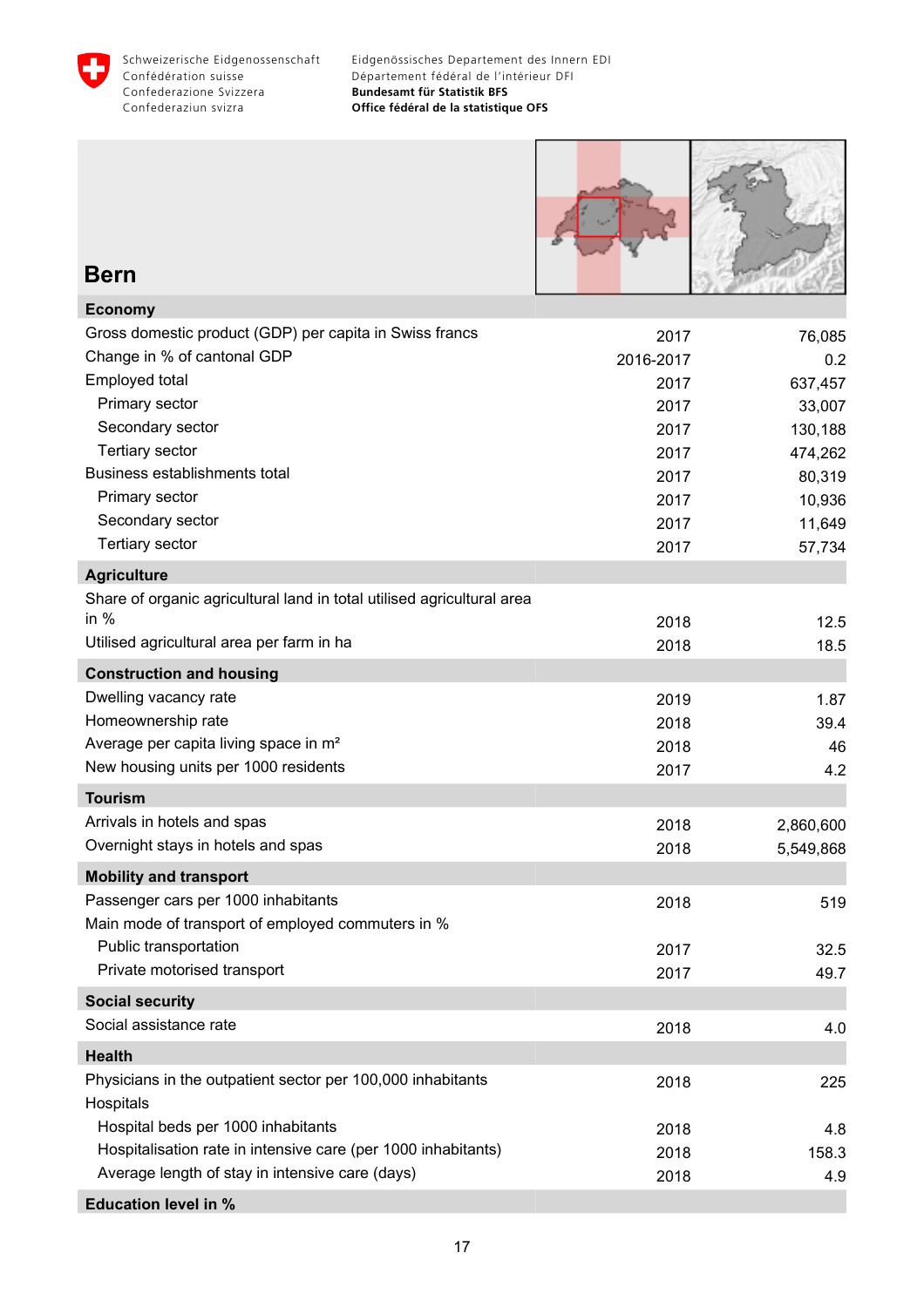## Bern

| | | |
|---|---|---|
| **Economy** | | |
| Gross domestic product (GDP) per capita in Swiss francs | 2017 | 76,085 |
| Change in % of cantonal GDP | 2016-2017 | 0.2 |
| Employed total | 2017 | 637,457 |
| Primary sector | 2017 | 33,007 |
| Secondary sector | 2017 | 130,188 |
| Tertiary sector | 2017 | 474,262 |
| Business establishments total | 2017 | 80,319 |
| Primary sector | 2017 | 10,936 |
| Secondary sector | 2017 | 11,649 |
| Tertiary sector | 2017 | 57,734 |
| **Agriculture** | | |
| Share of organic agricultural land in total utilised agricultural area in % | 2018 | 12.5 |
| Utilised agricultural area per farm in ha | 2018 | 18.5 |
| **Construction and housing** | | |
| Dwelling vacancy rate | 2019 | 1.87 |
| Homeownership rate | 2018 | 39.4 |
| Average per capita living space in m² | 2018 | 46 |
| New housing units per 1000 residents | 2017 | 4.2 |
| **Tourism** | | |
| Arrivals in hotels and spas | 2018 | 2,860,600 |
| Overnight stays in hotels and spas | 2018 | 5,549,868 |
| **Mobility and transport** | | |
| Passenger cars per 1000 inhabitants | 2018 | 519 |
| Main mode of transport of employed commuters in % | | |
| Public transportation | 2017 | 32.5 |
| Private motorised transport | 2017 | 49.7 |
| **Social security** | | |
| Social assistance rate | 2018 | 4.0 |
| **Health** | | |
| Physicians in the outpatient sector per 100,000 inhabitants | 2018 | 225 |
| Hospitals | | |
| Hospital beds per 1000 inhabitants | 2018 | 4.8 |
| Hospitalisation rate in intensive care (per 1000 inhabitants) | 2018 | 158.3 |
| Average length of stay in intensive care (days) | 2018 | 4.9 |
| **Education level in %** | | |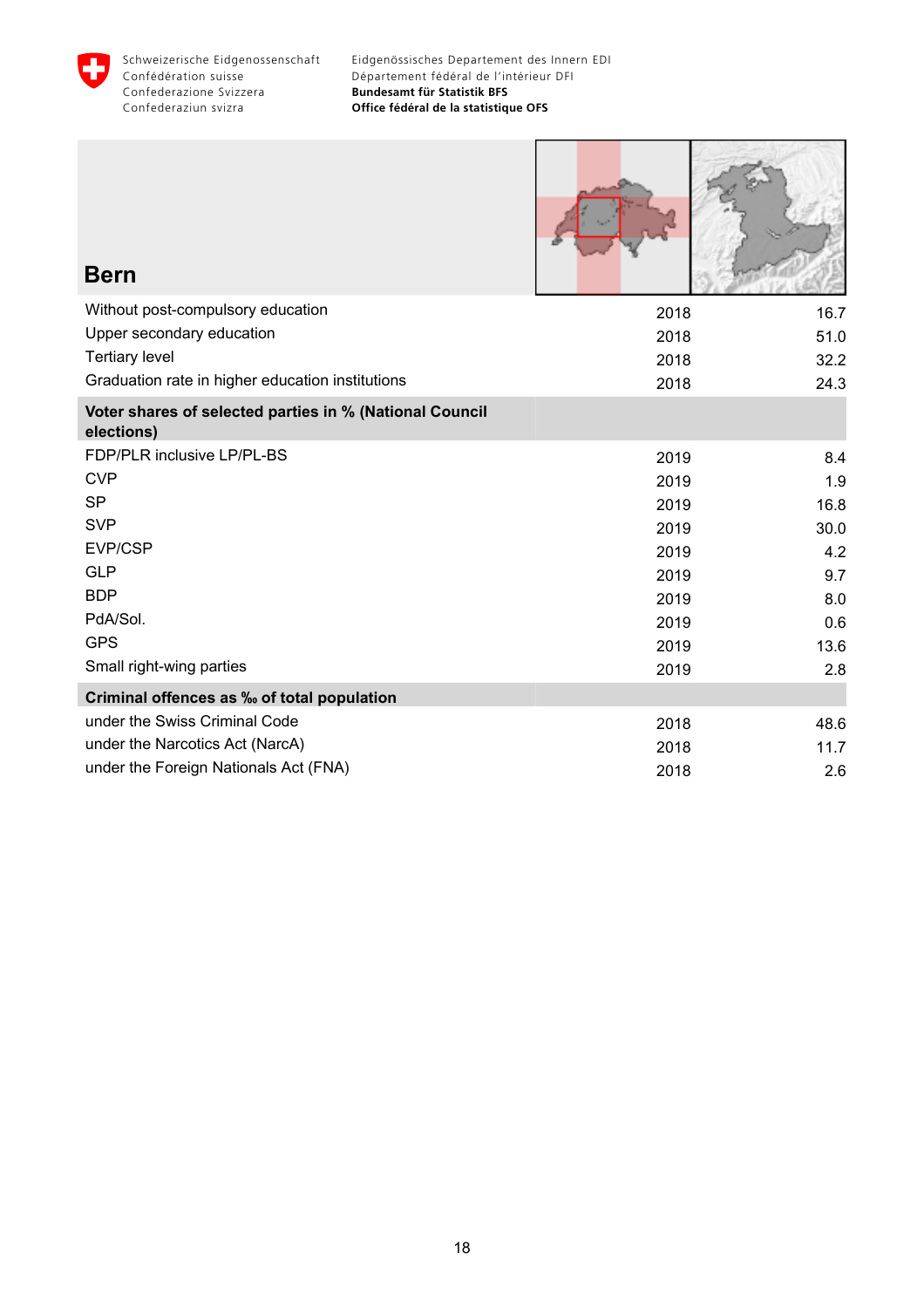# Bern

| | | |
|---|---|---|
| Without post-compulsory education | 2018 | 16.7 |
| Upper secondary education | 2018 | 51.0 |
| Tertiary level | 2018 | 32.2 |
| Graduation rate in higher education institutions | 2018 | 24.3 |
| **Voter shares of selected parties in % (National Council elections)** | | |
| FDP/PLR inclusive LP/PL-BS | 2019 | 8.4 |
| CVP | 2019 | 1.9 |
| SP | 2019 | 16.8 |
| SVP | 2019 | 30.0 |
| EVP/CSP | 2019 | 4.2 |
| GLP | 2019 | 9.7 |
| BDP | 2019 | 8.0 |
| PdA/Sol. | 2019 | 0.6 |
| GPS | 2019 | 13.6 |
| Small right-wing parties | 2019 | 2.8 |
| **Criminal offences as ‰ of total population** | | |
| under the Swiss Criminal Code | 2018 | 48.6 |
| under the Narcotics Act (NarcA) | 2018 | 11.7 |
| under the Foreign Nationals Act (FNA) | 2018 | 2.6 |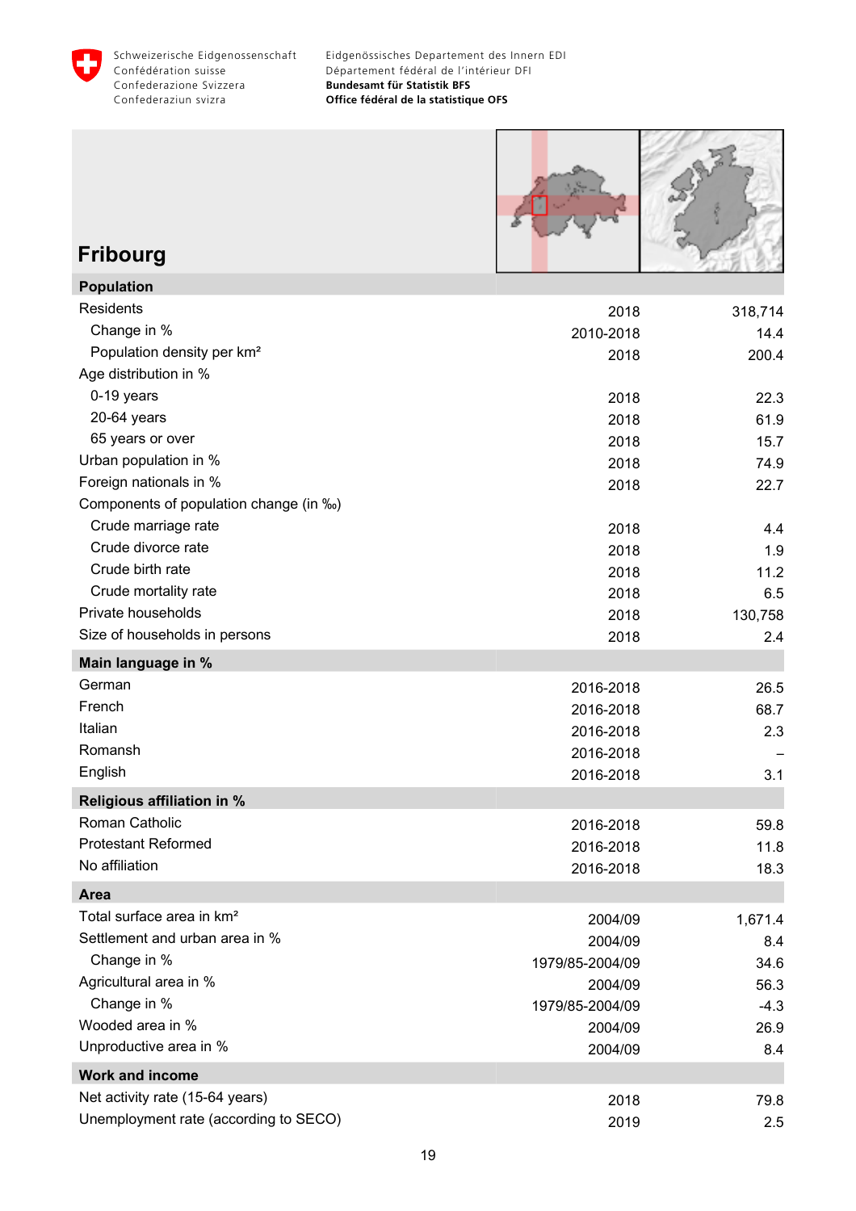Schweizerische Eidgenossenschaft
Confédération suisse
Confederazione Svizzera
Confederaziun svizra

Eidgenössisches Departement des Innern EDI
Département fédéral de l'intérieur DFI
**Bundesamt für Statistik BFS**
**Office fédéral de la statistique OFS**

# Fribourg

| **Population** | | |
|---|---|---|
| Residents | 2018 | 318,714 |
| Change in % | 2010-2018 | 14.4 |
| Population density per km² | 2018 | 200.4 |
| Age distribution in % | | |
| 0-19 years | 2018 | 22.3 |
| 20-64 years | 2018 | 61.9 |
| 65 years or over | 2018 | 15.7 |
| Urban population in % | 2018 | 74.9 |
| Foreign nationals in % | 2018 | 22.7 |
| Components of population change (in ‰) | | |
| Crude marriage rate | 2018 | 4.4 |
| Crude divorce rate | 2018 | 1.9 |
| Crude birth rate | 2018 | 11.2 |
| Crude mortality rate | 2018 | 6.5 |
| Private households | 2018 | 130,758 |
| Size of households in persons | 2018 | 2.4 |
| **Main language in %** | | |
| German | 2016-2018 | 26.5 |
| French | 2016-2018 | 68.7 |
| Italian | 2016-2018 | 2.3 |
| Romansh | 2016-2018 | – |
| English | 2016-2018 | 3.1 |
| **Religious affiliation in %** | | |
| Roman Catholic | 2016-2018 | 59.8 |
| Protestant Reformed | 2016-2018 | 11.8 |
| No affiliation | 2016-2018 | 18.3 |
| **Area** | | |
| Total surface area in km² | 2004/09 | 1,671.4 |
| Settlement and urban area in % | 2004/09 | 8.4 |
| Change in % | 1979/85-2004/09 | 34.6 |
| Agricultural area in % | 2004/09 | 56.3 |
| Change in % | 1979/85-2004/09 | -4.3 |
| Wooded area in % | 2004/09 | 26.9 |
| Unproductive area in % | 2004/09 | 8.4 |
| **Work and income** | | |
| Net activity rate (15-64 years) | 2018 | 79.8 |
| Unemployment rate (according to SECO) | 2019 | 2.5 |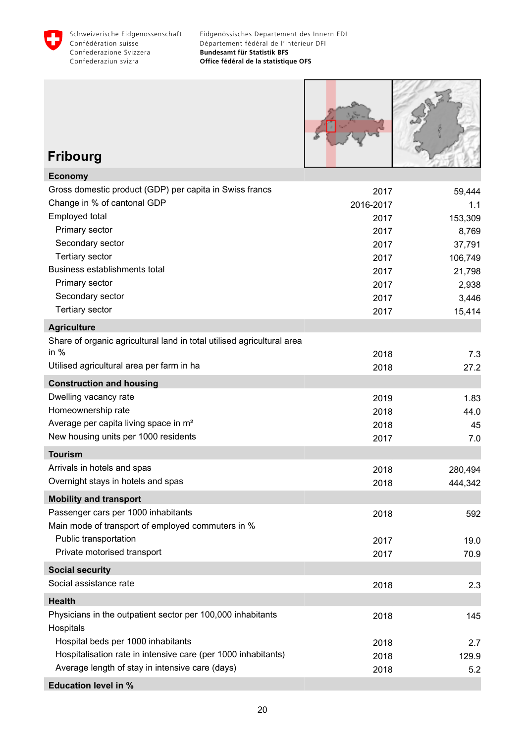## Fribourg

| | | |
|---|---|---|
| **Economy** | | |
| Gross domestic product (GDP) per capita in Swiss francs | 2017 | 59,444 |
| Change in % of cantonal GDP | 2016-2017 | 1.1 |
| Employed total | 2017 | 153,309 |
| Primary sector | 2017 | 8,769 |
| Secondary sector | 2017 | 37,791 |
| Tertiary sector | 2017 | 106,749 |
| Business establishments total | 2017 | 21,798 |
| Primary sector | 2017 | 2,938 |
| Secondary sector | 2017 | 3,446 |
| Tertiary sector | 2017 | 15,414 |
| **Agriculture** | | |
| Share of organic agricultural land in total utilised agricultural area in % | 2018 | 7.3 |
| Utilised agricultural area per farm in ha | 2018 | 27.2 |
| **Construction and housing** | | |
| Dwelling vacancy rate | 2019 | 1.83 |
| Homeownership rate | 2018 | 44.0 |
| Average per capita living space in m² | 2018 | 45 |
| New housing units per 1000 residents | 2017 | 7.0 |
| **Tourism** | | |
| Arrivals in hotels and spas | 2018 | 280,494 |
| Overnight stays in hotels and spas | 2018 | 444,342 |
| **Mobility and transport** | | |
| Passenger cars per 1000 inhabitants | 2018 | 592 |
| Main mode of transport of employed commuters in % | | |
| Public transportation | 2017 | 19.0 |
| Private motorised transport | 2017 | 70.9 |
| **Social security** | | |
| Social assistance rate | 2018 | 2.3 |
| **Health** | | |
| Physicians in the outpatient sector per 100,000 inhabitants | 2018 | 145 |
| Hospitals | | |
| Hospital beds per 1000 inhabitants | 2018 | 2.7 |
| Hospitalisation rate in intensive care (per 1000 inhabitants) | 2018 | 129.9 |
| Average length of stay in intensive care (days) | 2018 | 5.2 |
| **Education level in %** | | |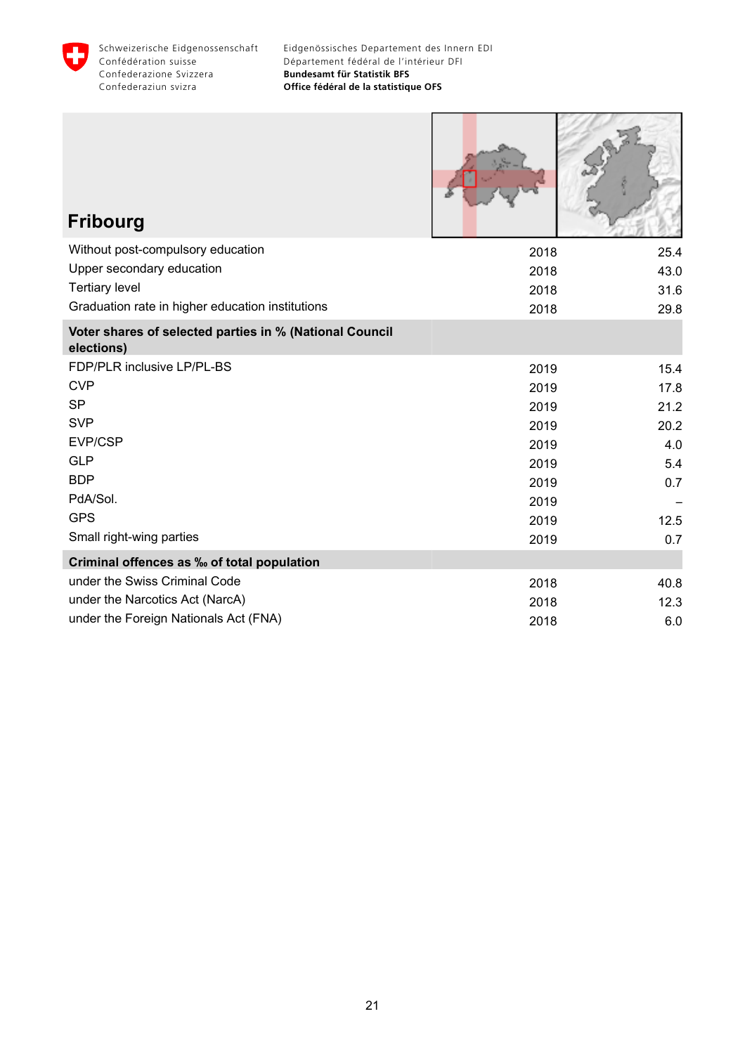# Fribourg

| | | |
|---|---|---|
| Without post-compulsory education | 2018 | 25.4 |
| Upper secondary education | 2018 | 43.0 |
| Tertiary level | 2018 | 31.6 |
| Graduation rate in higher education institutions | 2018 | 29.8 |
| **Voter shares of selected parties in % (National Council elections)** | | |
| FDP/PLR inclusive LP/PL-BS | 2019 | 15.4 |
| CVP | 2019 | 17.8 |
| SP | 2019 | 21.2 |
| SVP | 2019 | 20.2 |
| EVP/CSP | 2019 | 4.0 |
| GLP | 2019 | 5.4 |
| BDP | 2019 | 0.7 |
| PdA/Sol. | 2019 | – |
| GPS | 2019 | 12.5 |
| Small right-wing parties | 2019 | 0.7 |
| **Criminal offences as ‰ of total population** | | |
| under the Swiss Criminal Code | 2018 | 40.8 |
| under the Narcotics Act (NarcA) | 2018 | 12.3 |
| under the Foreign Nationals Act (FNA) | 2018 | 6.0 |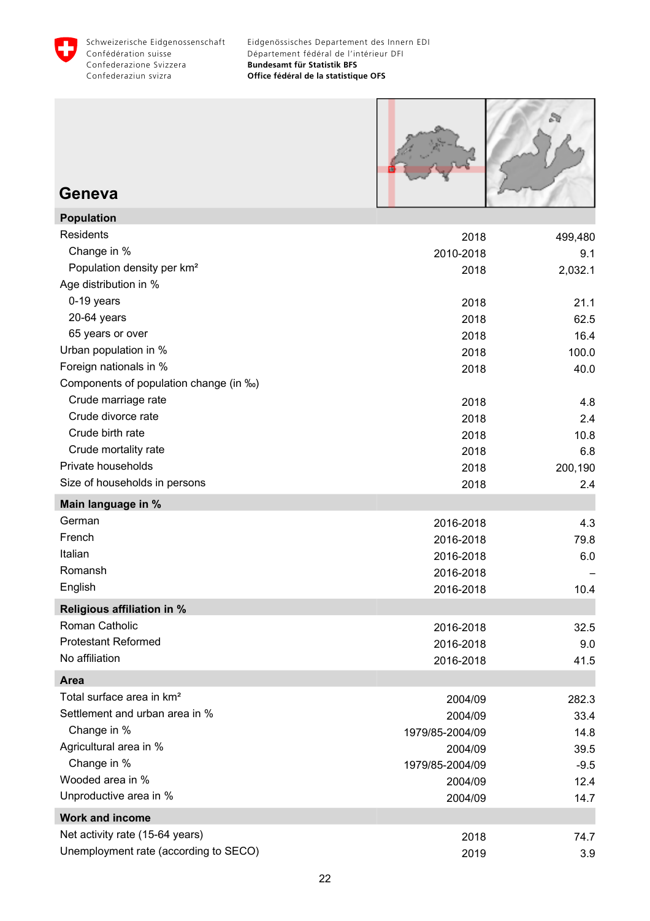# Geneva

| Population | | |
|---|---|---|
| Residents | 2018 | 499,480 |
| Change in % | 2010-2018 | 9.1 |
| Population density per km² | 2018 | 2,032.1 |
| Age distribution in % | | |
| 0-19 years | 2018 | 21.1 |
| 20-64 years | 2018 | 62.5 |
| 65 years or over | 2018 | 16.4 |
| Urban population in % | 2018 | 100.0 |
| Foreign nationals in % | 2018 | 40.0 |
| Components of population change (in ‰) | | |
| Crude marriage rate | 2018 | 4.8 |
| Crude divorce rate | 2018 | 2.4 |
| Crude birth rate | 2018 | 10.8 |
| Crude mortality rate | 2018 | 6.8 |
| Private households | 2018 | 200,190 |
| Size of households in persons | 2018 | 2.4 |

| Main language in % | | |
|---|---|---|
| German | 2016-2018 | 4.3 |
| French | 2016-2018 | 79.8 |
| Italian | 2016-2018 | 6.0 |
| Romansh | 2016-2018 | – |
| English | 2016-2018 | 10.4 |

| Religious affiliation in % | | |
|---|---|---|
| Roman Catholic | 2016-2018 | 32.5 |
| Protestant Reformed | 2016-2018 | 9.0 |
| No affiliation | 2016-2018 | 41.5 |

| Area | | |
|---|---|---|
| Total surface area in km² | 2004/09 | 282.3 |
| Settlement and urban area in % | 2004/09 | 33.4 |
| Change in % | 1979/85-2004/09 | 14.8 |
| Agricultural area in % | 2004/09 | 39.5 |
| Change in % | 1979/85-2004/09 | -9.5 |
| Wooded area in % | 2004/09 | 12.4 |
| Unproductive area in % | 2004/09 | 14.7 |

| Work and income | | |
|---|---|---|
| Net activity rate (15-64 years) | 2018 | 74.7 |
| Unemployment rate (according to SECO) | 2019 | 3.9 |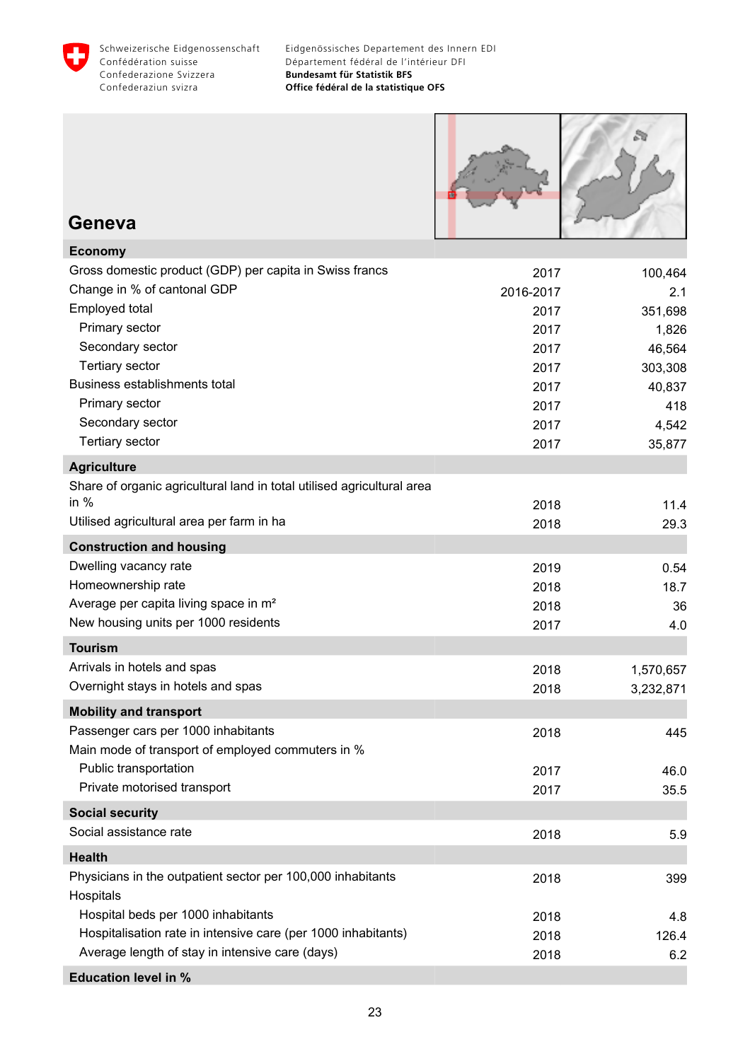# Geneva

| Economy | | |
|---|---|---|
| Gross domestic product (GDP) per capita in Swiss francs | 2017 | 100,464 |
| Change in % of cantonal GDP | 2016-2017 | 2.1 |
| Employed total | 2017 | 351,698 |
| Primary sector | 2017 | 1,826 |
| Secondary sector | 2017 | 46,564 |
| Tertiary sector | 2017 | 303,308 |
| Business establishments total | 2017 | 40,837 |
| Primary sector | 2017 | 418 |
| Secondary sector | 2017 | 4,542 |
| Tertiary sector | 2017 | 35,877 |
| **Agriculture** | | |
| Share of organic agricultural land in total utilised agricultural area in % | 2018 | 11.4 |
| Utilised agricultural area per farm in ha | 2018 | 29.3 |
| **Construction and housing** | | |
| Dwelling vacancy rate | 2019 | 0.54 |
| Homeownership rate | 2018 | 18.7 |
| Average per capita living space in m² | 2018 | 36 |
| New housing units per 1000 residents | 2017 | 4.0 |
| **Tourism** | | |
| Arrivals in hotels and spas | 2018 | 1,570,657 |
| Overnight stays in hotels and spas | 2018 | 3,232,871 |
| **Mobility and transport** | | |
| Passenger cars per 1000 inhabitants | 2018 | 445 |
| Main mode of transport of employed commuters in % | | |
| Public transportation | 2017 | 46.0 |
| Private motorised transport | 2017 | 35.5 |
| **Social security** | | |
| Social assistance rate | 2018 | 5.9 |
| **Health** | | |
| Physicians in the outpatient sector per 100,000 inhabitants | 2018 | 399 |
| Hospitals | | |
| Hospital beds per 1000 inhabitants | 2018 | 4.8 |
| Hospitalisation rate in intensive care (per 1000 inhabitants) | 2018 | 126.4 |
| Average length of stay in intensive care (days) | 2018 | 6.2 |
| **Education level in %** | | |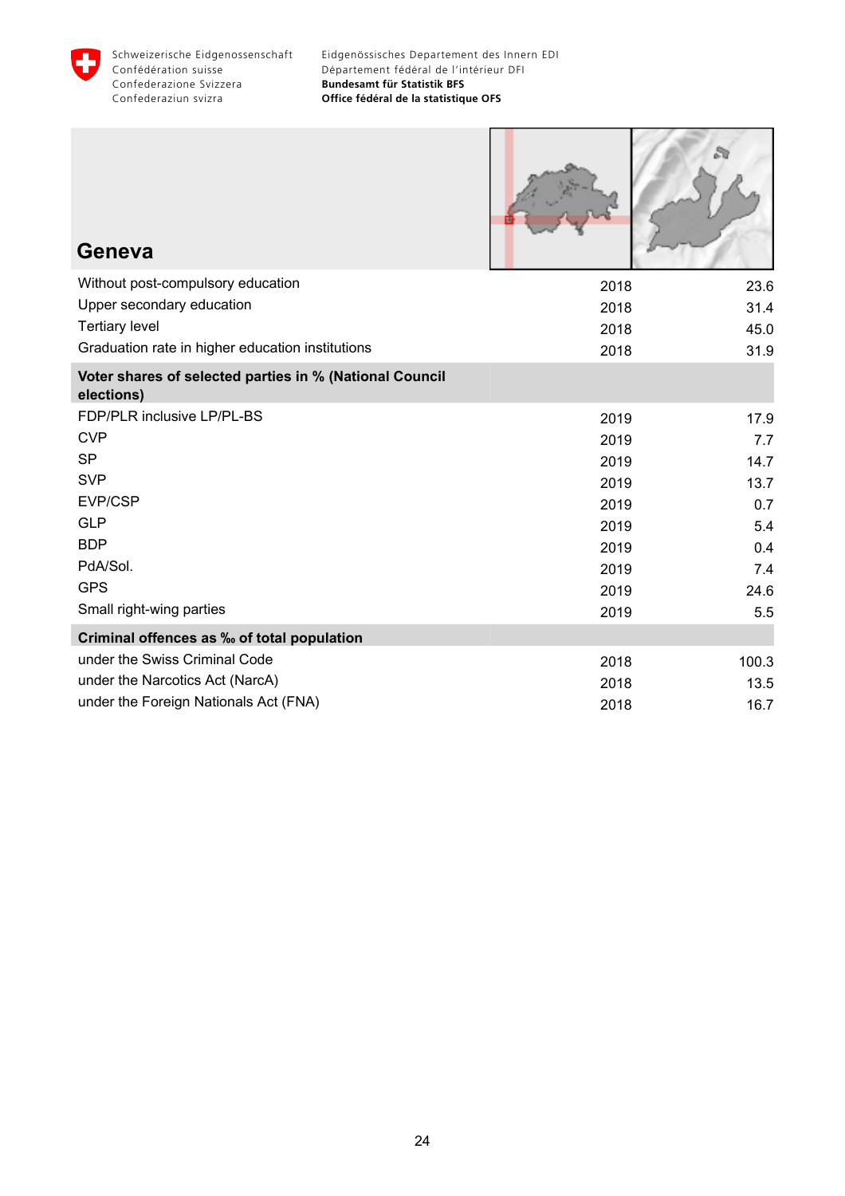# Geneva

| | | |
|---|---|---|
| Without post-compulsory education | 2018 | 23.6 |
| Upper secondary education | 2018 | 31.4 |
| Tertiary level | 2018 | 45.0 |
| Graduation rate in higher education institutions | 2018 | 31.9 |
| **Voter shares of selected parties in % (National Council elections)** | | |
| FDP/PLR inclusive LP/PL-BS | 2019 | 17.9 |
| CVP | 2019 | 7.7 |
| SP | 2019 | 14.7 |
| SVP | 2019 | 13.7 |
| EVP/CSP | 2019 | 0.7 |
| GLP | 2019 | 5.4 |
| BDP | 2019 | 0.4 |
| PdA/Sol. | 2019 | 7.4 |
| GPS | 2019 | 24.6 |
| Small right-wing parties | 2019 | 5.5 |
| **Criminal offences as ‰ of total population** | | |
| under the Swiss Criminal Code | 2018 | 100.3 |
| under the Narcotics Act (NarcA) | 2018 | 13.5 |
| under the Foreign Nationals Act (FNA) | 2018 | 16.7 |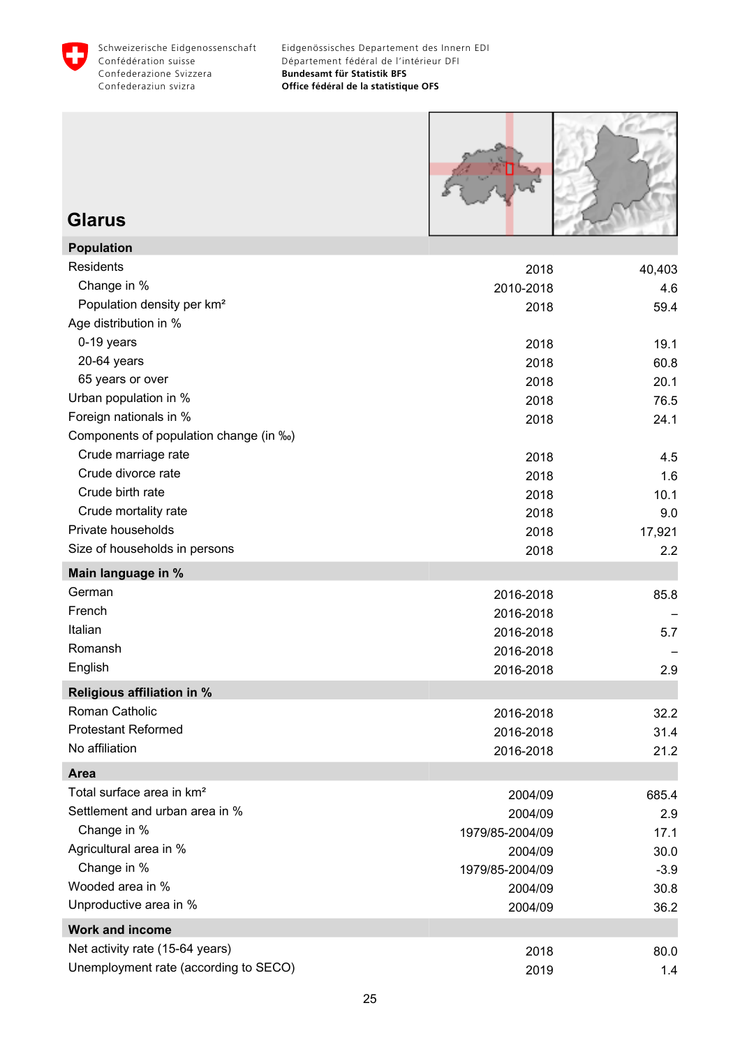# Glarus

| Population | | |
|---|---|---|
| Residents | 2018 | 40,403 |
| Change in % | 2010-2018 | 4.6 |
| Population density per km² | 2018 | 59.4 |
| Age distribution in % | | |
| 0-19 years | 2018 | 19.1 |
| 20-64 years | 2018 | 60.8 |
| 65 years or over | 2018 | 20.1 |
| Urban population in % | 2018 | 76.5 |
| Foreign nationals in % | 2018 | 24.1 |
| Components of population change (in ‰) | | |
| Crude marriage rate | 2018 | 4.5 |
| Crude divorce rate | 2018 | 1.6 |
| Crude birth rate | 2018 | 10.1 |
| Crude mortality rate | 2018 | 9.0 |
| Private households | 2018 | 17,921 |
| Size of households in persons | 2018 | 2.2 |

| Main language in % | | |
|---|---|---|
| German | 2016-2018 | 85.8 |
| French | 2016-2018 | – |
| Italian | 2016-2018 | 5.7 |
| Romansh | 2016-2018 | – |
| English | 2016-2018 | 2.9 |

| Religious affiliation in % | | |
|---|---|---|
| Roman Catholic | 2016-2018 | 32.2 |
| Protestant Reformed | 2016-2018 | 31.4 |
| No affiliation | 2016-2018 | 21.2 |

| Area | | |
|---|---|---|
| Total surface area in km² | 2004/09 | 685.4 |
| Settlement and urban area in % | 2004/09 | 2.9 |
| Change in % | 1979/85-2004/09 | 17.1 |
| Agricultural area in % | 2004/09 | 30.0 |
| Change in % | 1979/85-2004/09 | -3.9 |
| Wooded area in % | 2004/09 | 30.8 |
| Unproductive area in % | 2004/09 | 36.2 |

| Work and income | | |
|---|---|---|
| Net activity rate (15-64 years) | 2018 | 80.0 |
| Unemployment rate (according to SECO) | 2019 | 1.4 |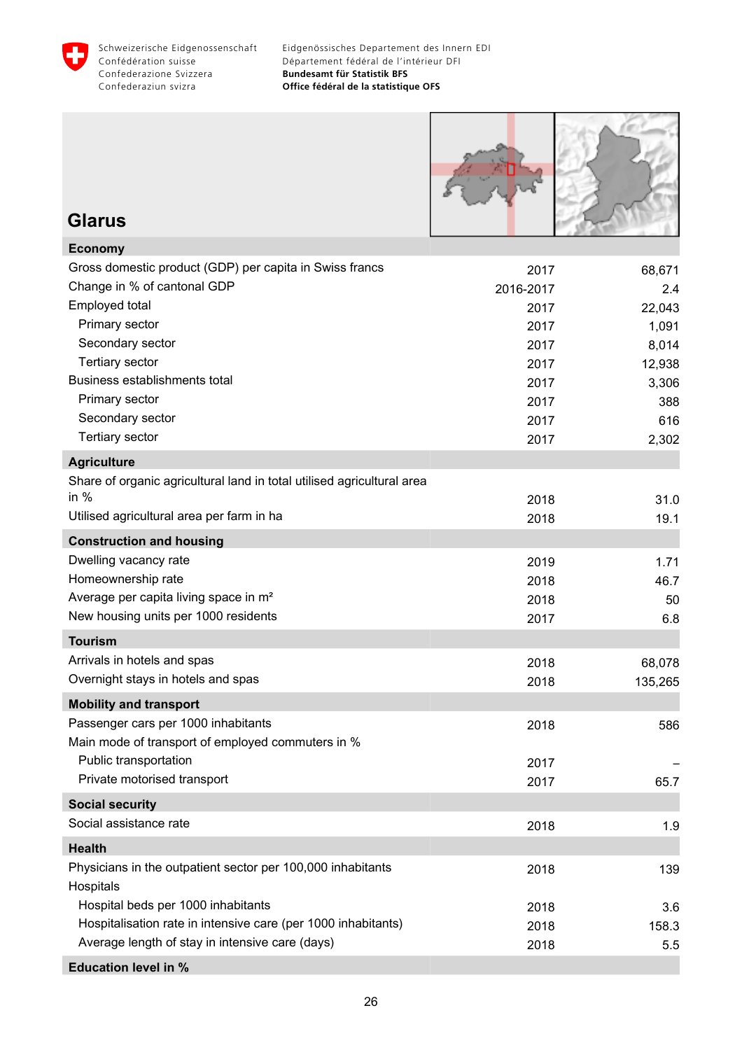# Glarus

| | | |
|---|---|---|
| **Economy** | | |
| Gross domestic product (GDP) per capita in Swiss francs | 2017 | 68,671 |
| Change in % of cantonal GDP | 2016-2017 | 2.4 |
| Employed total | 2017 | 22,043 |
| Primary sector | 2017 | 1,091 |
| Secondary sector | 2017 | 8,014 |
| Tertiary sector | 2017 | 12,938 |
| Business establishments total | 2017 | 3,306 |
| Primary sector | 2017 | 388 |
| Secondary sector | 2017 | 616 |
| Tertiary sector | 2017 | 2,302 |
| **Agriculture** | | |
| Share of organic agricultural land in total utilised agricultural area in % | 2018 | 31.0 |
| Utilised agricultural area per farm in ha | 2018 | 19.1 |
| **Construction and housing** | | |
| Dwelling vacancy rate | 2019 | 1.71 |
| Homeownership rate | 2018 | 46.7 |
| Average per capita living space in m² | 2018 | 50 |
| New housing units per 1000 residents | 2017 | 6.8 |
| **Tourism** | | |
| Arrivals in hotels and spas | 2018 | 68,078 |
| Overnight stays in hotels and spas | 2018 | 135,265 |
| **Mobility and transport** | | |
| Passenger cars per 1000 inhabitants | 2018 | 586 |
| Main mode of transport of employed commuters in % | | |
| Public transportation | 2017 | – |
| Private motorised transport | 2017 | 65.7 |
| **Social security** | | |
| Social assistance rate | 2018 | 1.9 |
| **Health** | | |
| Physicians in the outpatient sector per 100,000 inhabitants | 2018 | 139 |
| Hospitals | | |
| Hospital beds per 1000 inhabitants | 2018 | 3.6 |
| Hospitalisation rate in intensive care (per 1000 inhabitants) | 2018 | 158.3 |
| Average length of stay in intensive care (days) | 2018 | 5.5 |
| **Education level in %** | | |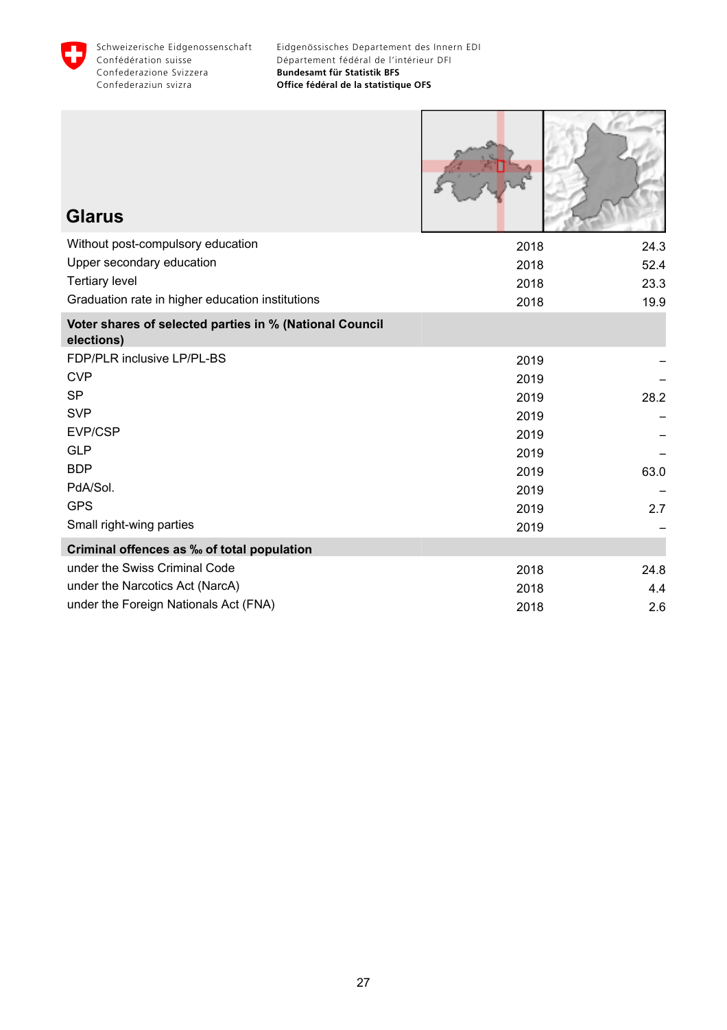# Glarus

| | | |
|---|---|---|
| Without post-compulsory education | 2018 | 24.3 |
| Upper secondary education | 2018 | 52.4 |
| Tertiary level | 2018 | 23.3 |
| Graduation rate in higher education institutions | 2018 | 19.9 |
| **Voter shares of selected parties in % (National Council elections)** | | |
| FDP/PLR inclusive LP/PL-BS | 2019 | – |
| CVP | 2019 | – |
| SP | 2019 | 28.2 |
| SVP | 2019 | – |
| EVP/CSP | 2019 | – |
| GLP | 2019 | – |
| BDP | 2019 | 63.0 |
| PdA/Sol. | 2019 | – |
| GPS | 2019 | 2.7 |
| Small right-wing parties | 2019 | – |
| **Criminal offences as ‰ of total population** | | |
| under the Swiss Criminal Code | 2018 | 24.8 |
| under the Narcotics Act (NarcA) | 2018 | 4.4 |
| under the Foreign Nationals Act (FNA) | 2018 | 2.6 |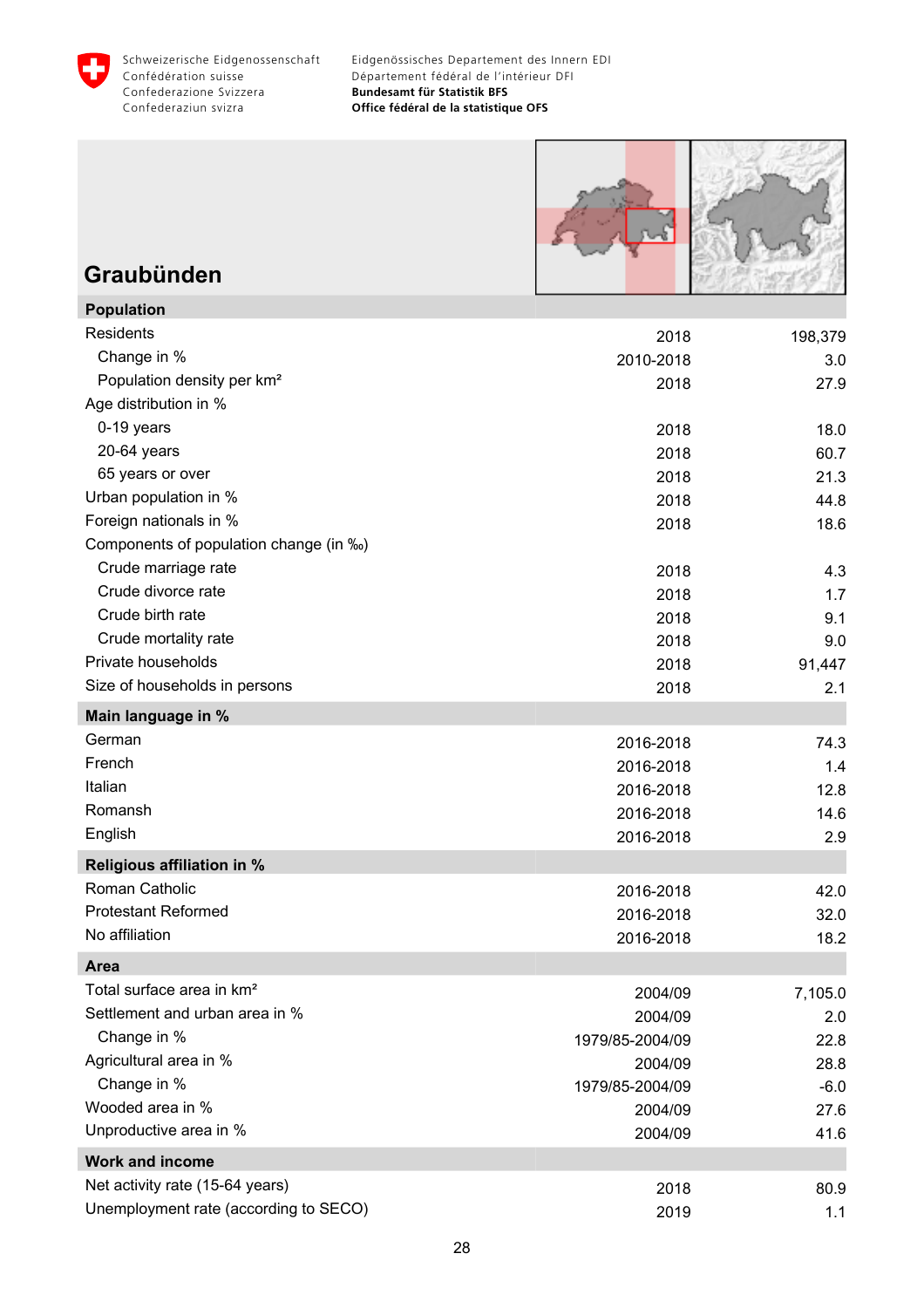# Graubünden

| Population | | |
|---|---|---|
| Residents | 2018 | 198,379 |
| Change in % | 2010-2018 | 3.0 |
| Population density per km² | 2018 | 27.9 |
| Age distribution in % | | |
| 0-19 years | 2018 | 18.0 |
| 20-64 years | 2018 | 60.7 |
| 65 years or over | 2018 | 21.3 |
| Urban population in % | 2018 | 44.8 |
| Foreign nationals in % | 2018 | 18.6 |
| Components of population change (in ‰) | | |
| Crude marriage rate | 2018 | 4.3 |
| Crude divorce rate | 2018 | 1.7 |
| Crude birth rate | 2018 | 9.1 |
| Crude mortality rate | 2018 | 9.0 |
| Private households | 2018 | 91,447 |
| Size of households in persons | 2018 | 2.1 |

| Main language in % | | |
|---|---|---|
| German | 2016-2018 | 74.3 |
| French | 2016-2018 | 1.4 |
| Italian | 2016-2018 | 12.8 |
| Romansh | 2016-2018 | 14.6 |
| English | 2016-2018 | 2.9 |

| Religious affiliation in % | | |
|---|---|---|
| Roman Catholic | 2016-2018 | 42.0 |
| Protestant Reformed | 2016-2018 | 32.0 |
| No affiliation | 2016-2018 | 18.2 |

| Area | | |
|---|---|---|
| Total surface area in km² | 2004/09 | 7,105.0 |
| Settlement and urban area in % | 2004/09 | 2.0 |
| Change in % | 1979/85-2004/09 | 22.8 |
| Agricultural area in % | 2004/09 | 28.8 |
| Change in % | 1979/85-2004/09 | -6.0 |
| Wooded area in % | 2004/09 | 27.6 |
| Unproductive area in % | 2004/09 | 41.6 |

| Work and income | | |
|---|---|---|
| Net activity rate (15-64 years) | 2018 | 80.9 |
| Unemployment rate (according to SECO) | 2019 | 1.1 |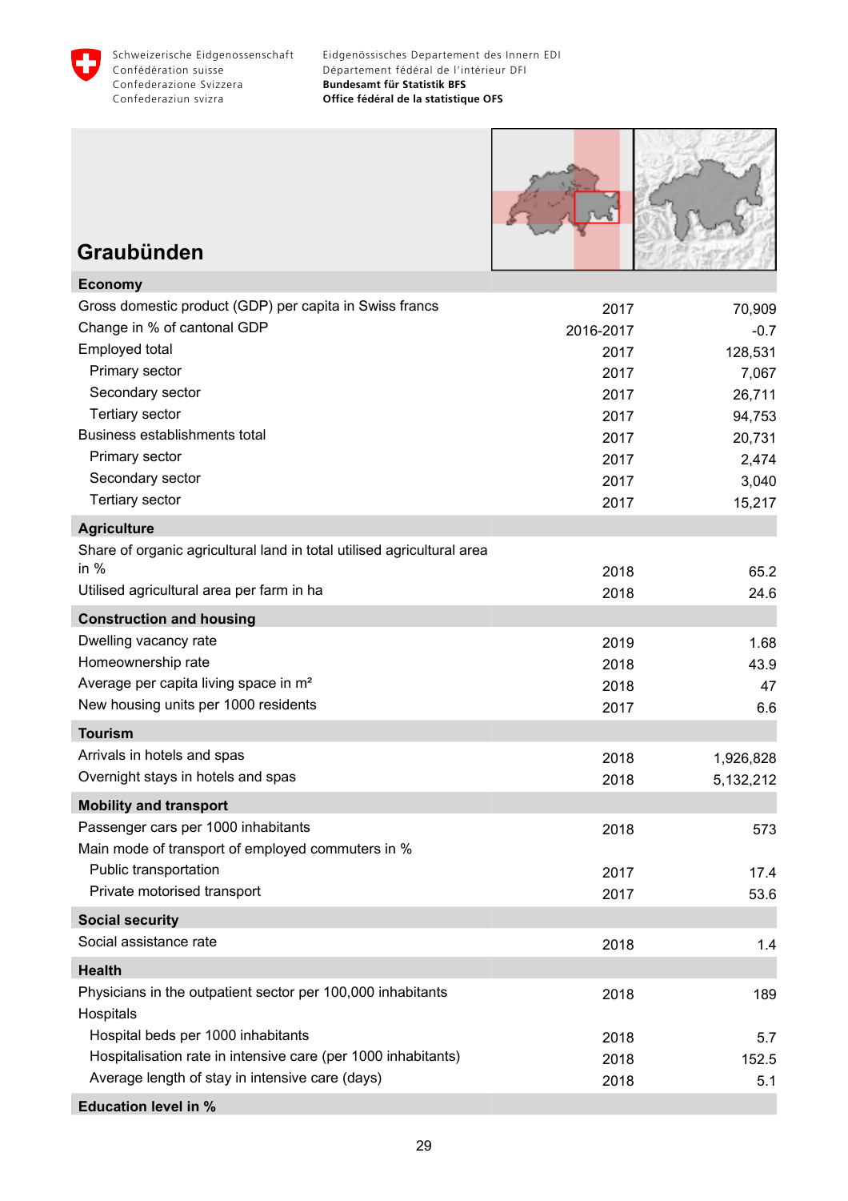Schweizerische Eidgenossenschaft
Confédération suisse
Confederazione Svizzera
Confederaziun svizra

Eidgenössisches Departement des Innern EDI
Département fédéral de l'intérieur DFI
**Bundesamt für Statistik BFS**
**Office fédéral de la statistique OFS**

## Graubünden

| **Economy** | | |
|---|---|---|
| Gross domestic product (GDP) per capita in Swiss francs | 2017 | 70,909 |
| Change in % of cantonal GDP | 2016-2017 | -0.7 |
| Employed total | 2017 | 128,531 |
| Primary sector | 2017 | 7,067 |
| Secondary sector | 2017 | 26,711 |
| Tertiary sector | 2017 | 94,753 |
| Business establishments total | 2017 | 20,731 |
| Primary sector | 2017 | 2,474 |
| Secondary sector | 2017 | 3,040 |
| Tertiary sector | 2017 | 15,217 |
| **Agriculture** | | |
| Share of organic agricultural land in total utilised agricultural area in % | 2018 | 65.2 |
| Utilised agricultural area per farm in ha | 2018 | 24.6 |
| **Construction and housing** | | |
| Dwelling vacancy rate | 2019 | 1.68 |
| Homeownership rate | 2018 | 43.9 |
| Average per capita living space in m² | 2018 | 47 |
| New housing units per 1000 residents | 2017 | 6.6 |
| **Tourism** | | |
| Arrivals in hotels and spas | 2018 | 1,926,828 |
| Overnight stays in hotels and spas | 2018 | 5,132,212 |
| **Mobility and transport** | | |
| Passenger cars per 1000 inhabitants | 2018 | 573 |
| Main mode of transport of employed commuters in % | | |
| Public transportation | 2017 | 17.4 |
| Private motorised transport | 2017 | 53.6 |
| **Social security** | | |
| Social assistance rate | 2018 | 1.4 |
| **Health** | | |
| Physicians in the outpatient sector per 100,000 inhabitants | 2018 | 189 |
| Hospitals | | |
| Hospital beds per 1000 inhabitants | 2018 | 5.7 |
| Hospitalisation rate in intensive care (per 1000 inhabitants) | 2018 | 152.5 |
| Average length of stay in intensive care (days) | 2018 | 5.1 |
| **Education level in %** | | |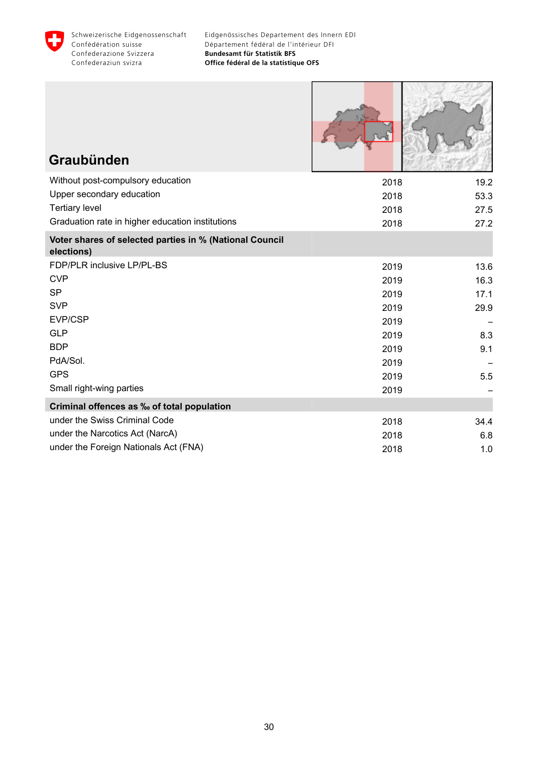## Graubünden

| | | |
|---|---|---|
| Without post-compulsory education | 2018 | 19.2 |
| Upper secondary education | 2018 | 53.3 |
| Tertiary level | 2018 | 27.5 |
| Graduation rate in higher education institutions | 2018 | 27.2 |
| **Voter shares of selected parties in % (National Council elections)** | | |
| FDP/PLR inclusive LP/PL-BS | 2019 | 13.6 |
| CVP | 2019 | 16.3 |
| SP | 2019 | 17.1 |
| SVP | 2019 | 29.9 |
| EVP/CSP | 2019 | – |
| GLP | 2019 | 8.3 |
| BDP | 2019 | 9.1 |
| PdA/Sol. | 2019 | – |
| GPS | 2019 | 5.5 |
| Small right-wing parties | 2019 | – |
| **Criminal offences as ‰ of total population** | | |
| under the Swiss Criminal Code | 2018 | 34.4 |
| under the Narcotics Act (NarcA) | 2018 | 6.8 |
| under the Foreign Nationals Act (FNA) | 2018 | 1.0 |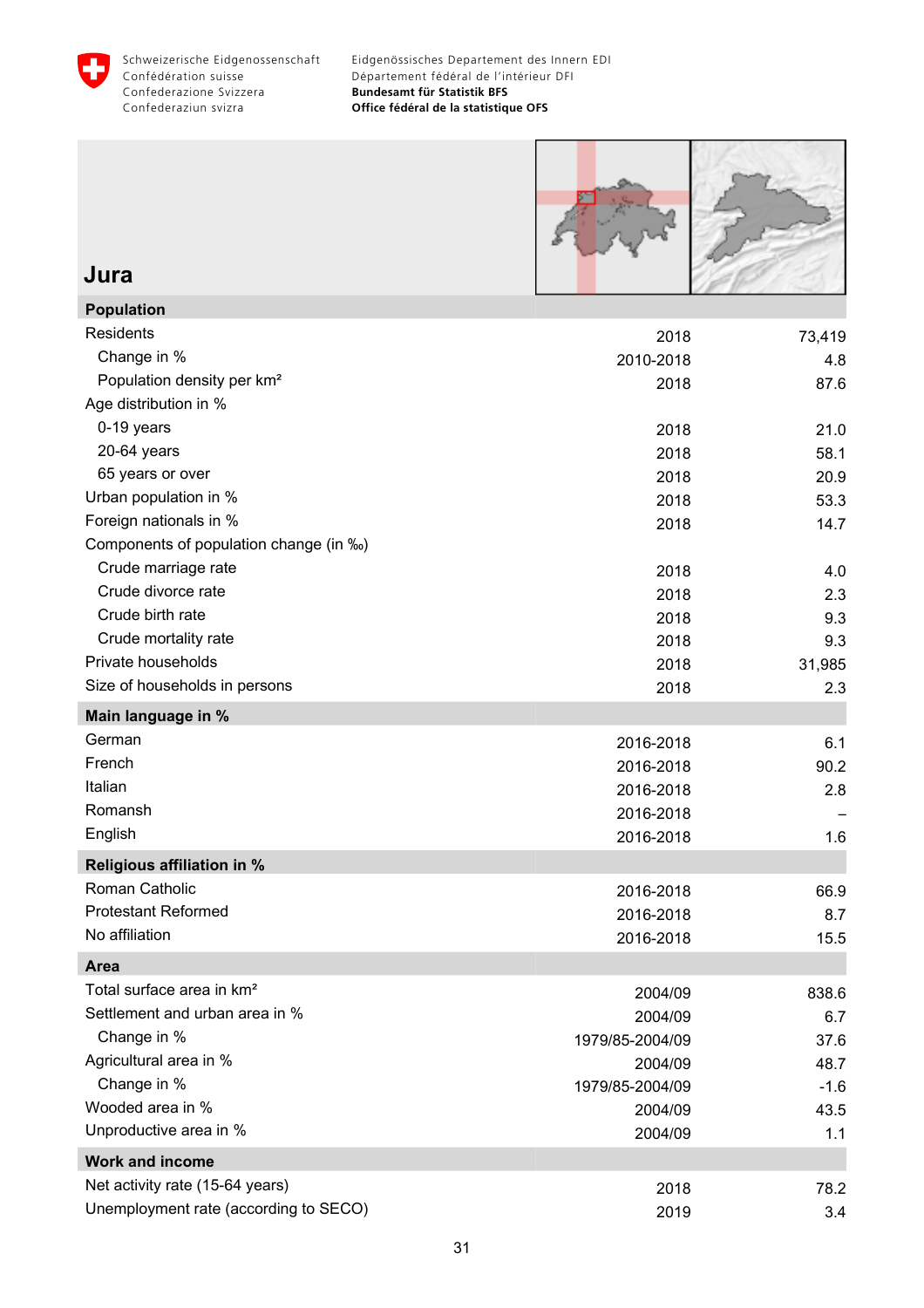# Jura

| Population | | |
|---|---|---|
| Residents | 2018 | 73,419 |
| Change in % | 2010-2018 | 4.8 |
| Population density per km² | 2018 | 87.6 |
| Age distribution in % | | |
| 0-19 years | 2018 | 21.0 |
| 20-64 years | 2018 | 58.1 |
| 65 years or over | 2018 | 20.9 |
| Urban population in % | 2018 | 53.3 |
| Foreign nationals in % | 2018 | 14.7 |
| Components of population change (in ‰) | | |
| Crude marriage rate | 2018 | 4.0 |
| Crude divorce rate | 2018 | 2.3 |
| Crude birth rate | 2018 | 9.3 |
| Crude mortality rate | 2018 | 9.3 |
| Private households | 2018 | 31,985 |
| Size of households in persons | 2018 | 2.3 |

| Main language in % | | |
|---|---|---|
| German | 2016-2018 | 6.1 |
| French | 2016-2018 | 90.2 |
| Italian | 2016-2018 | 2.8 |
| Romansh | 2016-2018 | – |
| English | 2016-2018 | 1.6 |

| Religious affiliation in % | | |
|---|---|---|
| Roman Catholic | 2016-2018 | 66.9 |
| Protestant Reformed | 2016-2018 | 8.7 |
| No affiliation | 2016-2018 | 15.5 |

| Area | | |
|---|---|---|
| Total surface area in km² | 2004/09 | 838.6 |
| Settlement and urban area in % | 2004/09 | 6.7 |
| Change in % | 1979/85-2004/09 | 37.6 |
| Agricultural area in % | 2004/09 | 48.7 |
| Change in % | 1979/85-2004/09 | -1.6 |
| Wooded area in % | 2004/09 | 43.5 |
| Unproductive area in % | 2004/09 | 1.1 |

| Work and income | | |
|---|---|---|
| Net activity rate (15-64 years) | 2018 | 78.2 |
| Unemployment rate (according to SECO) | 2019 | 3.4 |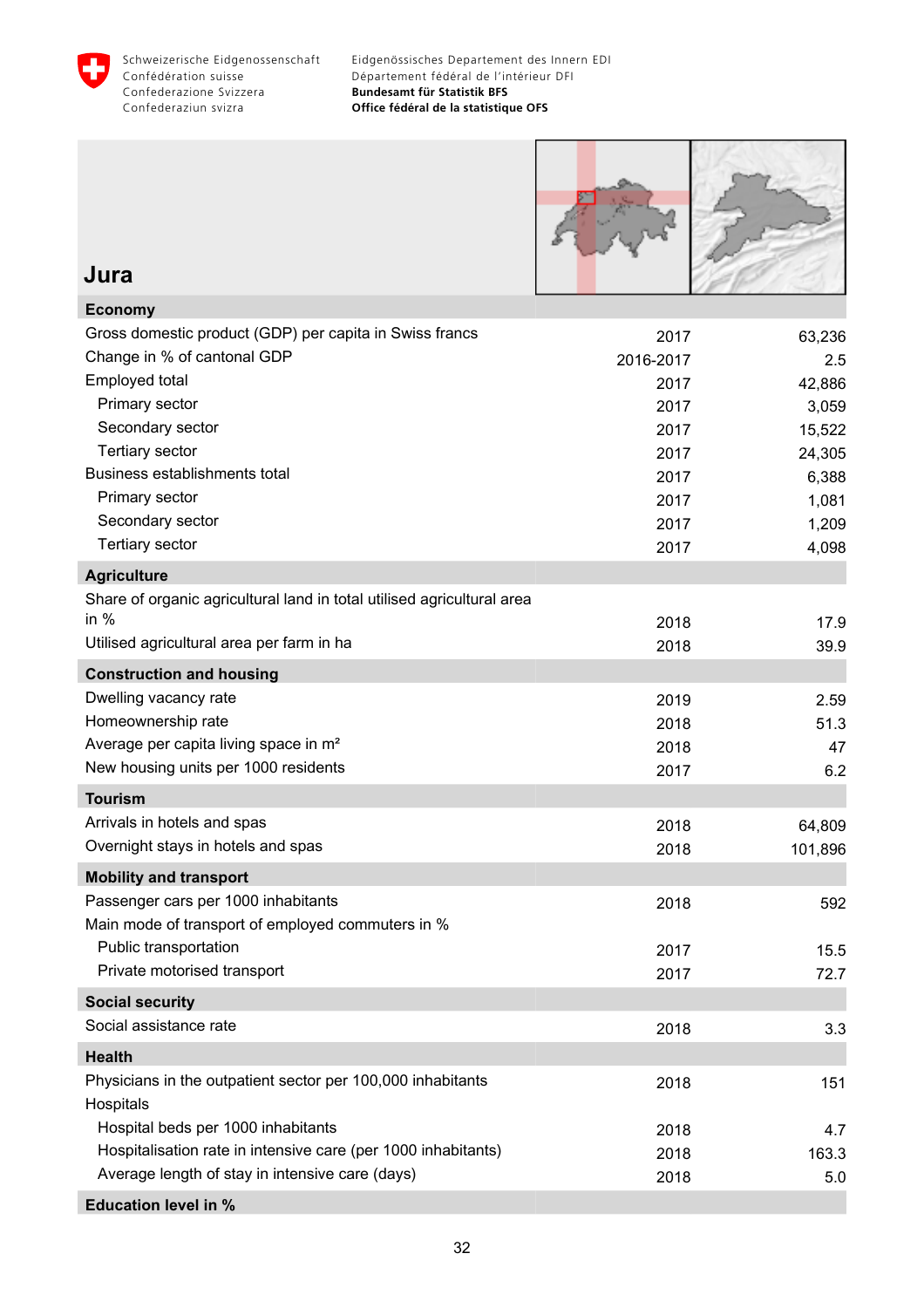Schweizerische Eidgenossenschaft
Confédération suisse
Confederazione Svizzera
Confederaziun svizra

Eidgenössisches Departement des Innern EDI
Département fédéral de l'intérieur DFI
**Bundesamt für Statistik BFS**
**Office fédéral de la statistique OFS**

# Jura

| | | |
|---|---|---|
| **Economy** | | |
| Gross domestic product (GDP) per capita in Swiss francs | 2017 | 63,236 |
| Change in % of cantonal GDP | 2016-2017 | 2.5 |
| Employed total | 2017 | 42,886 |
| Primary sector | 2017 | 3,059 |
| Secondary sector | 2017 | 15,522 |
| Tertiary sector | 2017 | 24,305 |
| Business establishments total | 2017 | 6,388 |
| Primary sector | 2017 | 1,081 |
| Secondary sector | 2017 | 1,209 |
| Tertiary sector | 2017 | 4,098 |
| **Agriculture** | | |
| Share of organic agricultural land in total utilised agricultural area in % | 2018 | 17.9 |
| Utilised agricultural area per farm in ha | 2018 | 39.9 |
| **Construction and housing** | | |
| Dwelling vacancy rate | 2019 | 2.59 |
| Homeownership rate | 2018 | 51.3 |
| Average per capita living space in m² | 2018 | 47 |
| New housing units per 1000 residents | 2017 | 6.2 |
| **Tourism** | | |
| Arrivals in hotels and spas | 2018 | 64,809 |
| Overnight stays in hotels and spas | 2018 | 101,896 |
| **Mobility and transport** | | |
| Passenger cars per 1000 inhabitants | 2018 | 592 |
| Main mode of transport of employed commuters in % | | |
| Public transportation | 2017 | 15.5 |
| Private motorised transport | 2017 | 72.7 |
| **Social security** | | |
| Social assistance rate | 2018 | 3.3 |
| **Health** | | |
| Physicians in the outpatient sector per 100,000 inhabitants | 2018 | 151 |
| Hospitals | | |
| Hospital beds per 1000 inhabitants | 2018 | 4.7 |
| Hospitalisation rate in intensive care (per 1000 inhabitants) | 2018 | 163.3 |
| Average length of stay in intensive care (days) | 2018 | 5.0 |
| **Education level in %** | | |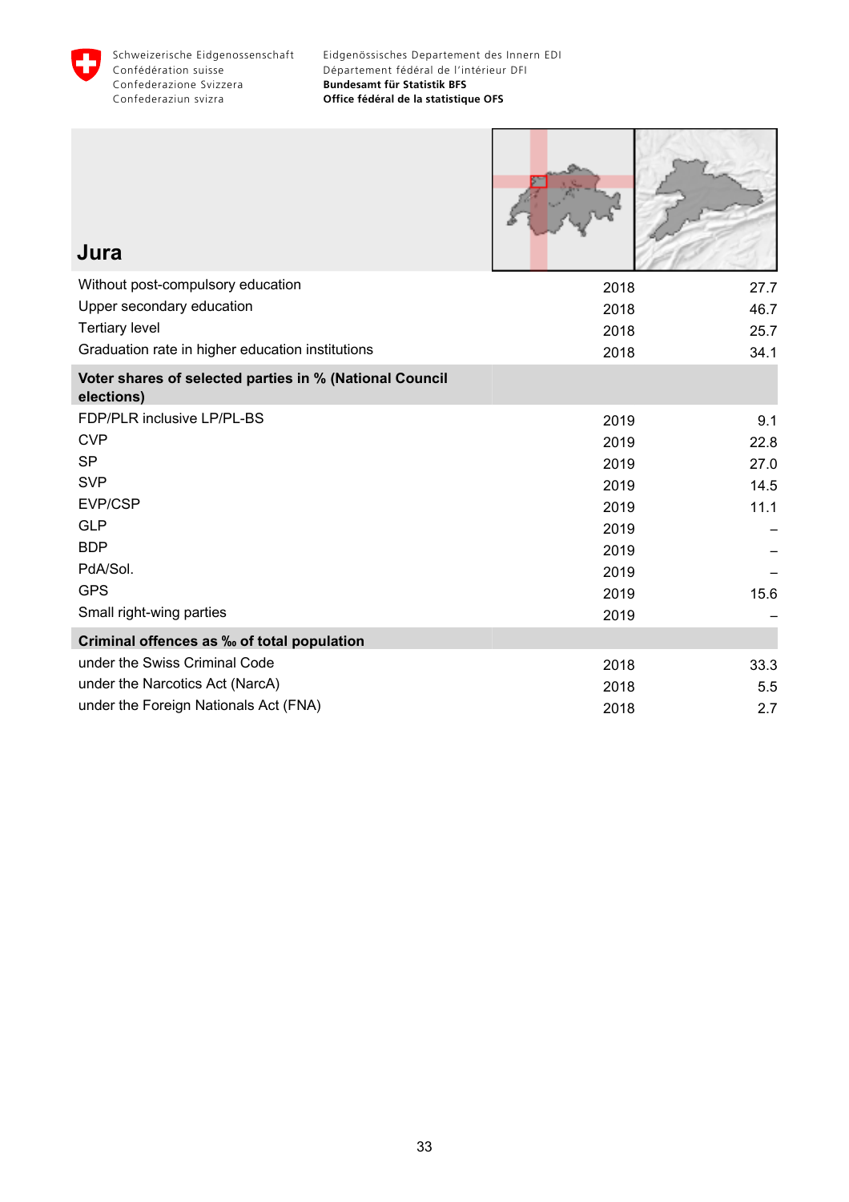# Jura

| | | |
|---|---|---|
| Without post-compulsory education | 2018 | 27.7 |
| Upper secondary education | 2018 | 46.7 |
| Tertiary level | 2018 | 25.7 |
| Graduation rate in higher education institutions | 2018 | 34.1 |
| **Voter shares of selected parties in % (National Council elections)** | | |
| FDP/PLR inclusive LP/PL-BS | 2019 | 9.1 |
| CVP | 2019 | 22.8 |
| SP | 2019 | 27.0 |
| SVP | 2019 | 14.5 |
| EVP/CSP | 2019 | 11.1 |
| GLP | 2019 | – |
| BDP | 2019 | – |
| PdA/Sol. | 2019 | – |
| GPS | 2019 | 15.6 |
| Small right-wing parties | 2019 | – |
| **Criminal offences as ‰ of total population** | | |
| under the Swiss Criminal Code | 2018 | 33.3 |
| under the Narcotics Act (NarcA) | 2018 | 5.5 |
| under the Foreign Nationals Act (FNA) | 2018 | 2.7 |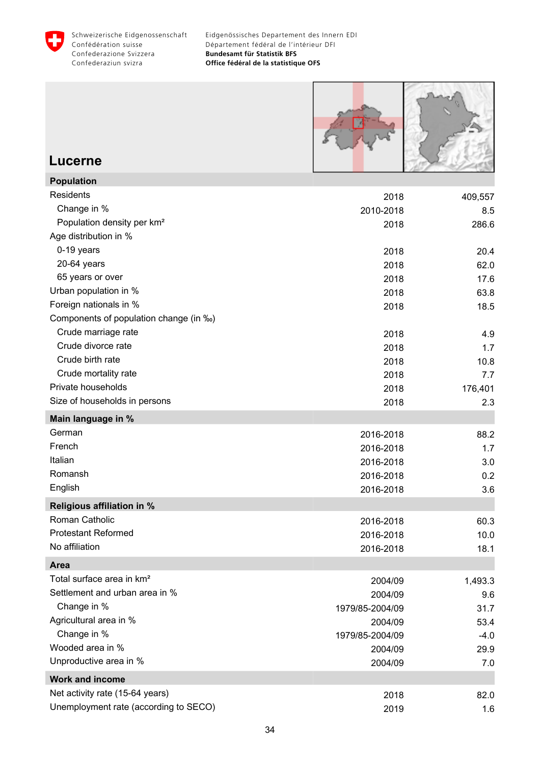Schweizerische Eidgenossenschaft
Confédération suisse
Confederazione Svizzera
Confederaziun svizra

Eidgenössisches Departement des Innern EDI
Département fédéral de l'intérieur DFI
**Bundesamt für Statistik BFS**
**Office fédéral de la statistique OFS**

# Lucerne

| **Population** | | |
|---|---|---|
| Residents | 2018 | 409,557 |
| Change in % | 2010-2018 | 8.5 |
| Population density per km² | 2018 | 286.6 |
| Age distribution in % | | |
| 0-19 years | 2018 | 20.4 |
| 20-64 years | 2018 | 62.0 |
| 65 years or over | 2018 | 17.6 |
| Urban population in % | 2018 | 63.8 |
| Foreign nationals in % | 2018 | 18.5 |
| Components of population change (in ‰) | | |
| Crude marriage rate | 2018 | 4.9 |
| Crude divorce rate | 2018 | 1.7 |
| Crude birth rate | 2018 | 10.8 |
| Crude mortality rate | 2018 | 7.7 |
| Private households | 2018 | 176,401 |
| Size of households in persons | 2018 | 2.3 |
| **Main language in %** | | |
| German | 2016-2018 | 88.2 |
| French | 2016-2018 | 1.7 |
| Italian | 2016-2018 | 3.0 |
| Romansh | 2016-2018 | 0.2 |
| English | 2016-2018 | 3.6 |
| **Religious affiliation in %** | | |
| Roman Catholic | 2016-2018 | 60.3 |
| Protestant Reformed | 2016-2018 | 10.0 |
| No affiliation | 2016-2018 | 18.1 |
| **Area** | | |
| Total surface area in km² | 2004/09 | 1,493.3 |
| Settlement and urban area in % | 2004/09 | 9.6 |
| Change in % | 1979/85-2004/09 | 31.7 |
| Agricultural area in % | 2004/09 | 53.4 |
| Change in % | 1979/85-2004/09 | -4.0 |
| Wooded area in % | 2004/09 | 29.9 |
| Unproductive area in % | 2004/09 | 7.0 |
| **Work and income** | | |
| Net activity rate (15-64 years) | 2018 | 82.0 |
| Unemployment rate (according to SECO) | 2019 | 1.6 |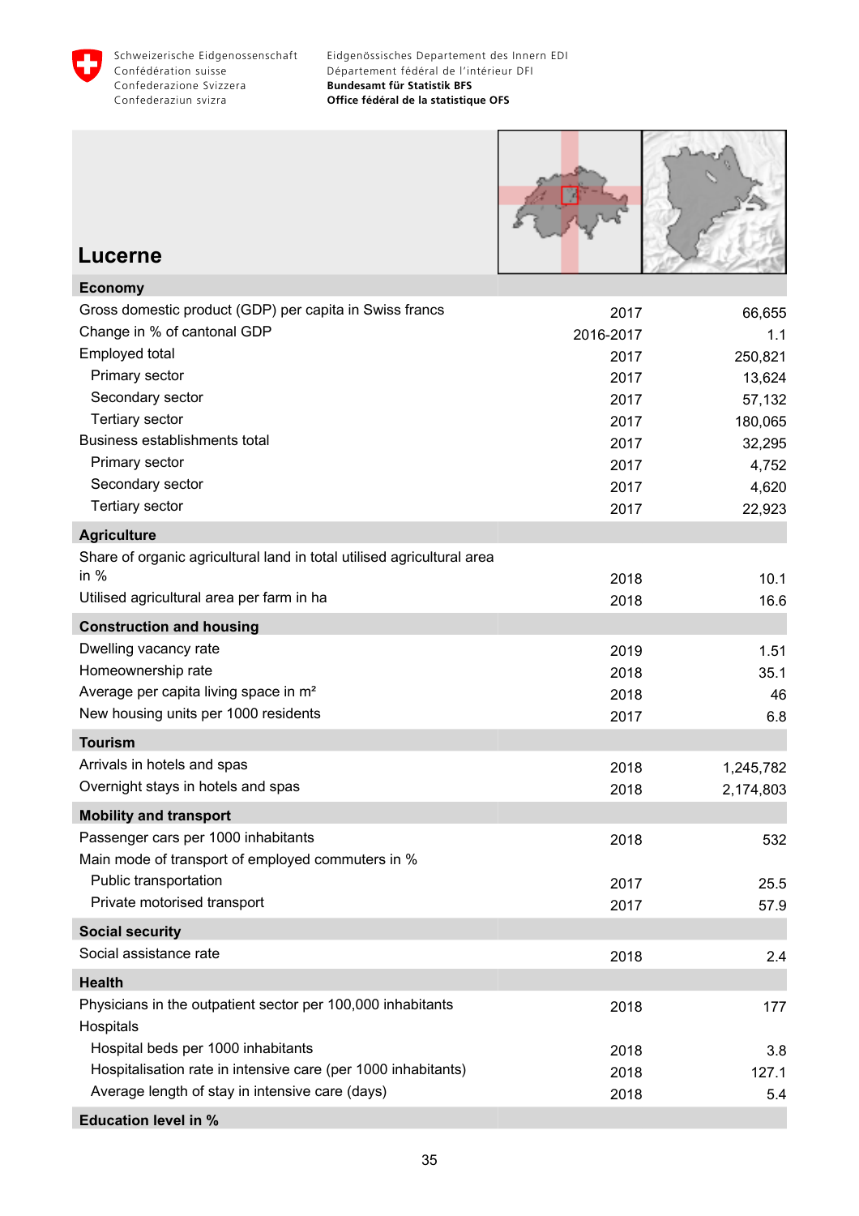Schweizerische Eidgenossenschaft
Confédération suisse
Confederazione Svizzera
Confederaziun svizra

Eidgenössisches Departement des Innern EDI
Département fédéral de l'intérieur DFI
**Bundesamt für Statistik BFS**
**Office fédéral de la statistique OFS**

# Lucerne

| **Economy** | | |
|---|---|---|
| Gross domestic product (GDP) per capita in Swiss francs | 2017 | 66,655 |
| Change in % of cantonal GDP | 2016-2017 | 1.1 |
| Employed total | 2017 | 250,821 |
| Primary sector | 2017 | 13,624 |
| Secondary sector | 2017 | 57,132 |
| Tertiary sector | 2017 | 180,065 |
| Business establishments total | 2017 | 32,295 |
| Primary sector | 2017 | 4,752 |
| Secondary sector | 2017 | 4,620 |
| Tertiary sector | 2017 | 22,923 |
| **Agriculture** | | |
| Share of organic agricultural land in total utilised agricultural area in % | 2018 | 10.1 |
| Utilised agricultural area per farm in ha | 2018 | 16.6 |
| **Construction and housing** | | |
| Dwelling vacancy rate | 2019 | 1.51 |
| Homeownership rate | 2018 | 35.1 |
| Average per capita living space in m² | 2018 | 46 |
| New housing units per 1000 residents | 2017 | 6.8 |
| **Tourism** | | |
| Arrivals in hotels and spas | 2018 | 1,245,782 |
| Overnight stays in hotels and spas | 2018 | 2,174,803 |
| **Mobility and transport** | | |
| Passenger cars per 1000 inhabitants | 2018 | 532 |
| Main mode of transport of employed commuters in % | | |
| Public transportation | 2017 | 25.5 |
| Private motorised transport | 2017 | 57.9 |
| **Social security** | | |
| Social assistance rate | 2018 | 2.4 |
| **Health** | | |
| Physicians in the outpatient sector per 100,000 inhabitants | 2018 | 177 |
| Hospitals | | |
| Hospital beds per 1000 inhabitants | 2018 | 3.8 |
| Hospitalisation rate in intensive care (per 1000 inhabitants) | 2018 | 127.1 |
| Average length of stay in intensive care (days) | 2018 | 5.4 |
| **Education level in %** | | |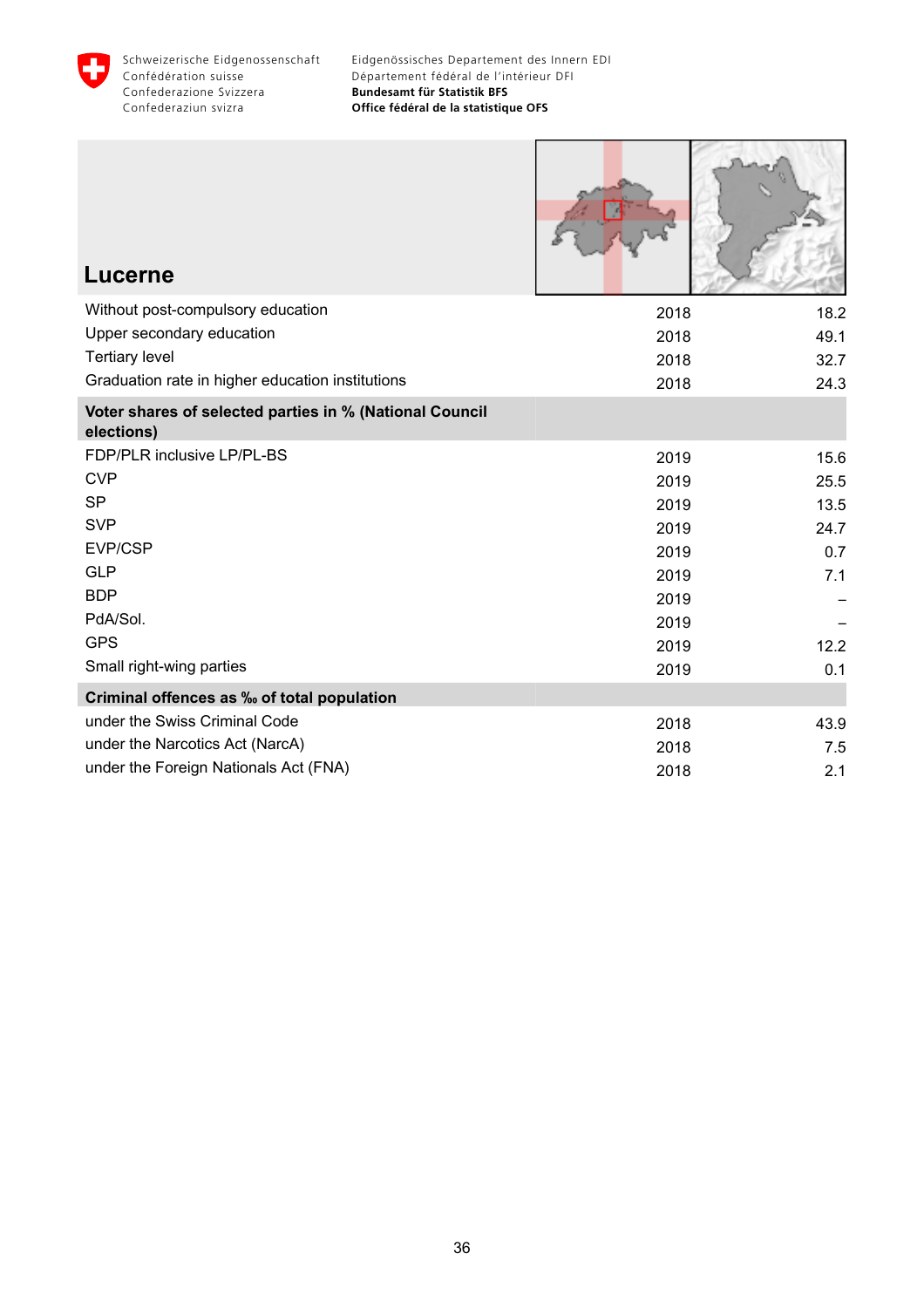# Lucerne

| | | |
|---|---|---|
| Without post-compulsory education | 2018 | 18.2 |
| Upper secondary education | 2018 | 49.1 |
| Tertiary level | 2018 | 32.7 |
| Graduation rate in higher education institutions | 2018 | 24.3 |
| **Voter shares of selected parties in % (National Council elections)** | | |
| FDP/PLR inclusive LP/PL-BS | 2019 | 15.6 |
| CVP | 2019 | 25.5 |
| SP | 2019 | 13.5 |
| SVP | 2019 | 24.7 |
| EVP/CSP | 2019 | 0.7 |
| GLP | 2019 | 7.1 |
| BDP | 2019 | – |
| PdA/Sol. | 2019 | – |
| GPS | 2019 | 12.2 |
| Small right-wing parties | 2019 | 0.1 |
| **Criminal offences as ‰ of total population** | | |
| under the Swiss Criminal Code | 2018 | 43.9 |
| under the Narcotics Act (NarcA) | 2018 | 7.5 |
| under the Foreign Nationals Act (FNA) | 2018 | 2.1 |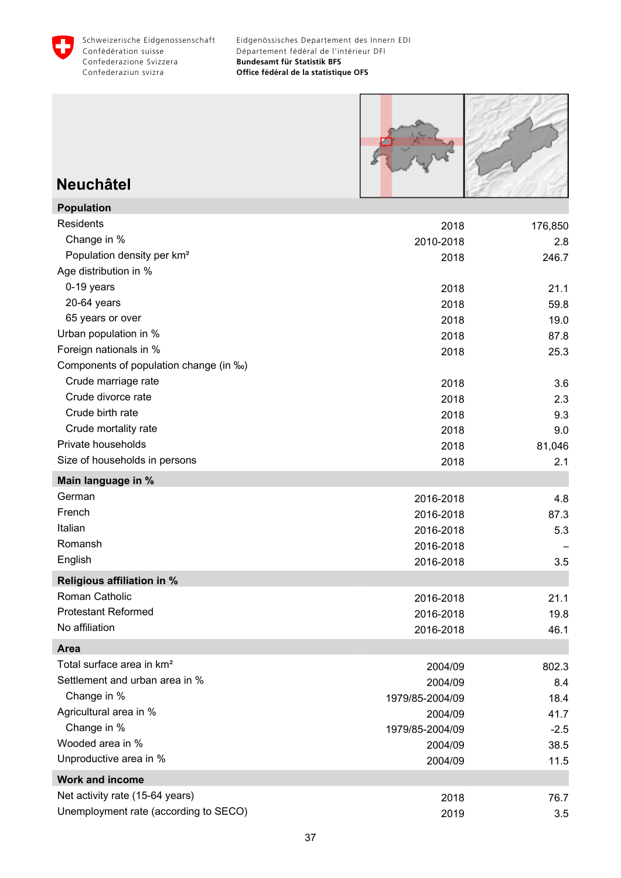# Neuchâtel

| Population | | |
|---|---|---|
| Residents | 2018 | 176,850 |
| Change in % | 2010-2018 | 2.8 |
| Population density per km² | 2018 | 246.7 |
| Age distribution in % | | |
| 0-19 years | 2018 | 21.1 |
| 20-64 years | 2018 | 59.8 |
| 65 years or over | 2018 | 19.0 |
| Urban population in % | 2018 | 87.8 |
| Foreign nationals in % | 2018 | 25.3 |
| Components of population change (in ‰) | | |
| Crude marriage rate | 2018 | 3.6 |
| Crude divorce rate | 2018 | 2.3 |
| Crude birth rate | 2018 | 9.3 |
| Crude mortality rate | 2018 | 9.0 |
| Private households | 2018 | 81,046 |
| Size of households in persons | 2018 | 2.1 |
| **Main language in %** | | |
| German | 2016-2018 | 4.8 |
| French | 2016-2018 | 87.3 |
| Italian | 2016-2018 | 5.3 |
| Romansh | 2016-2018 | – |
| English | 2016-2018 | 3.5 |
| **Religious affiliation in %** | | |
| Roman Catholic | 2016-2018 | 21.1 |
| Protestant Reformed | 2016-2018 | 19.8 |
| No affiliation | 2016-2018 | 46.1 |
| **Area** | | |
| Total surface area in km² | 2004/09 | 802.3 |
| Settlement and urban area in % | 2004/09 | 8.4 |
| Change in % | 1979/85-2004/09 | 18.4 |
| Agricultural area in % | 2004/09 | 41.7 |
| Change in % | 1979/85-2004/09 | -2.5 |
| Wooded area in % | 2004/09 | 38.5 |
| Unproductive area in % | 2004/09 | 11.5 |
| **Work and income** | | |
| Net activity rate (15-64 years) | 2018 | 76.7 |
| Unemployment rate (according to SECO) | 2019 | 3.5 |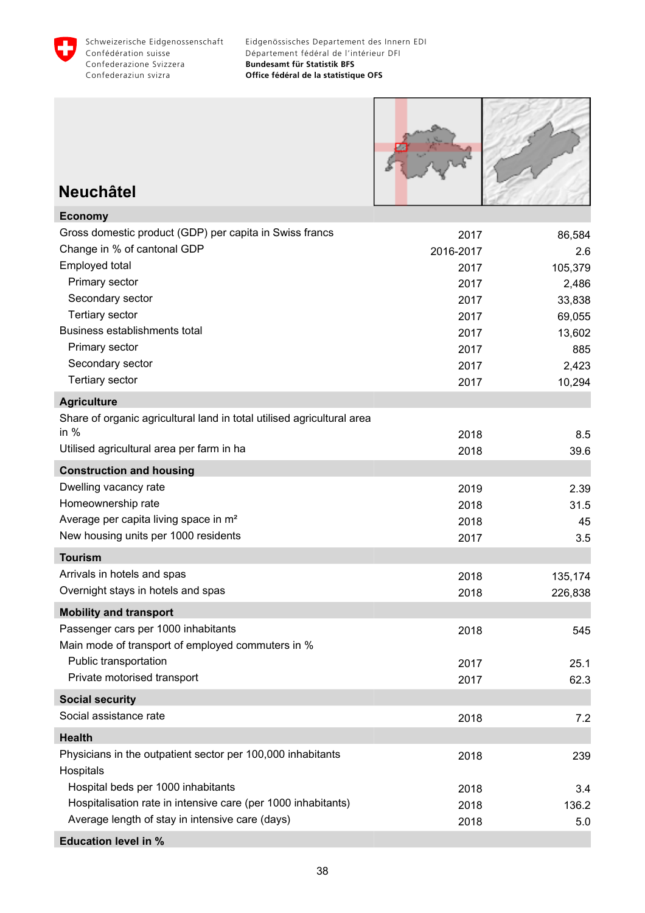## Neuchâtel

| | | |
|---|---|---|
| **Economy** | | |
| Gross domestic product (GDP) per capita in Swiss francs | 2017 | 86,584 |
| Change in % of cantonal GDP | 2016-2017 | 2.6 |
| Employed total | 2017 | 105,379 |
| Primary sector | 2017 | 2,486 |
| Secondary sector | 2017 | 33,838 |
| Tertiary sector | 2017 | 69,055 |
| Business establishments total | 2017 | 13,602 |
| Primary sector | 2017 | 885 |
| Secondary sector | 2017 | 2,423 |
| Tertiary sector | 2017 | 10,294 |
| **Agriculture** | | |
| Share of organic agricultural land in total utilised agricultural area in % | 2018 | 8.5 |
| Utilised agricultural area per farm in ha | 2018 | 39.6 |
| **Construction and housing** | | |
| Dwelling vacancy rate | 2019 | 2.39 |
| Homeownership rate | 2018 | 31.5 |
| Average per capita living space in m² | 2018 | 45 |
| New housing units per 1000 residents | 2017 | 3.5 |
| **Tourism** | | |
| Arrivals in hotels and spas | 2018 | 135,174 |
| Overnight stays in hotels and spas | 2018 | 226,838 |
| **Mobility and transport** | | |
| Passenger cars per 1000 inhabitants | 2018 | 545 |
| Main mode of transport of employed commuters in % | | |
| Public transportation | 2017 | 25.1 |
| Private motorised transport | 2017 | 62.3 |
| **Social security** | | |
| Social assistance rate | 2018 | 7.2 |
| **Health** | | |
| Physicians in the outpatient sector per 100,000 inhabitants | 2018 | 239 |
| Hospitals | | |
| Hospital beds per 1000 inhabitants | 2018 | 3.4 |
| Hospitalisation rate in intensive care (per 1000 inhabitants) | 2018 | 136.2 |
| Average length of stay in intensive care (days) | 2018 | 5.0 |
| **Education level in %** | | |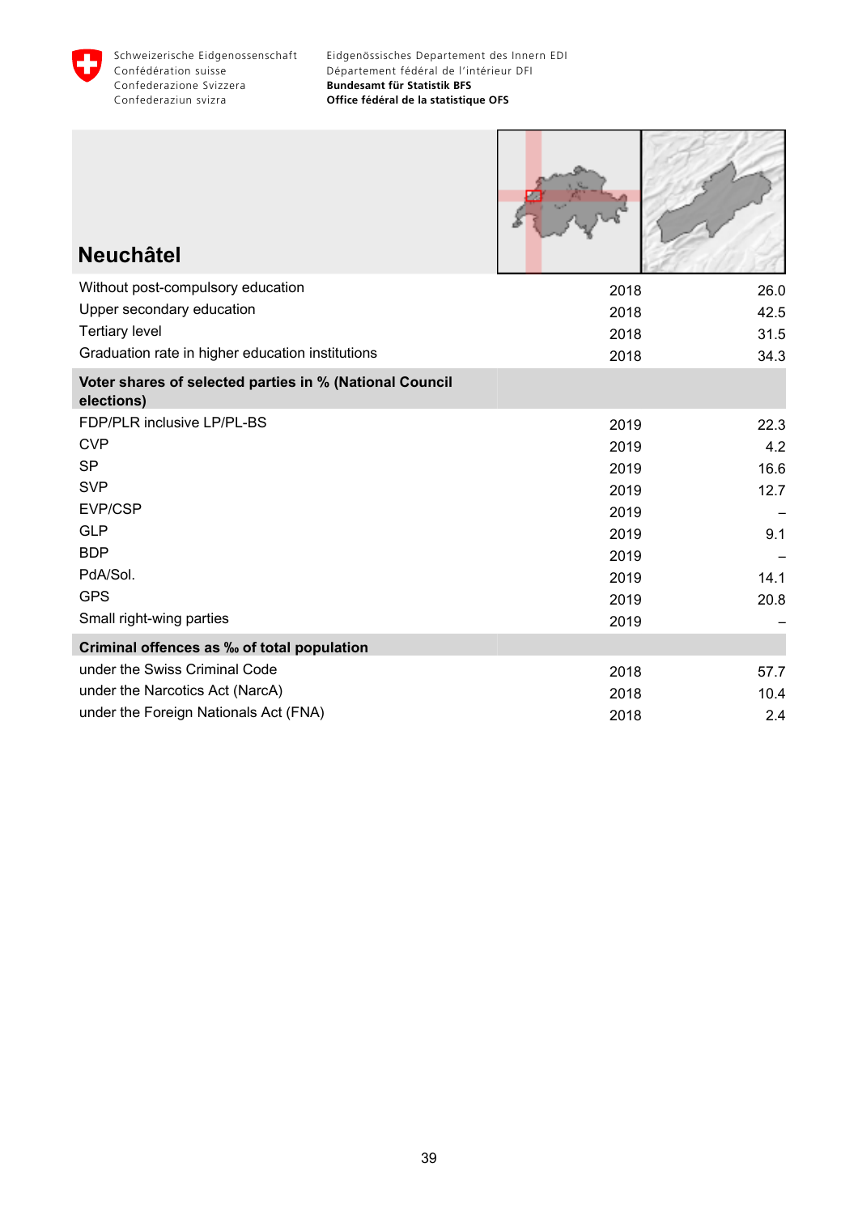# Neuchâtel

| | | |
|---|---|---|
| Without post-compulsory education | 2018 | 26.0 |
| Upper secondary education | 2018 | 42.5 |
| Tertiary level | 2018 | 31.5 |
| Graduation rate in higher education institutions | 2018 | 34.3 |
| **Voter shares of selected parties in % (National Council elections)** | | |
| FDP/PLR inclusive LP/PL-BS | 2019 | 22.3 |
| CVP | 2019 | 4.2 |
| SP | 2019 | 16.6 |
| SVP | 2019 | 12.7 |
| EVP/CSP | 2019 | – |
| GLP | 2019 | 9.1 |
| BDP | 2019 | – |
| PdA/Sol. | 2019 | 14.1 |
| GPS | 2019 | 20.8 |
| Small right-wing parties | 2019 | – |
| **Criminal offences as ‰ of total population** | | |
| under the Swiss Criminal Code | 2018 | 57.7 |
| under the Narcotics Act (NarcA) | 2018 | 10.4 |
| under the Foreign Nationals Act (FNA) | 2018 | 2.4 |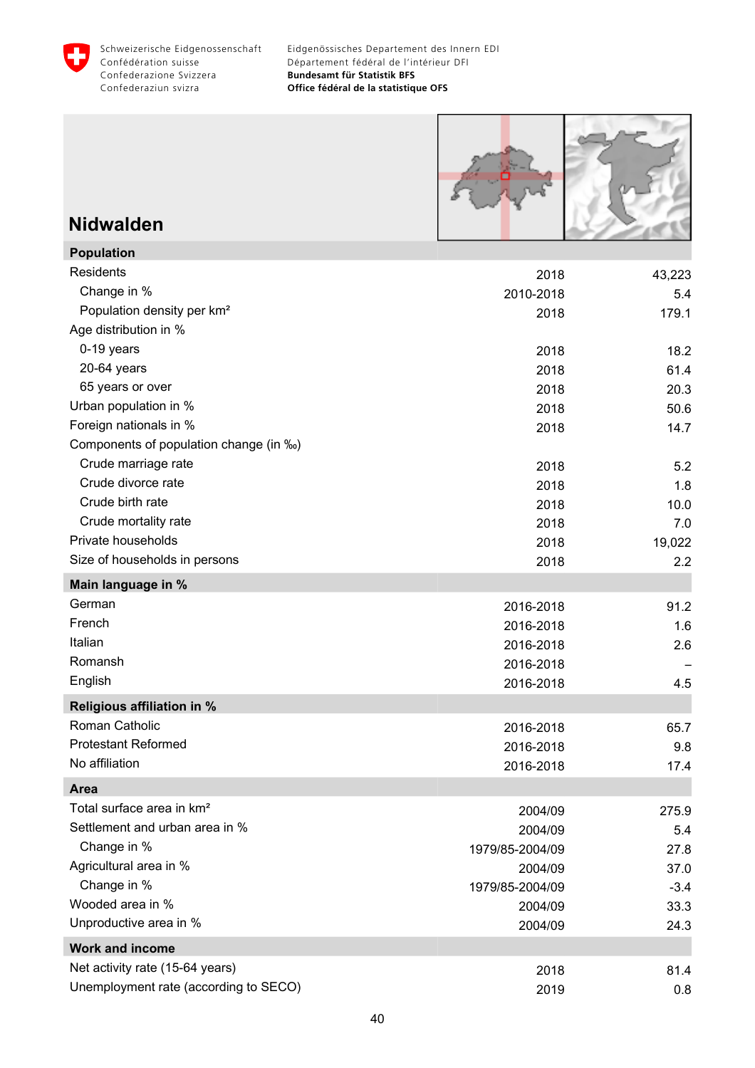Schweizerische Eidgenossenschaft
Confédération suisse
Confederazione Svizzera
Confederaziun svizra

Eidgenössisches Departement des Innern EDI
Département fédéral de l'intérieur DFI
**Bundesamt für Statistik BFS**
**Office fédéral de la statistique OFS**

# Nidwalden

| **Population** | | |
|---|---|---|
| Residents | 2018 | 43,223 |
| Change in % | 2010-2018 | 5.4 |
| Population density per km² | 2018 | 179.1 |
| Age distribution in % | | |
| 0-19 years | 2018 | 18.2 |
| 20-64 years | 2018 | 61.4 |
| 65 years or over | 2018 | 20.3 |
| Urban population in % | 2018 | 50.6 |
| Foreign nationals in % | 2018 | 14.7 |
| Components of population change (in ‰) | | |
| Crude marriage rate | 2018 | 5.2 |
| Crude divorce rate | 2018 | 1.8 |
| Crude birth rate | 2018 | 10.0 |
| Crude mortality rate | 2018 | 7.0 |
| Private households | 2018 | 19,022 |
| Size of households in persons | 2018 | 2.2 |
| **Main language in %** | | |
| German | 2016-2018 | 91.2 |
| French | 2016-2018 | 1.6 |
| Italian | 2016-2018 | 2.6 |
| Romansh | 2016-2018 | – |
| English | 2016-2018 | 4.5 |
| **Religious affiliation in %** | | |
| Roman Catholic | 2016-2018 | 65.7 |
| Protestant Reformed | 2016-2018 | 9.8 |
| No affiliation | 2016-2018 | 17.4 |
| **Area** | | |
| Total surface area in km² | 2004/09 | 275.9 |
| Settlement and urban area in % | 2004/09 | 5.4 |
| Change in % | 1979/85-2004/09 | 27.8 |
| Agricultural area in % | 2004/09 | 37.0 |
| Change in % | 1979/85-2004/09 | -3.4 |
| Wooded area in % | 2004/09 | 33.3 |
| Unproductive area in % | 2004/09 | 24.3 |
| **Work and income** | | |
| Net activity rate (15-64 years) | 2018 | 81.4 |
| Unemployment rate (according to SECO) | 2019 | 0.8 |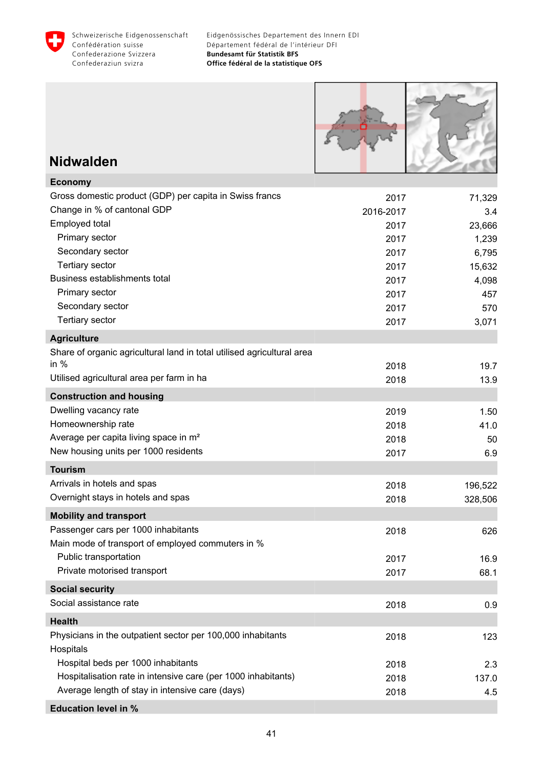Schweizerische Eidgenossenschaft
Confédération suisse
Confederazione Svizzera
Confederaziun svizra

Eidgenössisches Departement des Innern EDI
Département fédéral de l'intérieur DFI
**Bundesamt für Statistik BFS**
**Office fédéral de la statistique OFS**

# Nidwalden

| | | |
|---|---|---|
| **Economy** | | |
| Gross domestic product (GDP) per capita in Swiss francs | 2017 | 71,329 |
| Change in % of cantonal GDP | 2016-2017 | 3.4 |
| Employed total | 2017 | 23,666 |
| Primary sector | 2017 | 1,239 |
| Secondary sector | 2017 | 6,795 |
| Tertiary sector | 2017 | 15,632 |
| Business establishments total | 2017 | 4,098 |
| Primary sector | 2017 | 457 |
| Secondary sector | 2017 | 570 |
| Tertiary sector | 2017 | 3,071 |
| **Agriculture** | | |
| Share of organic agricultural land in total utilised agricultural area in % | 2018 | 19.7 |
| Utilised agricultural area per farm in ha | 2018 | 13.9 |
| **Construction and housing** | | |
| Dwelling vacancy rate | 2019 | 1.50 |
| Homeownership rate | 2018 | 41.0 |
| Average per capita living space in m² | 2018 | 50 |
| New housing units per 1000 residents | 2017 | 6.9 |
| **Tourism** | | |
| Arrivals in hotels and spas | 2018 | 196,522 |
| Overnight stays in hotels and spas | 2018 | 328,506 |
| **Mobility and transport** | | |
| Passenger cars per 1000 inhabitants | 2018 | 626 |
| Main mode of transport of employed commuters in % | | |
| Public transportation | 2017 | 16.9 |
| Private motorised transport | 2017 | 68.1 |
| **Social security** | | |
| Social assistance rate | 2018 | 0.9 |
| **Health** | | |
| Physicians in the outpatient sector per 100,000 inhabitants | 2018 | 123 |
| Hospitals | | |
| Hospital beds per 1000 inhabitants | 2018 | 2.3 |
| Hospitalisation rate in intensive care (per 1000 inhabitants) | 2018 | 137.0 |
| Average length of stay in intensive care (days) | 2018 | 4.5 |
| **Education level in %** | | |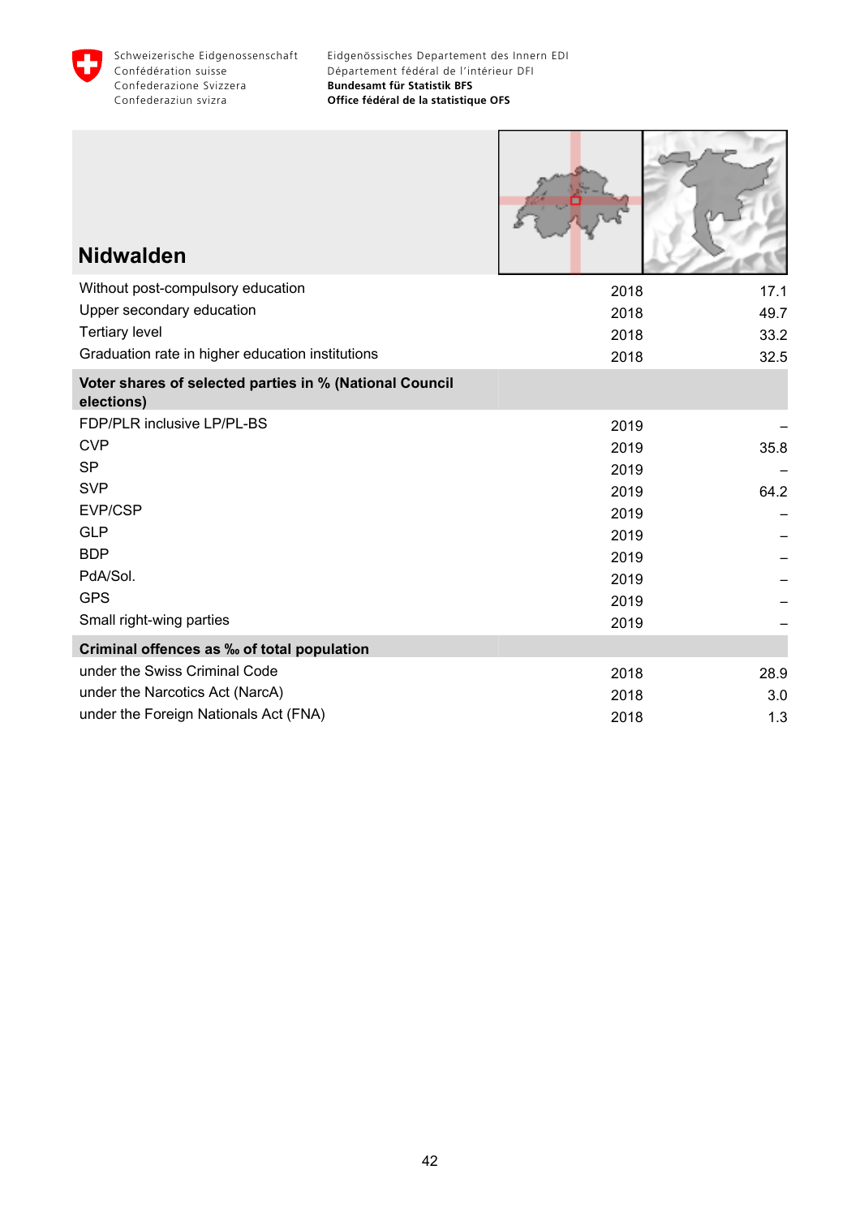## Nidwalden

| | | |
|---|---|---|
| Without post-compulsory education | 2018 | 17.1 |
| Upper secondary education | 2018 | 49.7 |
| Tertiary level | 2018 | 33.2 |
| Graduation rate in higher education institutions | 2018 | 32.5 |
| **Voter shares of selected parties in % (National Council elections)** | | |
| FDP/PLR inclusive LP/PL-BS | 2019 | – |
| CVP | 2019 | 35.8 |
| SP | 2019 | – |
| SVP | 2019 | 64.2 |
| EVP/CSP | 2019 | – |
| GLP | 2019 | – |
| BDP | 2019 | – |
| PdA/Sol. | 2019 | – |
| GPS | 2019 | – |
| Small right-wing parties | 2019 | – |
| **Criminal offences as ‰ of total population** | | |
| under the Swiss Criminal Code | 2018 | 28.9 |
| under the Narcotics Act (NarcA) | 2018 | 3.0 |
| under the Foreign Nationals Act (FNA) | 2018 | 1.3 |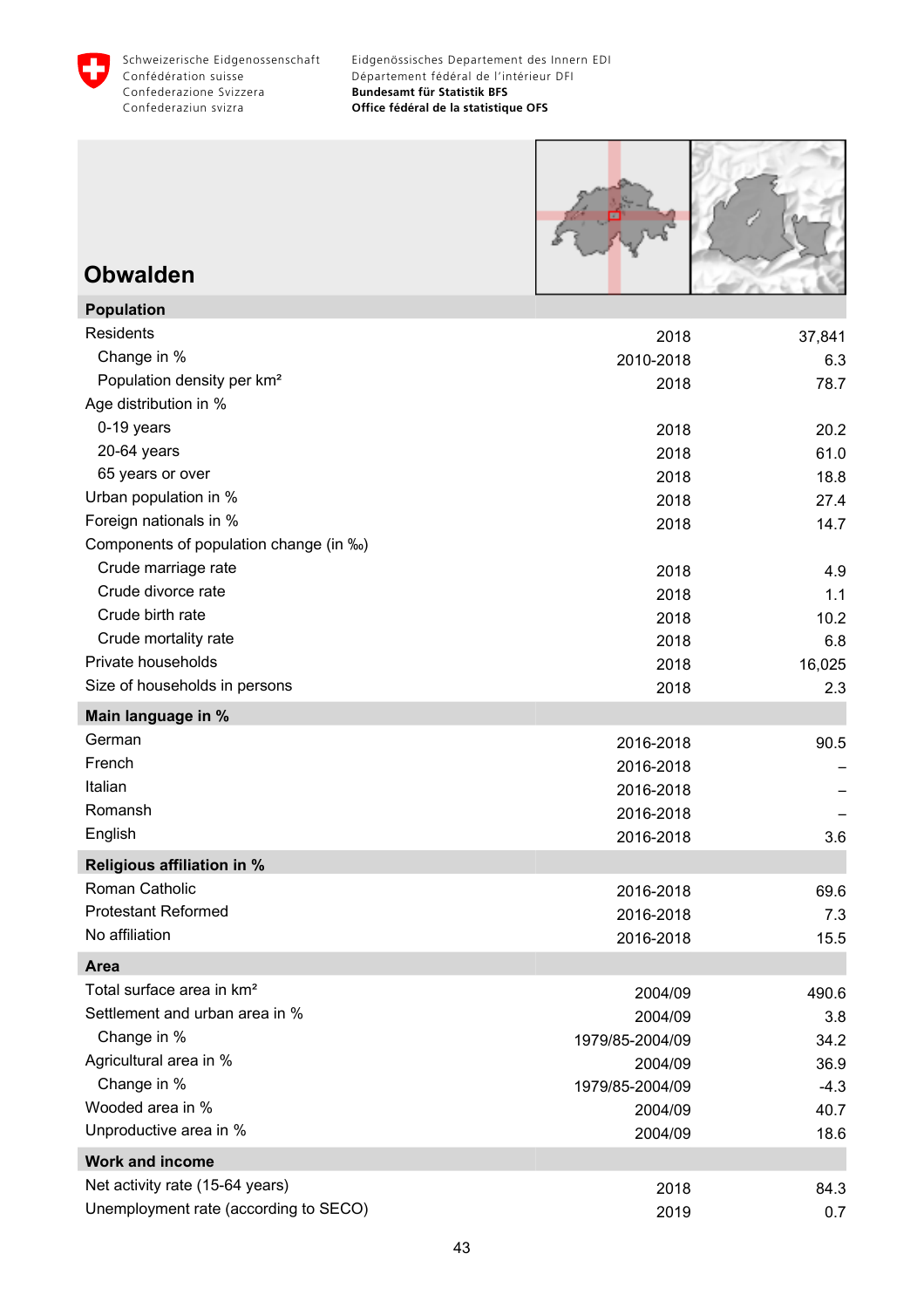Schweizerische Eidgenossenschaft
Confédération suisse
Confederazione Svizzera
Confederaziun svizra

Eidgenössisches Departement des Innern EDI
Département fédéral de l'intérieur DFI
**Bundesamt für Statistik BFS**
**Office fédéral de la statistique OFS**

# Obwalden

| **Population** | | |
|---|---|---|
| Residents | 2018 | 37,841 |
| Change in % | 2010-2018 | 6.3 |
| Population density per km² | 2018 | 78.7 |
| Age distribution in % | | |
| 0-19 years | 2018 | 20.2 |
| 20-64 years | 2018 | 61.0 |
| 65 years or over | 2018 | 18.8 |
| Urban population in % | 2018 | 27.4 |
| Foreign nationals in % | 2018 | 14.7 |
| Components of population change (in ‰) | | |
| Crude marriage rate | 2018 | 4.9 |
| Crude divorce rate | 2018 | 1.1 |
| Crude birth rate | 2018 | 10.2 |
| Crude mortality rate | 2018 | 6.8 |
| Private households | 2018 | 16,025 |
| Size of households in persons | 2018 | 2.3 |
| **Main language in %** | | |
| German | 2016-2018 | 90.5 |
| French | 2016-2018 | – |
| Italian | 2016-2018 | – |
| Romansh | 2016-2018 | – |
| English | 2016-2018 | 3.6 |
| **Religious affiliation in %** | | |
| Roman Catholic | 2016-2018 | 69.6 |
| Protestant Reformed | 2016-2018 | 7.3 |
| No affiliation | 2016-2018 | 15.5 |
| **Area** | | |
| Total surface area in km² | 2004/09 | 490.6 |
| Settlement and urban area in % | 2004/09 | 3.8 |
| Change in % | 1979/85-2004/09 | 34.2 |
| Agricultural area in % | 2004/09 | 36.9 |
| Change in % | 1979/85-2004/09 | -4.3 |
| Wooded area in % | 2004/09 | 40.7 |
| Unproductive area in % | 2004/09 | 18.6 |
| **Work and income** | | |
| Net activity rate (15-64 years) | 2018 | 84.3 |
| Unemployment rate (according to SECO) | 2019 | 0.7 |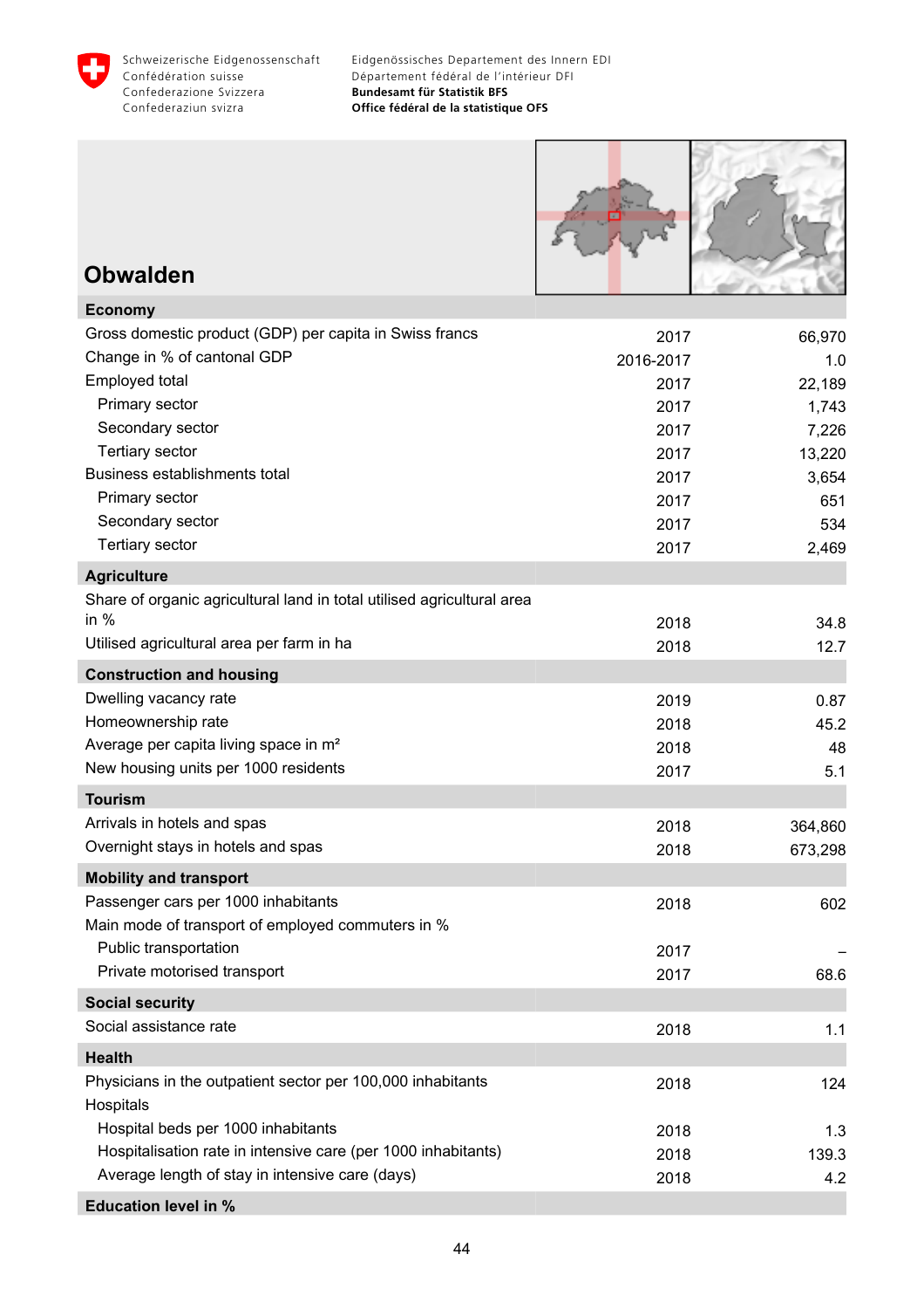# Obwalden

| Economy | | |
|---|---|---|
| Gross domestic product (GDP) per capita in Swiss francs | 2017 | 66,970 |
| Change in % of cantonal GDP | 2016-2017 | 1.0 |
| Employed total | 2017 | 22,189 |
| Primary sector | 2017 | 1,743 |
| Secondary sector | 2017 | 7,226 |
| Tertiary sector | 2017 | 13,220 |
| Business establishments total | 2017 | 3,654 |
| Primary sector | 2017 | 651 |
| Secondary sector | 2017 | 534 |
| Tertiary sector | 2017 | 2,469 |
| **Agriculture** | | |
| Share of organic agricultural land in total utilised agricultural area in % | 2018 | 34.8 |
| Utilised agricultural area per farm in ha | 2018 | 12.7 |
| **Construction and housing** | | |
| Dwelling vacancy rate | 2019 | 0.87 |
| Homeownership rate | 2018 | 45.2 |
| Average per capita living space in m² | 2018 | 48 |
| New housing units per 1000 residents | 2017 | 5.1 |
| **Tourism** | | |
| Arrivals in hotels and spas | 2018 | 364,860 |
| Overnight stays in hotels and spas | 2018 | 673,298 |
| **Mobility and transport** | | |
| Passenger cars per 1000 inhabitants | 2018 | 602 |
| Main mode of transport of employed commuters in % | | |
| Public transportation | 2017 | – |
| Private motorised transport | 2017 | 68.6 |
| **Social security** | | |
| Social assistance rate | 2018 | 1.1 |
| **Health** | | |
| Physicians in the outpatient sector per 100,000 inhabitants | 2018 | 124 |
| Hospitals | | |
| Hospital beds per 1000 inhabitants | 2018 | 1.3 |
| Hospitalisation rate in intensive care (per 1000 inhabitants) | 2018 | 139.3 |
| Average length of stay in intensive care (days) | 2018 | 4.2 |
| **Education level in %** | | |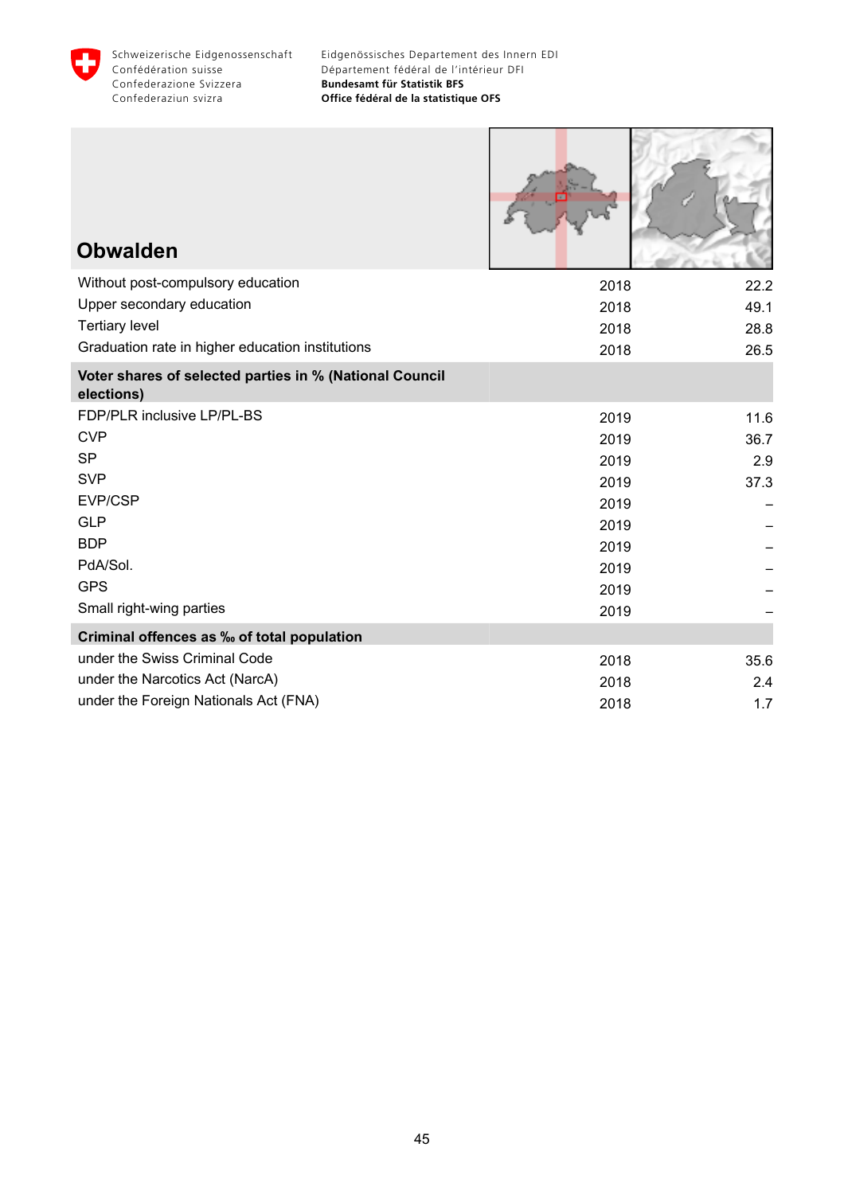# Obwalden

| | | |
|---|---|---|
| Without post-compulsory education | 2018 | 22.2 |
| Upper secondary education | 2018 | 49.1 |
| Tertiary level | 2018 | 28.8 |
| Graduation rate in higher education institutions | 2018 | 26.5 |
| **Voter shares of selected parties in % (National Council elections)** | | |
| FDP/PLR inclusive LP/PL-BS | 2019 | 11.6 |
| CVP | 2019 | 36.7 |
| SP | 2019 | 2.9 |
| SVP | 2019 | 37.3 |
| EVP/CSP | 2019 | – |
| GLP | 2019 | – |
| BDP | 2019 | – |
| PdA/Sol. | 2019 | – |
| GPS | 2019 | – |
| Small right-wing parties | 2019 | – |
| **Criminal offences as ‰ of total population** | | |
| under the Swiss Criminal Code | 2018 | 35.6 |
| under the Narcotics Act (NarcA) | 2018 | 2.4 |
| under the Foreign Nationals Act (FNA) | 2018 | 1.7 |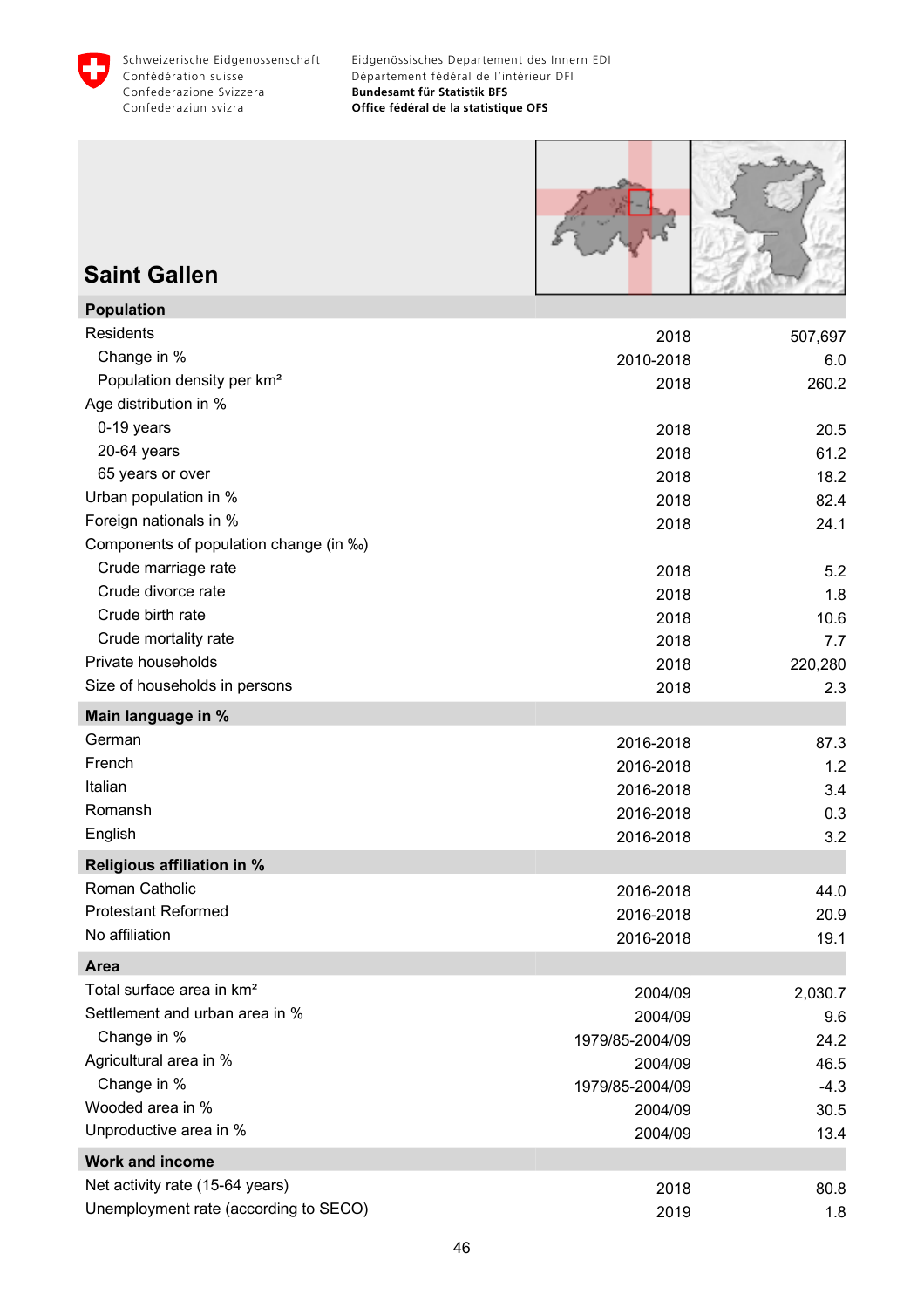# Saint Gallen

| Population | | |
|---|---|---|
| Residents | 2018 | 507,697 |
| Change in % | 2010-2018 | 6.0 |
| Population density per km² | 2018 | 260.2 |
| Age distribution in % | | |
| 0-19 years | 2018 | 20.5 |
| 20-64 years | 2018 | 61.2 |
| 65 years or over | 2018 | 18.2 |
| Urban population in % | 2018 | 82.4 |
| Foreign nationals in % | 2018 | 24.1 |
| Components of population change (in ‰) | | |
| Crude marriage rate | 2018 | 5.2 |
| Crude divorce rate | 2018 | 1.8 |
| Crude birth rate | 2018 | 10.6 |
| Crude mortality rate | 2018 | 7.7 |
| Private households | 2018 | 220,280 |
| Size of households in persons | 2018 | 2.3 |

| Main language in % | | |
|---|---|---|
| German | 2016-2018 | 87.3 |
| French | 2016-2018 | 1.2 |
| Italian | 2016-2018 | 3.4 |
| Romansh | 2016-2018 | 0.3 |
| English | 2016-2018 | 3.2 |

| Religious affiliation in % | | |
|---|---|---|
| Roman Catholic | 2016-2018 | 44.0 |
| Protestant Reformed | 2016-2018 | 20.9 |
| No affiliation | 2016-2018 | 19.1 |

| Area | | |
|---|---|---|
| Total surface area in km² | 2004/09 | 2,030.7 |
| Settlement and urban area in % | 2004/09 | 9.6 |
| Change in % | 1979/85-2004/09 | 24.2 |
| Agricultural area in % | 2004/09 | 46.5 |
| Change in % | 1979/85-2004/09 | -4.3 |
| Wooded area in % | 2004/09 | 30.5 |
| Unproductive area in % | 2004/09 | 13.4 |

| Work and income | | |
|---|---|---|
| Net activity rate (15-64 years) | 2018 | 80.8 |
| Unemployment rate (according to SECO) | 2019 | 1.8 |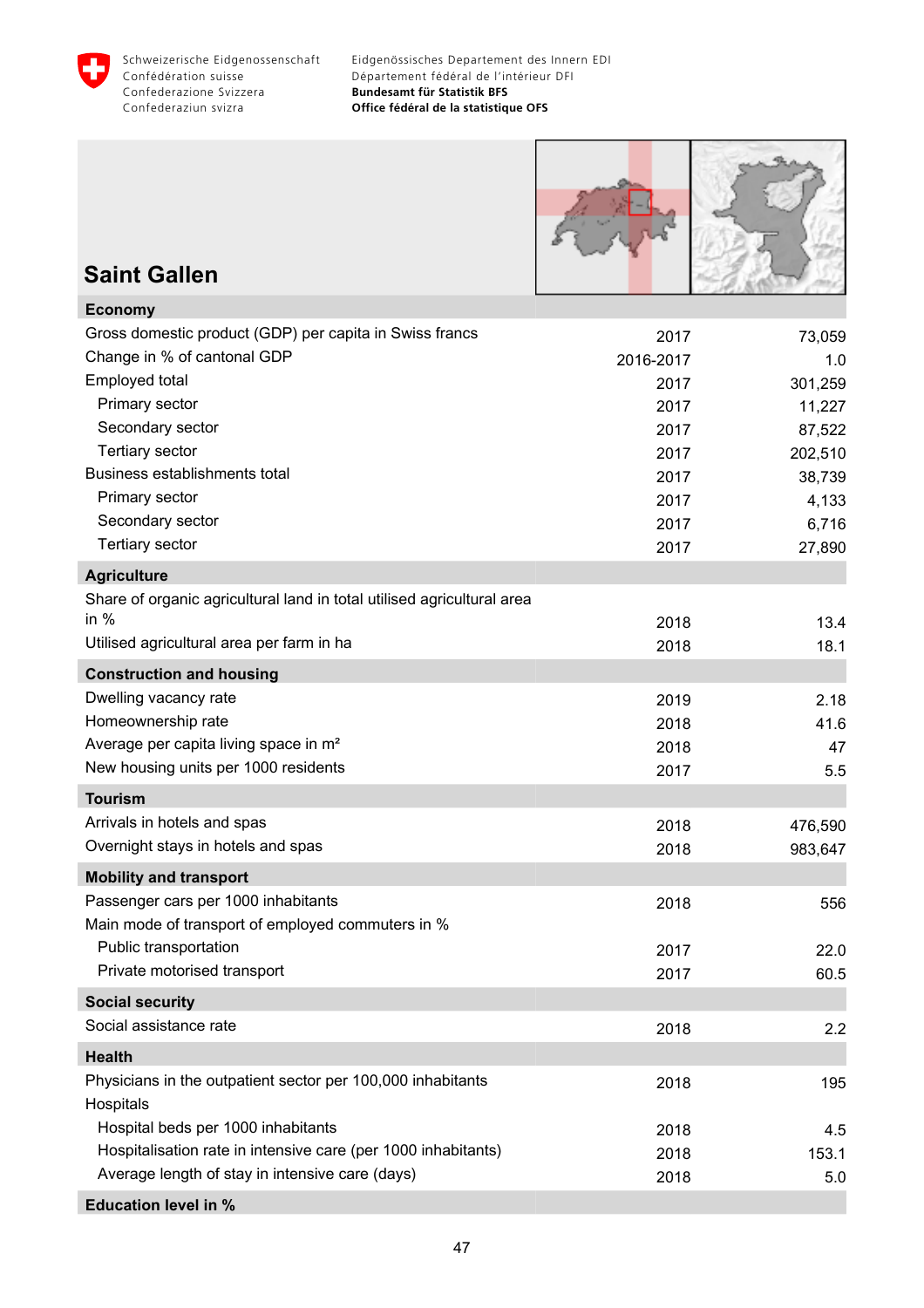Schweizerische Eidgenossenschaft
Confédération suisse
Confederazione Svizzera
Confederaziun svizra

Eidgenössisches Departement des Innern EDI
Département fédéral de l'intérieur DFI
**Bundesamt für Statistik BFS**
**Office fédéral de la statistique OFS**

# Saint Gallen

| | | |
|---|---|---|
| **Economy** | | |
| Gross domestic product (GDP) per capita in Swiss francs | 2017 | 73,059 |
| Change in % of cantonal GDP | 2016-2017 | 1.0 |
| Employed total | 2017 | 301,259 |
| Primary sector | 2017 | 11,227 |
| Secondary sector | 2017 | 87,522 |
| Tertiary sector | 2017 | 202,510 |
| Business establishments total | 2017 | 38,739 |
| Primary sector | 2017 | 4,133 |
| Secondary sector | 2017 | 6,716 |
| Tertiary sector | 2017 | 27,890 |
| **Agriculture** | | |
| Share of organic agricultural land in total utilised agricultural area in % | 2018 | 13.4 |
| Utilised agricultural area per farm in ha | 2018 | 18.1 |
| **Construction and housing** | | |
| Dwelling vacancy rate | 2019 | 2.18 |
| Homeownership rate | 2018 | 41.6 |
| Average per capita living space in m² | 2018 | 47 |
| New housing units per 1000 residents | 2017 | 5.5 |
| **Tourism** | | |
| Arrivals in hotels and spas | 2018 | 476,590 |
| Overnight stays in hotels and spas | 2018 | 983,647 |
| **Mobility and transport** | | |
| Passenger cars per 1000 inhabitants | 2018 | 556 |
| Main mode of transport of employed commuters in % | | |
| Public transportation | 2017 | 22.0 |
| Private motorised transport | 2017 | 60.5 |
| **Social security** | | |
| Social assistance rate | 2018 | 2.2 |
| **Health** | | |
| Physicians in the outpatient sector per 100,000 inhabitants | 2018 | 195 |
| Hospitals | | |
| Hospital beds per 1000 inhabitants | 2018 | 4.5 |
| Hospitalisation rate in intensive care (per 1000 inhabitants) | 2018 | 153.1 |
| Average length of stay in intensive care (days) | 2018 | 5.0 |
| **Education level in %** | | |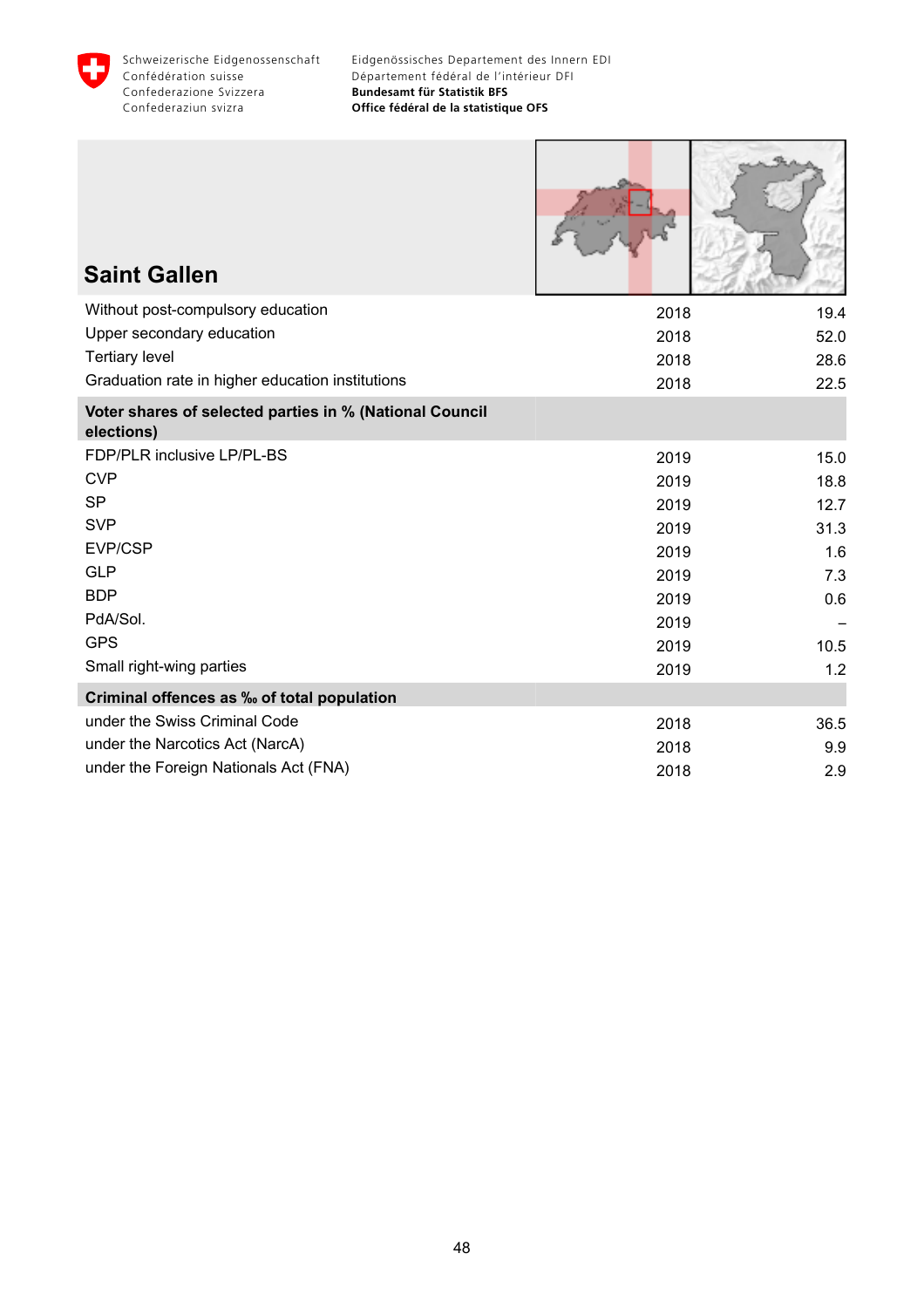## Saint Gallen

| | | |
|---|---|---|
| Without post-compulsory education | 2018 | 19.4 |
| Upper secondary education | 2018 | 52.0 |
| Tertiary level | 2018 | 28.6 |
| Graduation rate in higher education institutions | 2018 | 22.5 |
| **Voter shares of selected parties in % (National Council elections)** | | |
| FDP/PLR inclusive LP/PL-BS | 2019 | 15.0 |
| CVP | 2019 | 18.8 |
| SP | 2019 | 12.7 |
| SVP | 2019 | 31.3 |
| EVP/CSP | 2019 | 1.6 |
| GLP | 2019 | 7.3 |
| BDP | 2019 | 0.6 |
| PdA/Sol. | 2019 | – |
| GPS | 2019 | 10.5 |
| Small right-wing parties | 2019 | 1.2 |
| **Criminal offences as ‰ of total population** | | |
| under the Swiss Criminal Code | 2018 | 36.5 |
| under the Narcotics Act (NarcA) | 2018 | 9.9 |
| under the Foreign Nationals Act (FNA) | 2018 | 2.9 |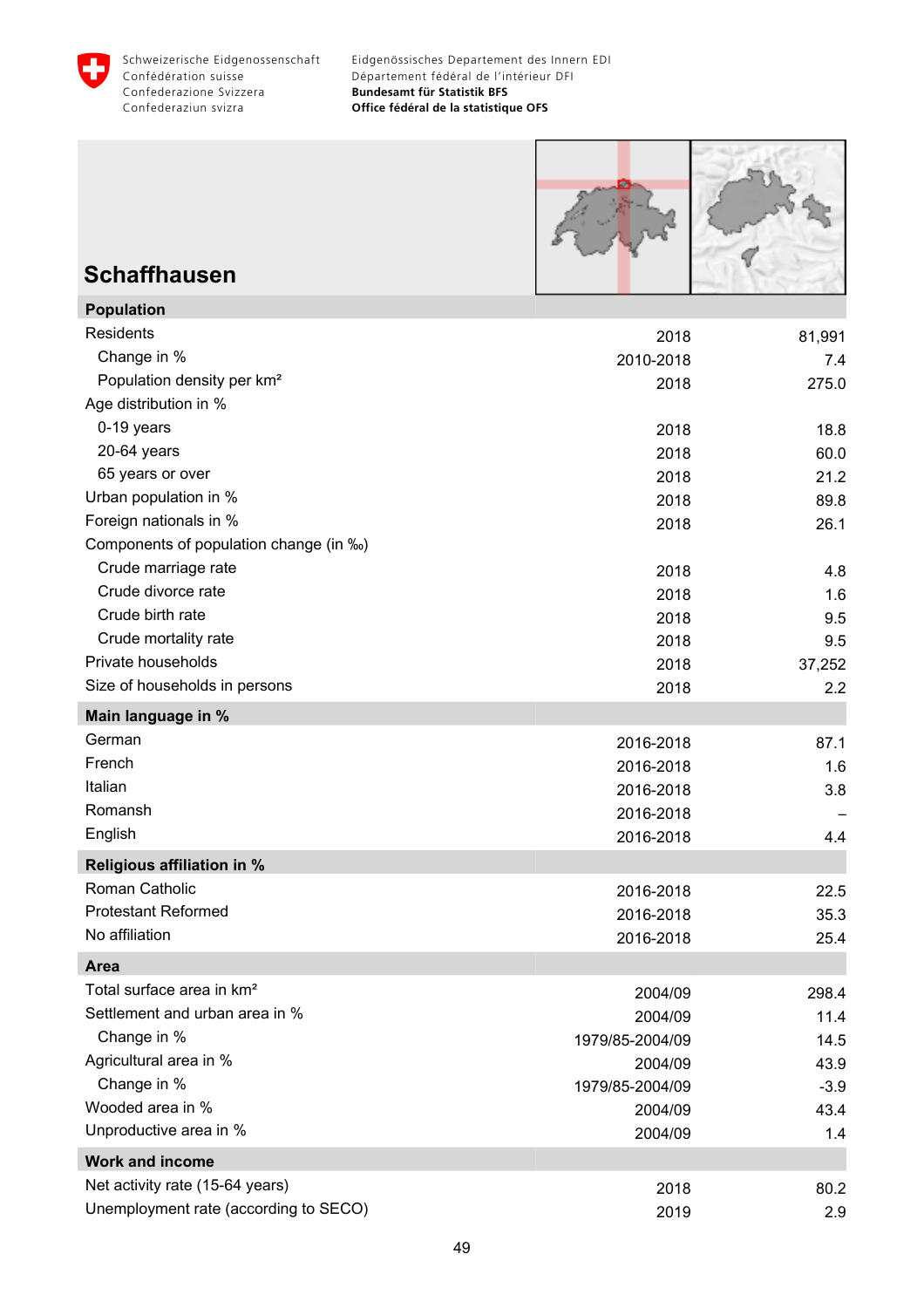# Schaffhausen

| Population | | |
|---|---|---|
| Residents | 2018 | 81,991 |
| Change in % | 2010-2018 | 7.4 |
| Population density per km² | 2018 | 275.0 |
| Age distribution in % | | |
| 0-19 years | 2018 | 18.8 |
| 20-64 years | 2018 | 60.0 |
| 65 years or over | 2018 | 21.2 |
| Urban population in % | 2018 | 89.8 |
| Foreign nationals in % | 2018 | 26.1 |
| Components of population change (in ‰) | | |
| Crude marriage rate | 2018 | 4.8 |
| Crude divorce rate | 2018 | 1.6 |
| Crude birth rate | 2018 | 9.5 |
| Crude mortality rate | 2018 | 9.5 |
| Private households | 2018 | 37,252 |
| Size of households in persons | 2018 | 2.2 |

| Main language in % | | |
|---|---|---|
| German | 2016-2018 | 87.1 |
| French | 2016-2018 | 1.6 |
| Italian | 2016-2018 | 3.8 |
| Romansh | 2016-2018 | – |
| English | 2016-2018 | 4.4 |

| Religious affiliation in % | | |
|---|---|---|
| Roman Catholic | 2016-2018 | 22.5 |
| Protestant Reformed | 2016-2018 | 35.3 |
| No affiliation | 2016-2018 | 25.4 |

| Area | | |
|---|---|---|
| Total surface area in km² | 2004/09 | 298.4 |
| Settlement and urban area in % | 2004/09 | 11.4 |
| Change in % | 1979/85-2004/09 | 14.5 |
| Agricultural area in % | 2004/09 | 43.9 |
| Change in % | 1979/85-2004/09 | -3.9 |
| Wooded area in % | 2004/09 | 43.4 |
| Unproductive area in % | 2004/09 | 1.4 |

| Work and income | | |
|---|---|---|
| Net activity rate (15-64 years) | 2018 | 80.2 |
| Unemployment rate (according to SECO) | 2019 | 2.9 |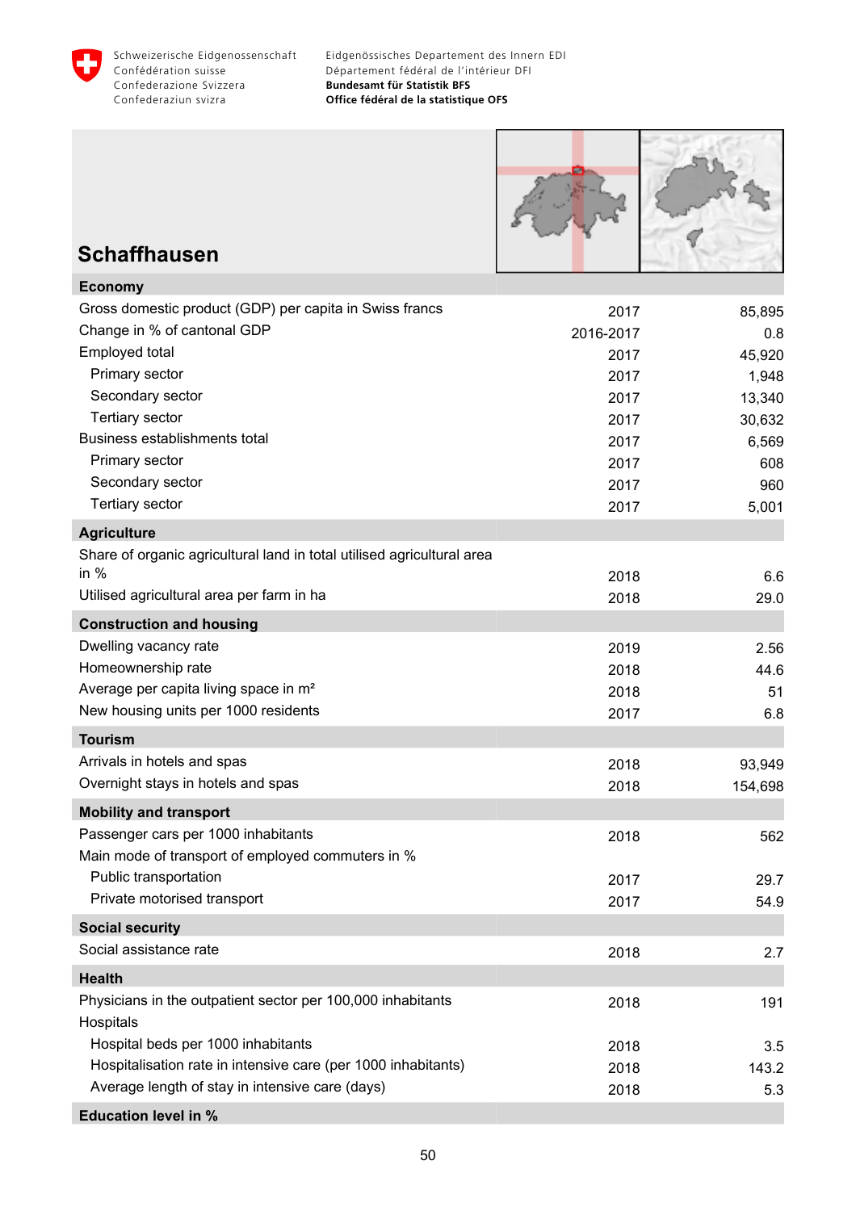Schweizerische Eidgenossenschaft
Confédération suisse
Confederazione Svizzera
Confederaziun svizra

Eidgenössisches Departement des Innern EDI
Département fédéral de l'intérieur DFI
**Bundesamt für Statistik BFS**
**Office fédéral de la statistique OFS**

# Schaffhausen

| **Economy** | | |
|---|---|---|
| Gross domestic product (GDP) per capita in Swiss francs | 2017 | 85,895 |
| Change in % of cantonal GDP | 2016-2017 | 0.8 |
| Employed total | 2017 | 45,920 |
| Primary sector | 2017 | 1,948 |
| Secondary sector | 2017 | 13,340 |
| Tertiary sector | 2017 | 30,632 |
| Business establishments total | 2017 | 6,569 |
| Primary sector | 2017 | 608 |
| Secondary sector | 2017 | 960 |
| Tertiary sector | 2017 | 5,001 |
| **Agriculture** | | |
| Share of organic agricultural land in total utilised agricultural area in % | 2018 | 6.6 |
| Utilised agricultural area per farm in ha | 2018 | 29.0 |
| **Construction and housing** | | |
| Dwelling vacancy rate | 2019 | 2.56 |
| Homeownership rate | 2018 | 44.6 |
| Average per capita living space in m² | 2018 | 51 |
| New housing units per 1000 residents | 2017 | 6.8 |
| **Tourism** | | |
| Arrivals in hotels and spas | 2018 | 93,949 |
| Overnight stays in hotels and spas | 2018 | 154,698 |
| **Mobility and transport** | | |
| Passenger cars per 1000 inhabitants | 2018 | 562 |
| Main mode of transport of employed commuters in % | | |
| Public transportation | 2017 | 29.7 |
| Private motorised transport | 2017 | 54.9 |
| **Social security** | | |
| Social assistance rate | 2018 | 2.7 |
| **Health** | | |
| Physicians in the outpatient sector per 100,000 inhabitants | 2018 | 191 |
| Hospitals | | |
| Hospital beds per 1000 inhabitants | 2018 | 3.5 |
| Hospitalisation rate in intensive care (per 1000 inhabitants) | 2018 | 143.2 |
| Average length of stay in intensive care (days) | 2018 | 5.3 |
| **Education level in %** | | |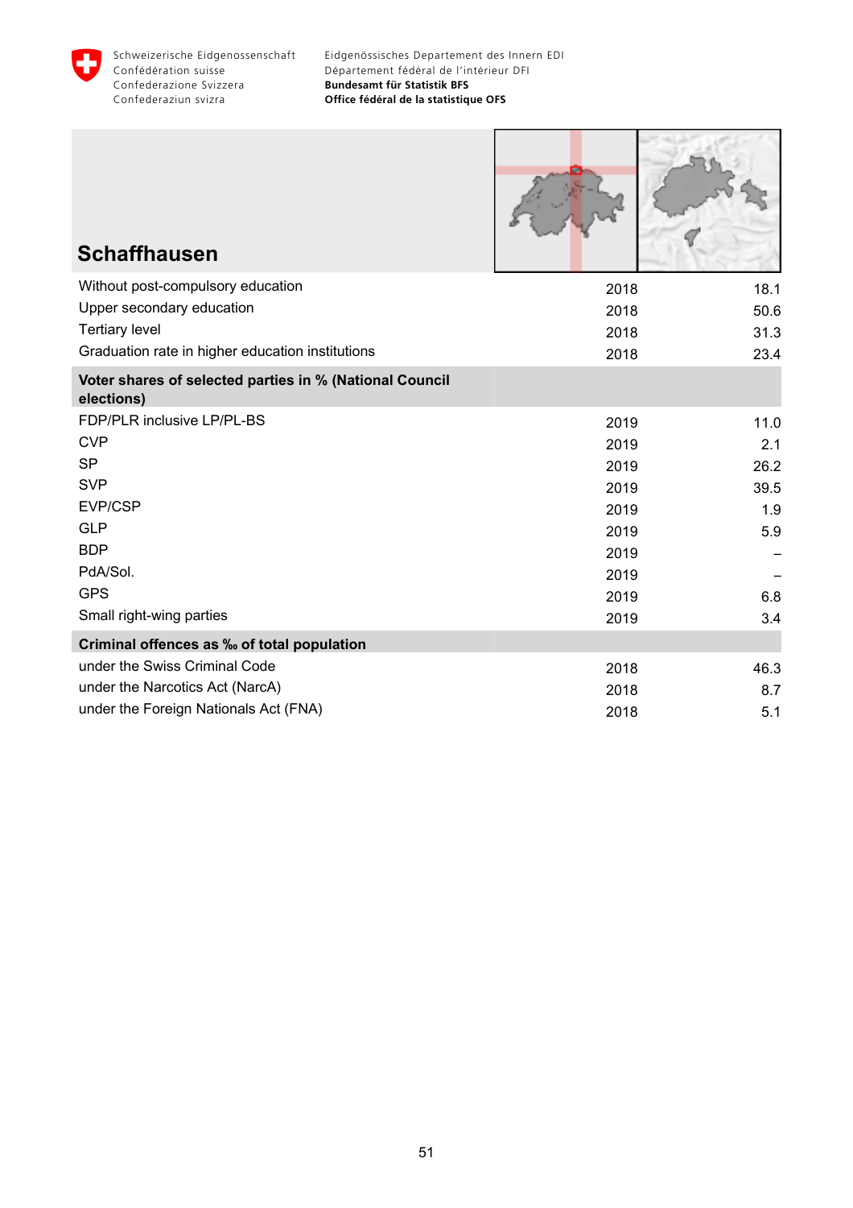Schweizerische Eidgenossenschaft
Confédération suisse
Confederazione Svizzera
Confederaziun svizra

Eidgenössisches Departement des Innern EDI
Département fédéral de l'intérieur DFI
**Bundesamt für Statistik BFS**
**Office fédéral de la statistique OFS**

## Schaffhausen

| | | |
|---|---|---|
| Without post-compulsory education | 2018 | 18.1 |
| Upper secondary education | 2018 | 50.6 |
| Tertiary level | 2018 | 31.3 |
| Graduation rate in higher education institutions | 2018 | 23.4 |
| **Voter shares of selected parties in % (National Council elections)** | | |
| FDP/PLR inclusive LP/PL-BS | 2019 | 11.0 |
| CVP | 2019 | 2.1 |
| SP | 2019 | 26.2 |
| SVP | 2019 | 39.5 |
| EVP/CSP | 2019 | 1.9 |
| GLP | 2019 | 5.9 |
| BDP | 2019 | – |
| PdA/Sol. | 2019 | – |
| GPS | 2019 | 6.8 |
| Small right-wing parties | 2019 | 3.4 |
| **Criminal offences as ‰ of total population** | | |
| under the Swiss Criminal Code | 2018 | 46.3 |
| under the Narcotics Act (NarcA) | 2018 | 8.7 |
| under the Foreign Nationals Act (FNA) | 2018 | 5.1 |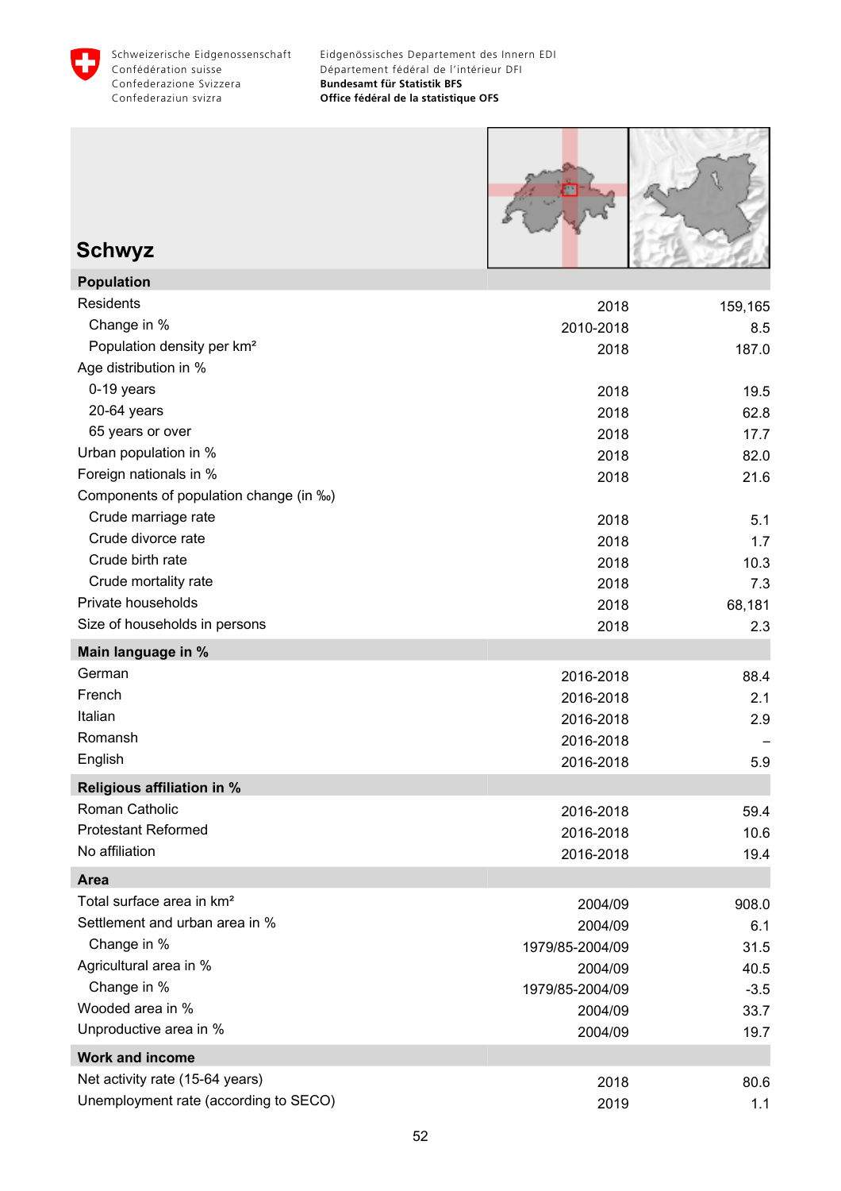# Schwyz

| Population | | |
|---|---|---|
| Residents | 2018 | 159,165 |
| Change in % | 2010-2018 | 8.5 |
| Population density per km² | 2018 | 187.0 |
| Age distribution in % | | |
| 0-19 years | 2018 | 19.5 |
| 20-64 years | 2018 | 62.8 |
| 65 years or over | 2018 | 17.7 |
| Urban population in % | 2018 | 82.0 |
| Foreign nationals in % | 2018 | 21.6 |
| Components of population change (in ‰) | | |
| Crude marriage rate | 2018 | 5.1 |
| Crude divorce rate | 2018 | 1.7 |
| Crude birth rate | 2018 | 10.3 |
| Crude mortality rate | 2018 | 7.3 |
| Private households | 2018 | 68,181 |
| Size of households in persons | 2018 | 2.3 |
| **Main language in %** | | |
| German | 2016-2018 | 88.4 |
| French | 2016-2018 | 2.1 |
| Italian | 2016-2018 | 2.9 |
| Romansh | 2016-2018 | – |
| English | 2016-2018 | 5.9 |
| **Religious affiliation in %** | | |
| Roman Catholic | 2016-2018 | 59.4 |
| Protestant Reformed | 2016-2018 | 10.6 |
| No affiliation | 2016-2018 | 19.4 |
| **Area** | | |
| Total surface area in km² | 2004/09 | 908.0 |
| Settlement and urban area in % | 2004/09 | 6.1 |
| Change in % | 1979/85-2004/09 | 31.5 |
| Agricultural area in % | 2004/09 | 40.5 |
| Change in % | 1979/85-2004/09 | -3.5 |
| Wooded area in % | 2004/09 | 33.7 |
| Unproductive area in % | 2004/09 | 19.7 |
| **Work and income** | | |
| Net activity rate (15-64 years) | 2018 | 80.6 |
| Unemployment rate (according to SECO) | 2019 | 1.1 |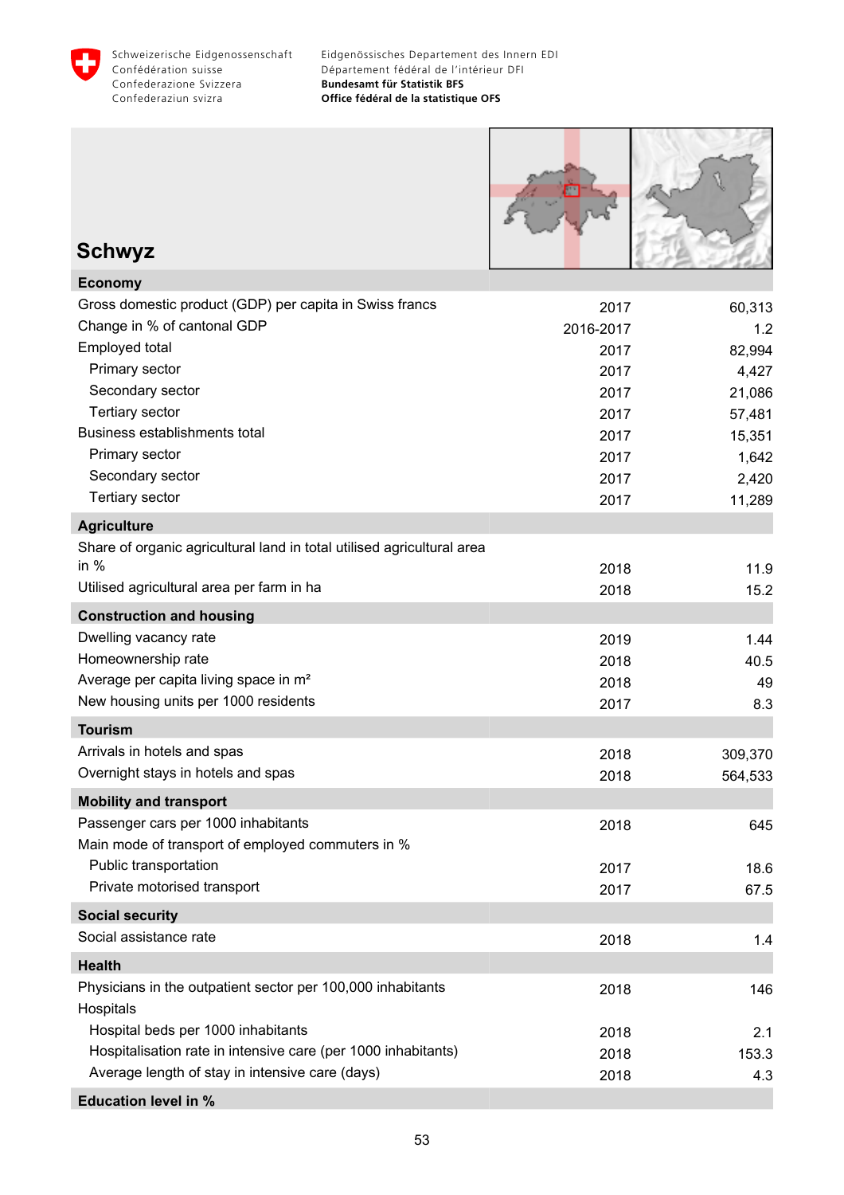# Schwyz

| | | |
|---|---|---|
| **Economy** | | |
| Gross domestic product (GDP) per capita in Swiss francs | 2017 | 60,313 |
| Change in % of cantonal GDP | 2016-2017 | 1.2 |
| Employed total | 2017 | 82,994 |
| Primary sector | 2017 | 4,427 |
| Secondary sector | 2017 | 21,086 |
| Tertiary sector | 2017 | 57,481 |
| Business establishments total | 2017 | 15,351 |
| Primary sector | 2017 | 1,642 |
| Secondary sector | 2017 | 2,420 |
| Tertiary sector | 2017 | 11,289 |
| **Agriculture** | | |
| Share of organic agricultural land in total utilised agricultural area in % | 2018 | 11.9 |
| Utilised agricultural area per farm in ha | 2018 | 15.2 |
| **Construction and housing** | | |
| Dwelling vacancy rate | 2019 | 1.44 |
| Homeownership rate | 2018 | 40.5 |
| Average per capita living space in m² | 2018 | 49 |
| New housing units per 1000 residents | 2017 | 8.3 |
| **Tourism** | | |
| Arrivals in hotels and spas | 2018 | 309,370 |
| Overnight stays in hotels and spas | 2018 | 564,533 |
| **Mobility and transport** | | |
| Passenger cars per 1000 inhabitants | 2018 | 645 |
| Main mode of transport of employed commuters in % | | |
| Public transportation | 2017 | 18.6 |
| Private motorised transport | 2017 | 67.5 |
| **Social security** | | |
| Social assistance rate | 2018 | 1.4 |
| **Health** | | |
| Physicians in the outpatient sector per 100,000 inhabitants | 2018 | 146 |
| Hospitals | | |
| Hospital beds per 1000 inhabitants | 2018 | 2.1 |
| Hospitalisation rate in intensive care (per 1000 inhabitants) | 2018 | 153.3 |
| Average length of stay in intensive care (days) | 2018 | 4.3 |
| **Education level in %** | | |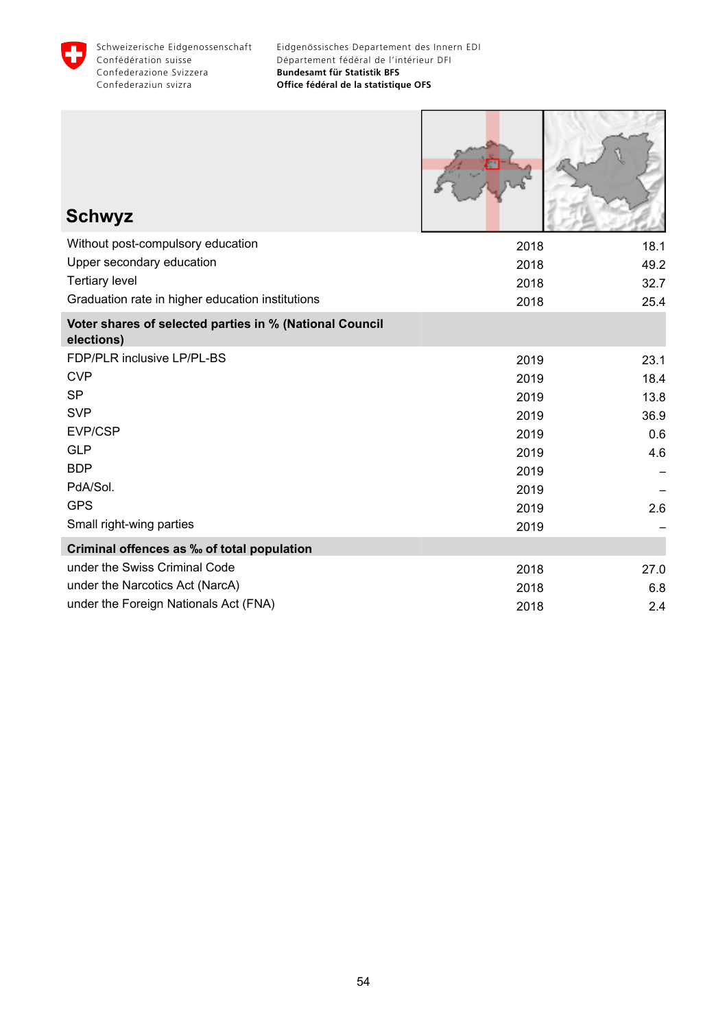# Schwyz

| | | |
|---|---|---|
| Without post-compulsory education | 2018 | 18.1 |
| Upper secondary education | 2018 | 49.2 |
| Tertiary level | 2018 | 32.7 |
| Graduation rate in higher education institutions | 2018 | 25.4 |
| **Voter shares of selected parties in % (National Council elections)** | | |
| FDP/PLR inclusive LP/PL-BS | 2019 | 23.1 |
| CVP | 2019 | 18.4 |
| SP | 2019 | 13.8 |
| SVP | 2019 | 36.9 |
| EVP/CSP | 2019 | 0.6 |
| GLP | 2019 | 4.6 |
| BDP | 2019 | – |
| PdA/Sol. | 2019 | – |
| GPS | 2019 | 2.6 |
| Small right-wing parties | 2019 | – |
| **Criminal offences as ‰ of total population** | | |
| under the Swiss Criminal Code | 2018 | 27.0 |
| under the Narcotics Act (NarcA) | 2018 | 6.8 |
| under the Foreign Nationals Act (FNA) | 2018 | 2.4 |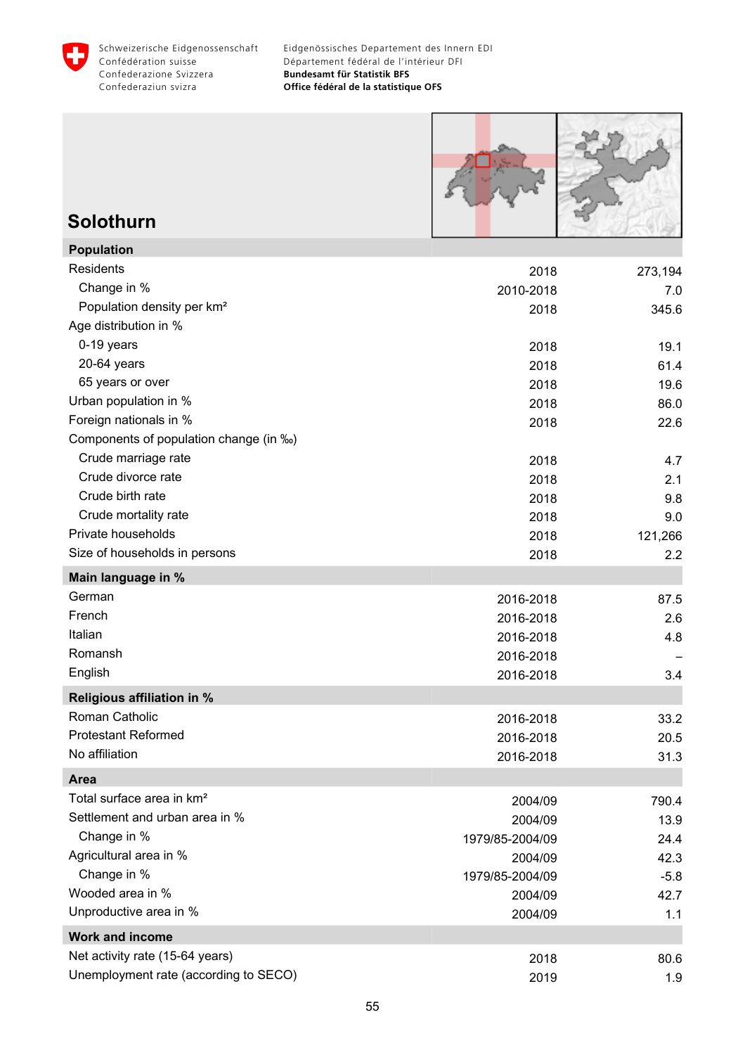Schweizerische Eidgenossenschaft
Confédération suisse
Confederazione Svizzera
Confederaziun svizra

Eidgenössisches Departement des Innern EDI
Département fédéral de l'intérieur DFI
**Bundesamt für Statistik BFS**
**Office fédéral de la statistique OFS**

# Solothurn

| **Population** | | |
|---|---|---|
| Residents | 2018 | 273,194 |
| Change in % | 2010-2018 | 7.0 |
| Population density per km² | 2018 | 345.6 |
| Age distribution in % | | |
| 0-19 years | 2018 | 19.1 |
| 20-64 years | 2018 | 61.4 |
| 65 years or over | 2018 | 19.6 |
| Urban population in % | 2018 | 86.0 |
| Foreign nationals in % | 2018 | 22.6 |
| Components of population change (in ‰) | | |
| Crude marriage rate | 2018 | 4.7 |
| Crude divorce rate | 2018 | 2.1 |
| Crude birth rate | 2018 | 9.8 |
| Crude mortality rate | 2018 | 9.0 |
| Private households | 2018 | 121,266 |
| Size of households in persons | 2018 | 2.2 |
| **Main language in %** | | |
| German | 2016-2018 | 87.5 |
| French | 2016-2018 | 2.6 |
| Italian | 2016-2018 | 4.8 |
| Romansh | 2016-2018 | – |
| English | 2016-2018 | 3.4 |
| **Religious affiliation in %** | | |
| Roman Catholic | 2016-2018 | 33.2 |
| Protestant Reformed | 2016-2018 | 20.5 |
| No affiliation | 2016-2018 | 31.3 |
| **Area** | | |
| Total surface area in km² | 2004/09 | 790.4 |
| Settlement and urban area in % | 2004/09 | 13.9 |
| Change in % | 1979/85-2004/09 | 24.4 |
| Agricultural area in % | 2004/09 | 42.3 |
| Change in % | 1979/85-2004/09 | -5.8 |
| Wooded area in % | 2004/09 | 42.7 |
| Unproductive area in % | 2004/09 | 1.1 |
| **Work and income** | | |
| Net activity rate (15-64 years) | 2018 | 80.6 |
| Unemployment rate (according to SECO) | 2019 | 1.9 |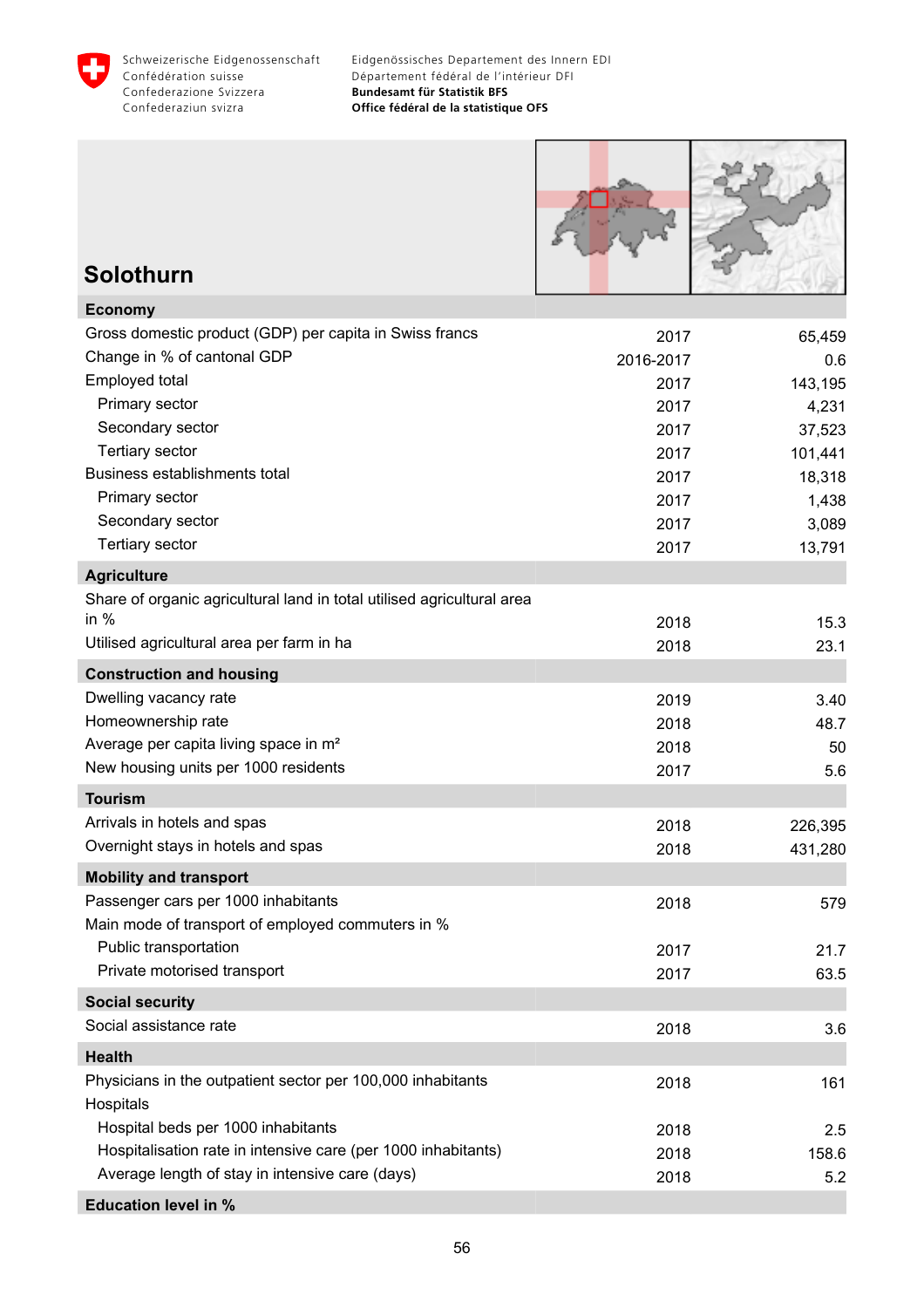# Solothurn

| Economy | | |
|---|---|---|
| Gross domestic product (GDP) per capita in Swiss francs | 2017 | 65,459 |
| Change in % of cantonal GDP | 2016-2017 | 0.6 |
| Employed total | 2017 | 143,195 |
| Primary sector | 2017 | 4,231 |
| Secondary sector | 2017 | 37,523 |
| Tertiary sector | 2017 | 101,441 |
| Business establishments total | 2017 | 18,318 |
| Primary sector | 2017 | 1,438 |
| Secondary sector | 2017 | 3,089 |
| Tertiary sector | 2017 | 13,791 |
| **Agriculture** | | |
| Share of organic agricultural land in total utilised agricultural area in % | 2018 | 15.3 |
| Utilised agricultural area per farm in ha | 2018 | 23.1 |
| **Construction and housing** | | |
| Dwelling vacancy rate | 2019 | 3.40 |
| Homeownership rate | 2018 | 48.7 |
| Average per capita living space in m² | 2018 | 50 |
| New housing units per 1000 residents | 2017 | 5.6 |
| **Tourism** | | |
| Arrivals in hotels and spas | 2018 | 226,395 |
| Overnight stays in hotels and spas | 2018 | 431,280 |
| **Mobility and transport** | | |
| Passenger cars per 1000 inhabitants | 2018 | 579 |
| Main mode of transport of employed commuters in % | | |
| Public transportation | 2017 | 21.7 |
| Private motorised transport | 2017 | 63.5 |
| **Social security** | | |
| Social assistance rate | 2018 | 3.6 |
| **Health** | | |
| Physicians in the outpatient sector per 100,000 inhabitants | 2018 | 161 |
| Hospitals | | |
| Hospital beds per 1000 inhabitants | 2018 | 2.5 |
| Hospitalisation rate in intensive care (per 1000 inhabitants) | 2018 | 158.6 |
| Average length of stay in intensive care (days) | 2018 | 5.2 |
| **Education level in %** | | |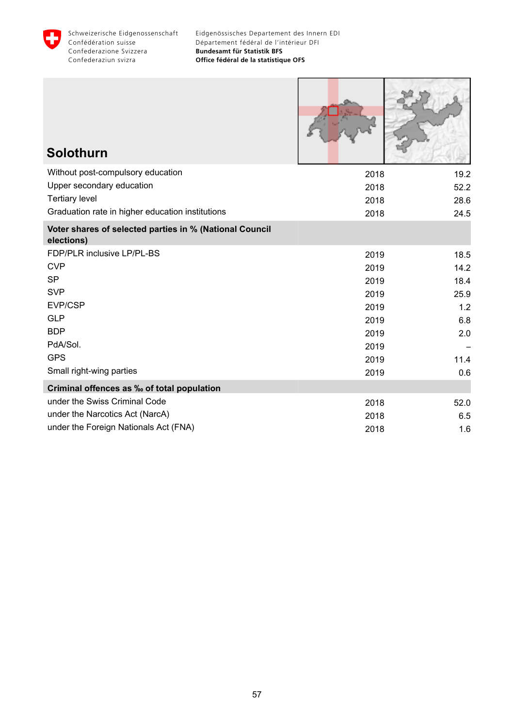## Solothurn

| | | |
|---|---|---|
| Without post-compulsory education | 2018 | 19.2 |
| Upper secondary education | 2018 | 52.2 |
| Tertiary level | 2018 | 28.6 |
| Graduation rate in higher education institutions | 2018 | 24.5 |
| **Voter shares of selected parties in % (National Council elections)** | | |
| FDP/PLR inclusive LP/PL-BS | 2019 | 18.5 |
| CVP | 2019 | 14.2 |
| SP | 2019 | 18.4 |
| SVP | 2019 | 25.9 |
| EVP/CSP | 2019 | 1.2 |
| GLP | 2019 | 6.8 |
| BDP | 2019 | 2.0 |
| PdA/Sol. | 2019 | – |
| GPS | 2019 | 11.4 |
| Small right-wing parties | 2019 | 0.6 |
| **Criminal offences as ‰ of total population** | | |
| under the Swiss Criminal Code | 2018 | 52.0 |
| under the Narcotics Act (NarcA) | 2018 | 6.5 |
| under the Foreign Nationals Act (FNA) | 2018 | 1.6 |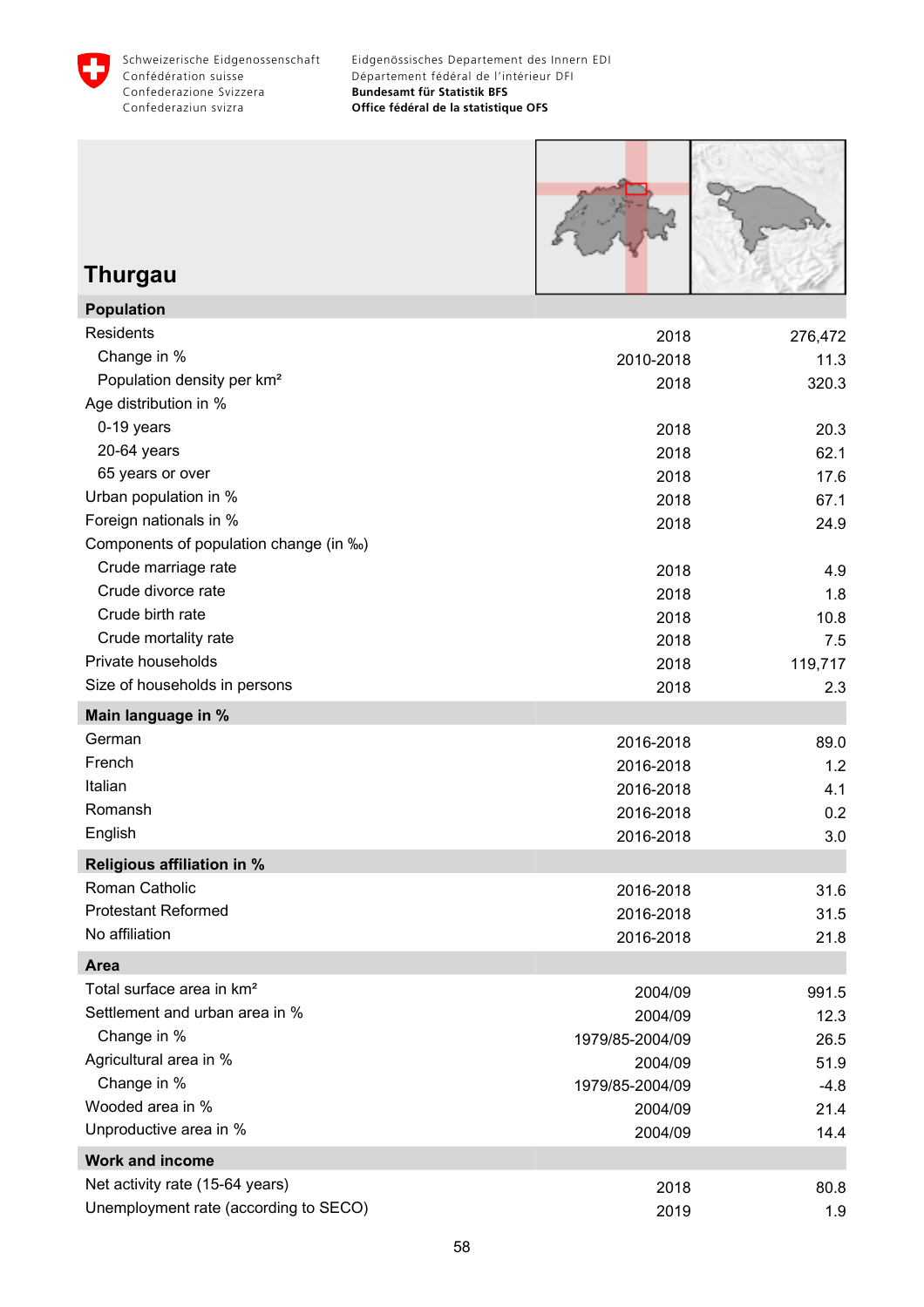Schweizerische Eidgenossenschaft
Confédération suisse
Confederazione Svizzera
Confederaziun svizra

Eidgenössisches Departement des Innern EDI
Département fédéral de l'intérieur DFI
**Bundesamt für Statistik BFS**
**Office fédéral de la statistique OFS**

# Thurgau

| **Population** | | |
|---|---|---|
| Residents | 2018 | 276,472 |
| Change in % | 2010-2018 | 11.3 |
| Population density per km² | 2018 | 320.3 |
| Age distribution in % | | |
| 0-19 years | 2018 | 20.3 |
| 20-64 years | 2018 | 62.1 |
| 65 years or over | 2018 | 17.6 |
| Urban population in % | 2018 | 67.1 |
| Foreign nationals in % | 2018 | 24.9 |
| Components of population change (in ‰) | | |
| Crude marriage rate | 2018 | 4.9 |
| Crude divorce rate | 2018 | 1.8 |
| Crude birth rate | 2018 | 10.8 |
| Crude mortality rate | 2018 | 7.5 |
| Private households | 2018 | 119,717 |
| Size of households in persons | 2018 | 2.3 |
| **Main language in %** | | |
| German | 2016-2018 | 89.0 |
| French | 2016-2018 | 1.2 |
| Italian | 2016-2018 | 4.1 |
| Romansh | 2016-2018 | 0.2 |
| English | 2016-2018 | 3.0 |
| **Religious affiliation in %** | | |
| Roman Catholic | 2016-2018 | 31.6 |
| Protestant Reformed | 2016-2018 | 31.5 |
| No affiliation | 2016-2018 | 21.8 |
| **Area** | | |
| Total surface area in km² | 2004/09 | 991.5 |
| Settlement and urban area in % | 2004/09 | 12.3 |
| Change in % | 1979/85-2004/09 | 26.5 |
| Agricultural area in % | 2004/09 | 51.9 |
| Change in % | 1979/85-2004/09 | -4.8 |
| Wooded area in % | 2004/09 | 21.4 |
| Unproductive area in % | 2004/09 | 14.4 |
| **Work and income** | | |
| Net activity rate (15-64 years) | 2018 | 80.8 |
| Unemployment rate (according to SECO) | 2019 | 1.9 |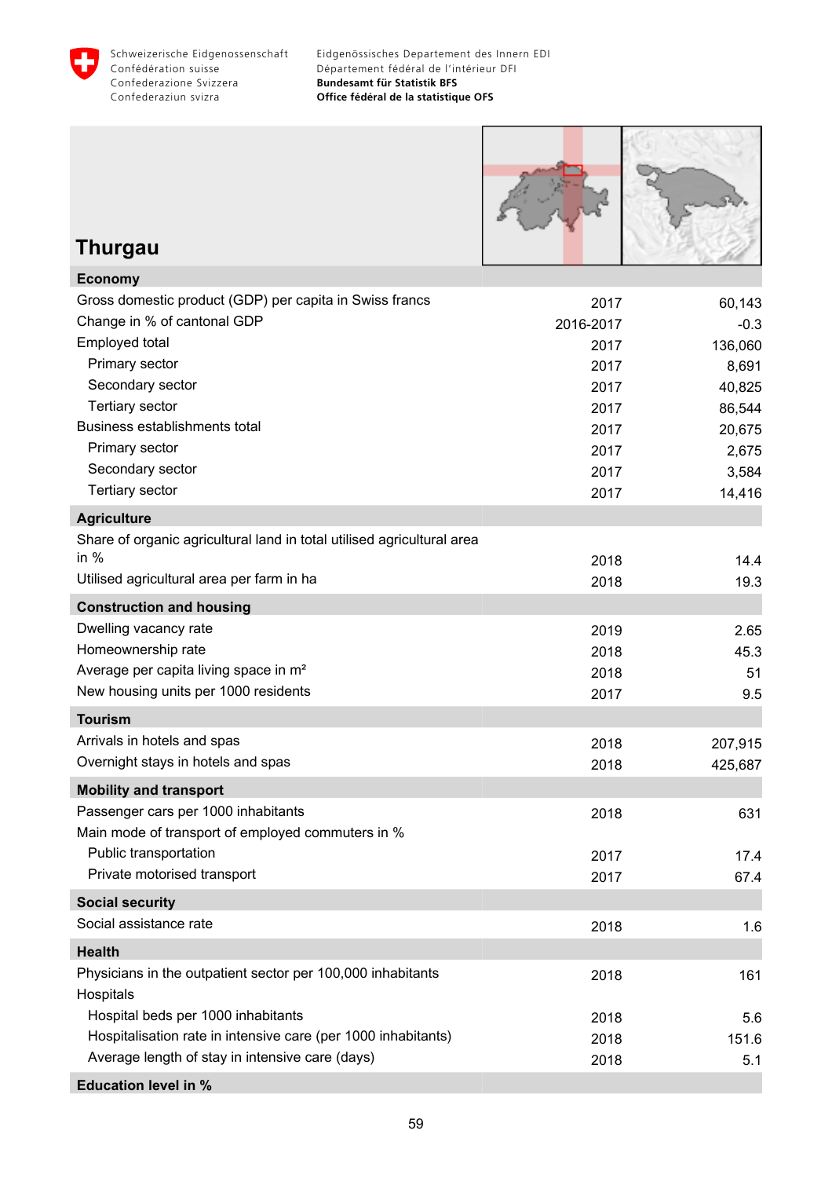# Thurgau

| Economy | | |
|---|---|---|
| Gross domestic product (GDP) per capita in Swiss francs | 2017 | 60,143 |
| Change in % of cantonal GDP | 2016-2017 | -0.3 |
| Employed total | 2017 | 136,060 |
| Primary sector | 2017 | 8,691 |
| Secondary sector | 2017 | 40,825 |
| Tertiary sector | 2017 | 86,544 |
| Business establishments total | 2017 | 20,675 |
| Primary sector | 2017 | 2,675 |
| Secondary sector | 2017 | 3,584 |
| Tertiary sector | 2017 | 14,416 |
| **Agriculture** | | |
| Share of organic agricultural land in total utilised agricultural area in % | 2018 | 14.4 |
| Utilised agricultural area per farm in ha | 2018 | 19.3 |
| **Construction and housing** | | |
| Dwelling vacancy rate | 2019 | 2.65 |
| Homeownership rate | 2018 | 45.3 |
| Average per capita living space in m² | 2018 | 51 |
| New housing units per 1000 residents | 2017 | 9.5 |
| **Tourism** | | |
| Arrivals in hotels and spas | 2018 | 207,915 |
| Overnight stays in hotels and spas | 2018 | 425,687 |
| **Mobility and transport** | | |
| Passenger cars per 1000 inhabitants | 2018 | 631 |
| Main mode of transport of employed commuters in % | | |
| Public transportation | 2017 | 17.4 |
| Private motorised transport | 2017 | 67.4 |
| **Social security** | | |
| Social assistance rate | 2018 | 1.6 |
| **Health** | | |
| Physicians in the outpatient sector per 100,000 inhabitants | 2018 | 161 |
| Hospitals | | |
| Hospital beds per 1000 inhabitants | 2018 | 5.6 |
| Hospitalisation rate in intensive care (per 1000 inhabitants) | 2018 | 151.6 |
| Average length of stay in intensive care (days) | 2018 | 5.1 |
| **Education level in %** | | |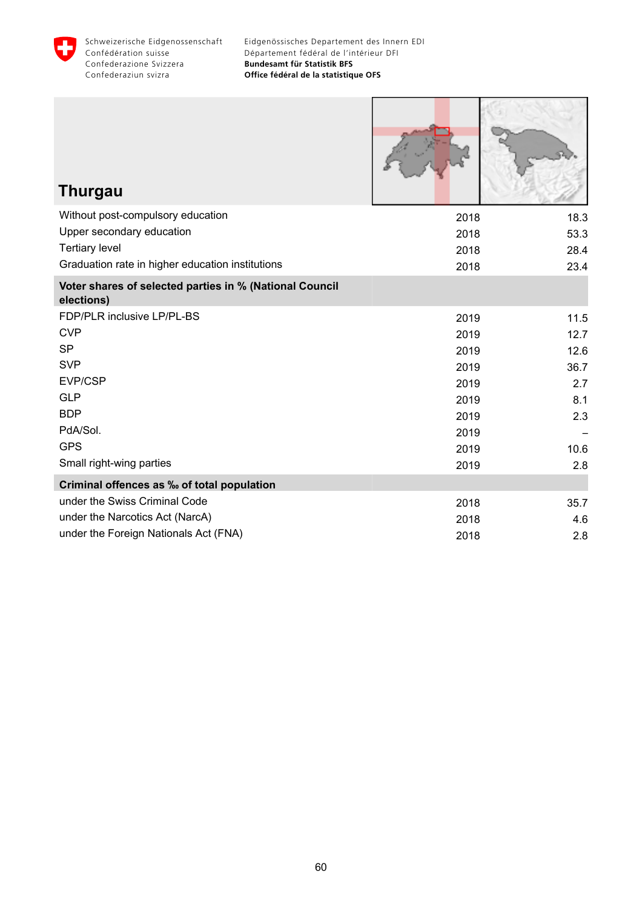# Thurgau

| | | |
|---|---|---|
| Without post-compulsory education | 2018 | 18.3 |
| Upper secondary education | 2018 | 53.3 |
| Tertiary level | 2018 | 28.4 |
| Graduation rate in higher education institutions | 2018 | 23.4 |
| **Voter shares of selected parties in % (National Council elections)** | | |
| FDP/PLR inclusive LP/PL-BS | 2019 | 11.5 |
| CVP | 2019 | 12.7 |
| SP | 2019 | 12.6 |
| SVP | 2019 | 36.7 |
| EVP/CSP | 2019 | 2.7 |
| GLP | 2019 | 8.1 |
| BDP | 2019 | 2.3 |
| PdA/Sol. | 2019 | – |
| GPS | 2019 | 10.6 |
| Small right-wing parties | 2019 | 2.8 |
| **Criminal offences as ‰ of total population** | | |
| under the Swiss Criminal Code | 2018 | 35.7 |
| under the Narcotics Act (NarcA) | 2018 | 4.6 |
| under the Foreign Nationals Act (FNA) | 2018 | 2.8 |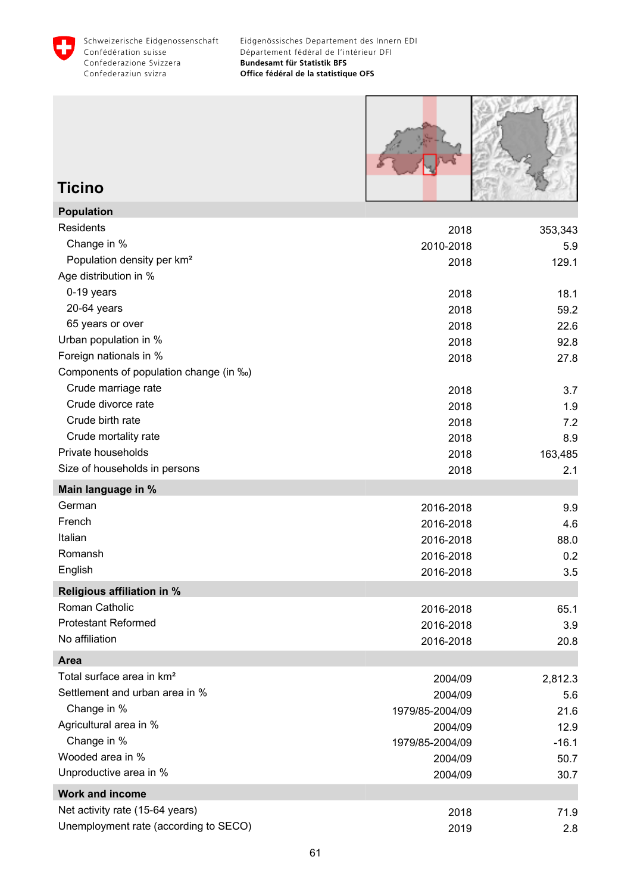Schweizerische Eidgenossenschaft
Confédération suisse
Confederazione Svizzera
Confederaziun svizra

Eidgenössisches Departement des Innern EDI
Département fédéral de l'intérieur DFI
**Bundesamt für Statistik BFS**
**Office fédéral de la statistique OFS**

# Ticino

| **Population** | | |
|---|---|---|
| Residents | 2018 | 353,343 |
| Change in % | 2010-2018 | 5.9 |
| Population density per km² | 2018 | 129.1 |
| Age distribution in % | | |
| 0-19 years | 2018 | 18.1 |
| 20-64 years | 2018 | 59.2 |
| 65 years or over | 2018 | 22.6 |
| Urban population in % | 2018 | 92.8 |
| Foreign nationals in % | 2018 | 27.8 |
| Components of population change (in ‰) | | |
| Crude marriage rate | 2018 | 3.7 |
| Crude divorce rate | 2018 | 1.9 |
| Crude birth rate | 2018 | 7.2 |
| Crude mortality rate | 2018 | 8.9 |
| Private households | 2018 | 163,485 |
| Size of households in persons | 2018 | 2.1 |
| **Main language in %** | | |
| German | 2016-2018 | 9.9 |
| French | 2016-2018 | 4.6 |
| Italian | 2016-2018 | 88.0 |
| Romansh | 2016-2018 | 0.2 |
| English | 2016-2018 | 3.5 |
| **Religious affiliation in %** | | |
| Roman Catholic | 2016-2018 | 65.1 |
| Protestant Reformed | 2016-2018 | 3.9 |
| No affiliation | 2016-2018 | 20.8 |
| **Area** | | |
| Total surface area in km² | 2004/09 | 2,812.3 |
| Settlement and urban area in % | 2004/09 | 5.6 |
| Change in % | 1979/85-2004/09 | 21.6 |
| Agricultural area in % | 2004/09 | 12.9 |
| Change in % | 1979/85-2004/09 | -16.1 |
| Wooded area in % | 2004/09 | 50.7 |
| Unproductive area in % | 2004/09 | 30.7 |
| **Work and income** | | |
| Net activity rate (15-64 years) | 2018 | 71.9 |
| Unemployment rate (according to SECO) | 2019 | 2.8 |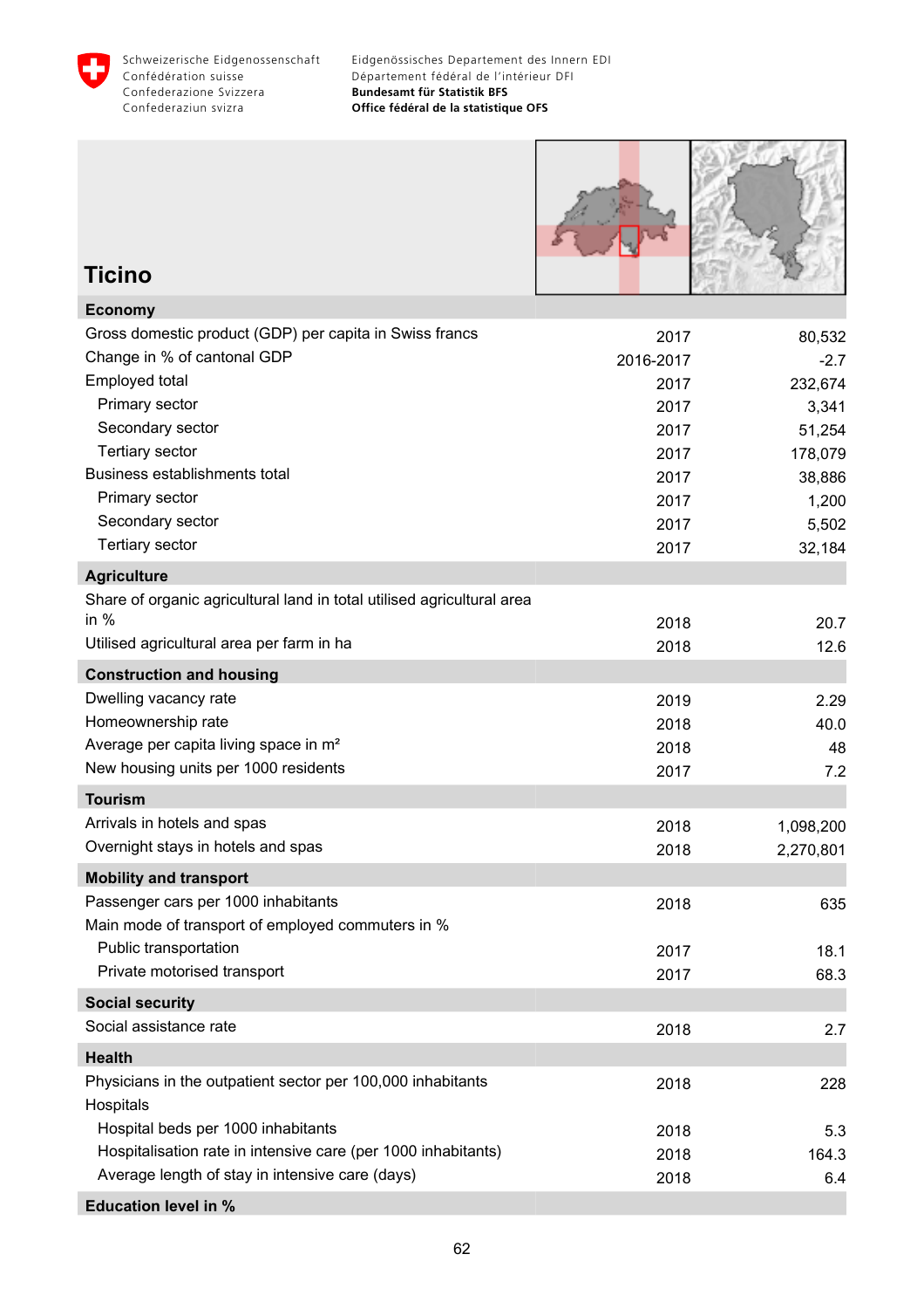# Ticino

| Economy | | |
|---|---|---|
| Gross domestic product (GDP) per capita in Swiss francs | 2017 | 80,532 |
| Change in % of cantonal GDP | 2016-2017 | -2.7 |
| Employed total | 2017 | 232,674 |
| Primary sector | 2017 | 3,341 |
| Secondary sector | 2017 | 51,254 |
| Tertiary sector | 2017 | 178,079 |
| Business establishments total | 2017 | 38,886 |
| Primary sector | 2017 | 1,200 |
| Secondary sector | 2017 | 5,502 |
| Tertiary sector | 2017 | 32,184 |
| **Agriculture** | | |
| Share of organic agricultural land in total utilised agricultural area in % | 2018 | 20.7 |
| Utilised agricultural area per farm in ha | 2018 | 12.6 |
| **Construction and housing** | | |
| Dwelling vacancy rate | 2019 | 2.29 |
| Homeownership rate | 2018 | 40.0 |
| Average per capita living space in m² | 2018 | 48 |
| New housing units per 1000 residents | 2017 | 7.2 |
| **Tourism** | | |
| Arrivals in hotels and spas | 2018 | 1,098,200 |
| Overnight stays in hotels and spas | 2018 | 2,270,801 |
| **Mobility and transport** | | |
| Passenger cars per 1000 inhabitants | 2018 | 635 |
| Main mode of transport of employed commuters in % | | |
| Public transportation | 2017 | 18.1 |
| Private motorised transport | 2017 | 68.3 |
| **Social security** | | |
| Social assistance rate | 2018 | 2.7 |
| **Health** | | |
| Physicians in the outpatient sector per 100,000 inhabitants | 2018 | 228 |
| Hospitals | | |
| Hospital beds per 1000 inhabitants | 2018 | 5.3 |
| Hospitalisation rate in intensive care (per 1000 inhabitants) | 2018 | 164.3 |
| Average length of stay in intensive care (days) | 2018 | 6.4 |
| **Education level in %** | | |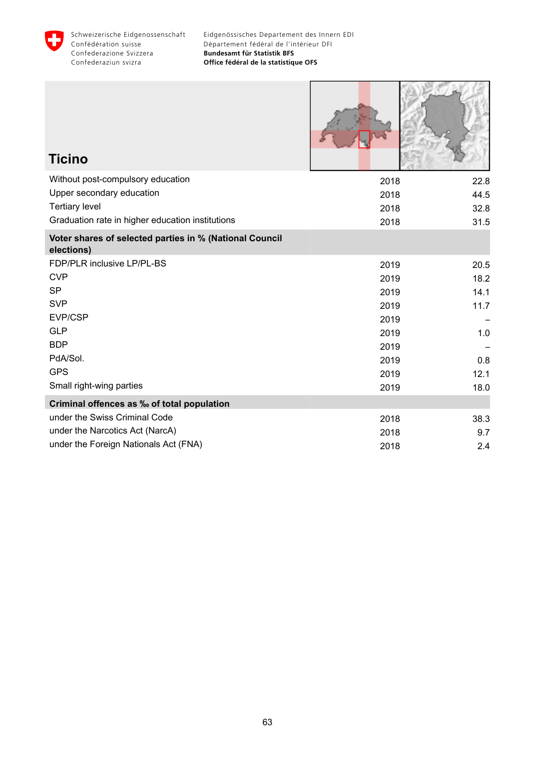# Ticino

| | | |
|---|---|---|
| Without post-compulsory education | 2018 | 22.8 |
| Upper secondary education | 2018 | 44.5 |
| Tertiary level | 2018 | 32.8 |
| Graduation rate in higher education institutions | 2018 | 31.5 |
| **Voter shares of selected parties in % (National Council elections)** | | |
| FDP/PLR inclusive LP/PL-BS | 2019 | 20.5 |
| CVP | 2019 | 18.2 |
| SP | 2019 | 14.1 |
| SVP | 2019 | 11.7 |
| EVP/CSP | 2019 | – |
| GLP | 2019 | 1.0 |
| BDP | 2019 | – |
| PdA/Sol. | 2019 | 0.8 |
| GPS | 2019 | 12.1 |
| Small right-wing parties | 2019 | 18.0 |
| **Criminal offences as ‰ of total population** | | |
| under the Swiss Criminal Code | 2018 | 38.3 |
| under the Narcotics Act (NarcA) | 2018 | 9.7 |
| under the Foreign Nationals Act (FNA) | 2018 | 2.4 |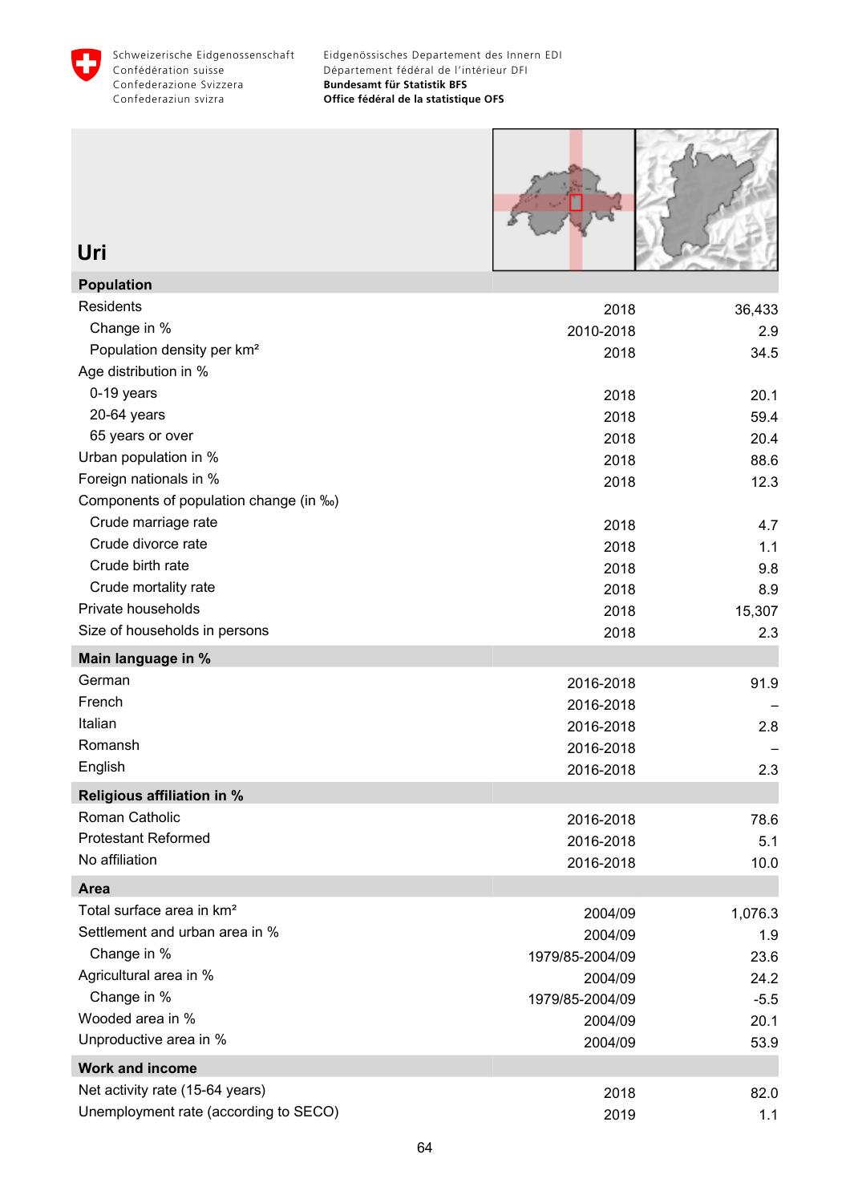Schweizerische Eidgenossenschaft
Confédération suisse
Confederazione Svizzera
Confederaziun svizra

Eidgenössisches Departement des Innern EDI
Département fédéral de l'intérieur DFI
**Bundesamt für Statistik BFS**
**Office fédéral de la statistique OFS**

# Uri

| **Population** | | |
|---|---|---|
| Residents | 2018 | 36,433 |
| Change in % | 2010-2018 | 2.9 |
| Population density per km² | 2018 | 34.5 |
| Age distribution in % | | |
| 0-19 years | 2018 | 20.1 |
| 20-64 years | 2018 | 59.4 |
| 65 years or over | 2018 | 20.4 |
| Urban population in % | 2018 | 88.6 |
| Foreign nationals in % | 2018 | 12.3 |
| Components of population change (in ‰) | | |
| Crude marriage rate | 2018 | 4.7 |
| Crude divorce rate | 2018 | 1.1 |
| Crude birth rate | 2018 | 9.8 |
| Crude mortality rate | 2018 | 8.9 |
| Private households | 2018 | 15,307 |
| Size of households in persons | 2018 | 2.3 |
| **Main language in %** | | |
| German | 2016-2018 | 91.9 |
| French | 2016-2018 | – |
| Italian | 2016-2018 | 2.8 |
| Romansh | 2016-2018 | – |
| English | 2016-2018 | 2.3 |
| **Religious affiliation in %** | | |
| Roman Catholic | 2016-2018 | 78.6 |
| Protestant Reformed | 2016-2018 | 5.1 |
| No affiliation | 2016-2018 | 10.0 |
| **Area** | | |
| Total surface area in km² | 2004/09 | 1,076.3 |
| Settlement and urban area in % | 2004/09 | 1.9 |
| Change in % | 1979/85-2004/09 | 23.6 |
| Agricultural area in % | 2004/09 | 24.2 |
| Change in % | 1979/85-2004/09 | -5.5 |
| Wooded area in % | 2004/09 | 20.1 |
| Unproductive area in % | 2004/09 | 53.9 |
| **Work and income** | | |
| Net activity rate (15-64 years) | 2018 | 82.0 |
| Unemployment rate (according to SECO) | 2019 | 1.1 |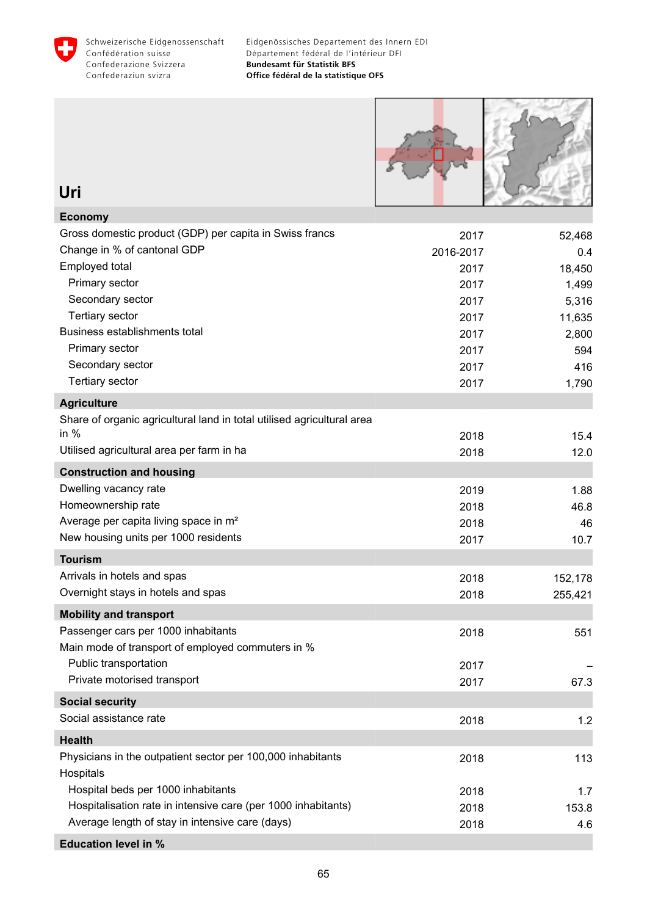## Uri

| Economy | | |
|---|---|---|
| Gross domestic product (GDP) per capita in Swiss francs | 2017 | 52,468 |
| Change in % of cantonal GDP | 2016-2017 | 0.4 |
| Employed total | 2017 | 18,450 |
| Primary sector | 2017 | 1,499 |
| Secondary sector | 2017 | 5,316 |
| Tertiary sector | 2017 | 11,635 |
| Business establishments total | 2017 | 2,800 |
| Primary sector | 2017 | 594 |
| Secondary sector | 2017 | 416 |
| Tertiary sector | 2017 | 1,790 |
| **Agriculture** | | |
| Share of organic agricultural land in total utilised agricultural area in % | 2018 | 15.4 |
| Utilised agricultural area per farm in ha | 2018 | 12.0 |
| **Construction and housing** | | |
| Dwelling vacancy rate | 2019 | 1.88 |
| Homeownership rate | 2018 | 46.8 |
| Average per capita living space in m² | 2018 | 46 |
| New housing units per 1000 residents | 2017 | 10.7 |
| **Tourism** | | |
| Arrivals in hotels and spas | 2018 | 152,178 |
| Overnight stays in hotels and spas | 2018 | 255,421 |
| **Mobility and transport** | | |
| Passenger cars per 1000 inhabitants | 2018 | 551 |
| Main mode of transport of employed commuters in % | | |
| Public transportation | 2017 | – |
| Private motorised transport | 2017 | 67.3 |
| **Social security** | | |
| Social assistance rate | 2018 | 1.2 |
| **Health** | | |
| Physicians in the outpatient sector per 100,000 inhabitants | 2018 | 113 |
| Hospitals | | |
| Hospital beds per 1000 inhabitants | 2018 | 1.7 |
| Hospitalisation rate in intensive care (per 1000 inhabitants) | 2018 | 153.8 |
| Average length of stay in intensive care (days) | 2018 | 4.6 |
| **Education level in %** | | |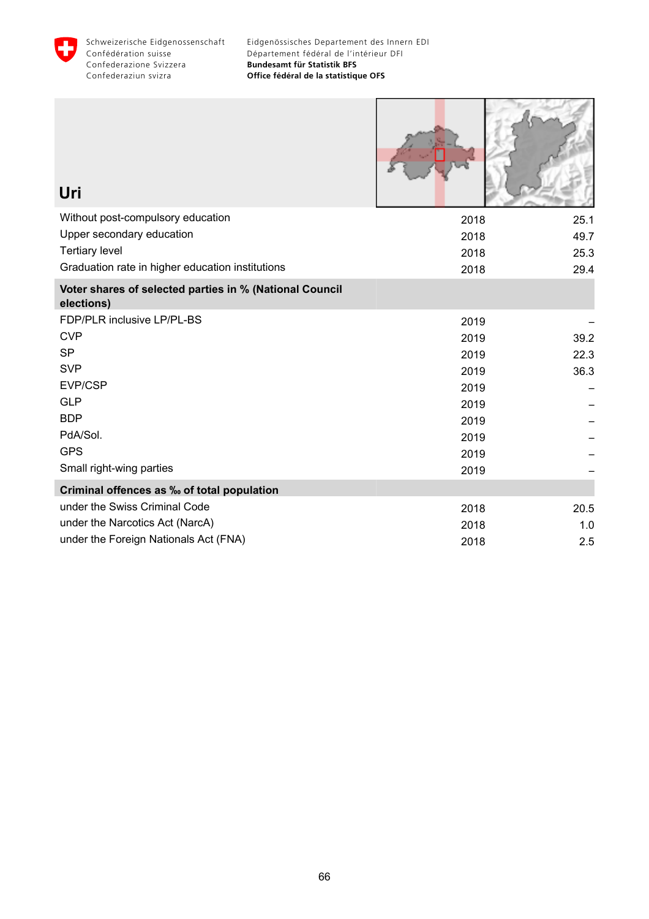Schweizerische Eidgenossenschaft
Confédération suisse
Confederazione Svizzera
Confederaziun svizra

Eidgenössisches Departement des Innern EDI
Département fédéral de l'intérieur DFI
**Bundesamt für Statistik BFS**
**Office fédéral de la statistique OFS**

# Uri

| | | |
|---|---|---|
| Without post-compulsory education | 2018 | 25.1 |
| Upper secondary education | 2018 | 49.7 |
| Tertiary level | 2018 | 25.3 |
| Graduation rate in higher education institutions | 2018 | 29.4 |
| **Voter shares of selected parties in % (National Council elections)** | | |
| FDP/PLR inclusive LP/PL-BS | 2019 | – |
| CVP | 2019 | 39.2 |
| SP | 2019 | 22.3 |
| SVP | 2019 | 36.3 |
| EVP/CSP | 2019 | – |
| GLP | 2019 | – |
| BDP | 2019 | – |
| PdA/Sol. | 2019 | – |
| GPS | 2019 | – |
| Small right-wing parties | 2019 | – |
| **Criminal offences as ‰ of total population** | | |
| under the Swiss Criminal Code | 2018 | 20.5 |
| under the Narcotics Act (NarcA) | 2018 | 1.0 |
| under the Foreign Nationals Act (FNA) | 2018 | 2.5 |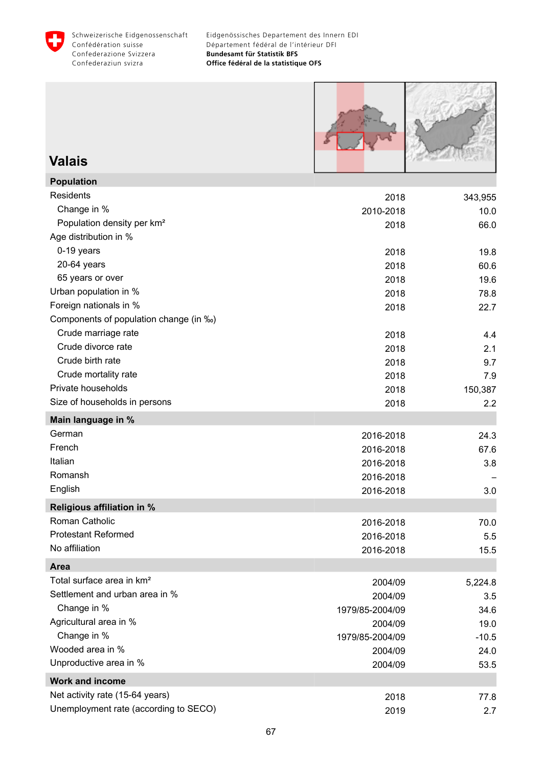# Valais

| Population | | |
|---|---|---|
| Residents | 2018 | 343,955 |
| Change in % | 2010-2018 | 10.0 |
| Population density per km² | 2018 | 66.0 |
| Age distribution in % | | |
| 0-19 years | 2018 | 19.8 |
| 20-64 years | 2018 | 60.6 |
| 65 years or over | 2018 | 19.6 |
| Urban population in % | 2018 | 78.8 |
| Foreign nationals in % | 2018 | 22.7 |
| Components of population change (in ‰) | | |
| Crude marriage rate | 2018 | 4.4 |
| Crude divorce rate | 2018 | 2.1 |
| Crude birth rate | 2018 | 9.7 |
| Crude mortality rate | 2018 | 7.9 |
| Private households | 2018 | 150,387 |
| Size of households in persons | 2018 | 2.2 |
| **Main language in %** | | |
| German | 2016-2018 | 24.3 |
| French | 2016-2018 | 67.6 |
| Italian | 2016-2018 | 3.8 |
| Romansh | 2016-2018 | – |
| English | 2016-2018 | 3.0 |
| **Religious affiliation in %** | | |
| Roman Catholic | 2016-2018 | 70.0 |
| Protestant Reformed | 2016-2018 | 5.5 |
| No affiliation | 2016-2018 | 15.5 |
| **Area** | | |
| Total surface area in km² | 2004/09 | 5,224.8 |
| Settlement and urban area in % | 2004/09 | 3.5 |
| Change in % | 1979/85-2004/09 | 34.6 |
| Agricultural area in % | 2004/09 | 19.0 |
| Change in % | 1979/85-2004/09 | -10.5 |
| Wooded area in % | 2004/09 | 24.0 |
| Unproductive area in % | 2004/09 | 53.5 |
| **Work and income** | | |
| Net activity rate (15-64 years) | 2018 | 77.8 |
| Unemployment rate (according to SECO) | 2019 | 2.7 |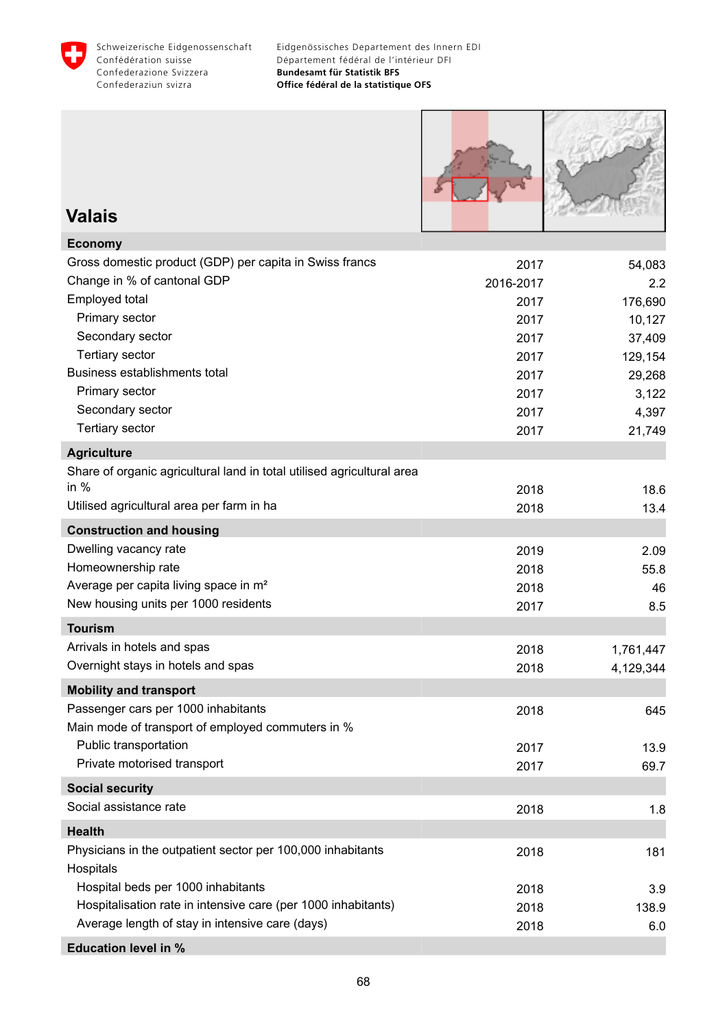# Valais

| Economy | | |
|---|---|---|
| Gross domestic product (GDP) per capita in Swiss francs | 2017 | 54,083 |
| Change in % of cantonal GDP | 2016-2017 | 2.2 |
| Employed total | 2017 | 176,690 |
| Primary sector | 2017 | 10,127 |
| Secondary sector | 2017 | 37,409 |
| Tertiary sector | 2017 | 129,154 |
| Business establishments total | 2017 | 29,268 |
| Primary sector | 2017 | 3,122 |
| Secondary sector | 2017 | 4,397 |
| Tertiary sector | 2017 | 21,749 |
| **Agriculture** | | |
| Share of organic agricultural land in total utilised agricultural area in % | 2018 | 18.6 |
| Utilised agricultural area per farm in ha | 2018 | 13.4 |
| **Construction and housing** | | |
| Dwelling vacancy rate | 2019 | 2.09 |
| Homeownership rate | 2018 | 55.8 |
| Average per capita living space in m² | 2018 | 46 |
| New housing units per 1000 residents | 2017 | 8.5 |
| **Tourism** | | |
| Arrivals in hotels and spas | 2018 | 1,761,447 |
| Overnight stays in hotels and spas | 2018 | 4,129,344 |
| **Mobility and transport** | | |
| Passenger cars per 1000 inhabitants | 2018 | 645 |
| Main mode of transport of employed commuters in % | | |
| Public transportation | 2017 | 13.9 |
| Private motorised transport | 2017 | 69.7 |
| **Social security** | | |
| Social assistance rate | 2018 | 1.8 |
| **Health** | | |
| Physicians in the outpatient sector per 100,000 inhabitants | 2018 | 181 |
| Hospitals | | |
| Hospital beds per 1000 inhabitants | 2018 | 3.9 |
| Hospitalisation rate in intensive care (per 1000 inhabitants) | 2018 | 138.9 |
| Average length of stay in intensive care (days) | 2018 | 6.0 |
| **Education level in %** | | |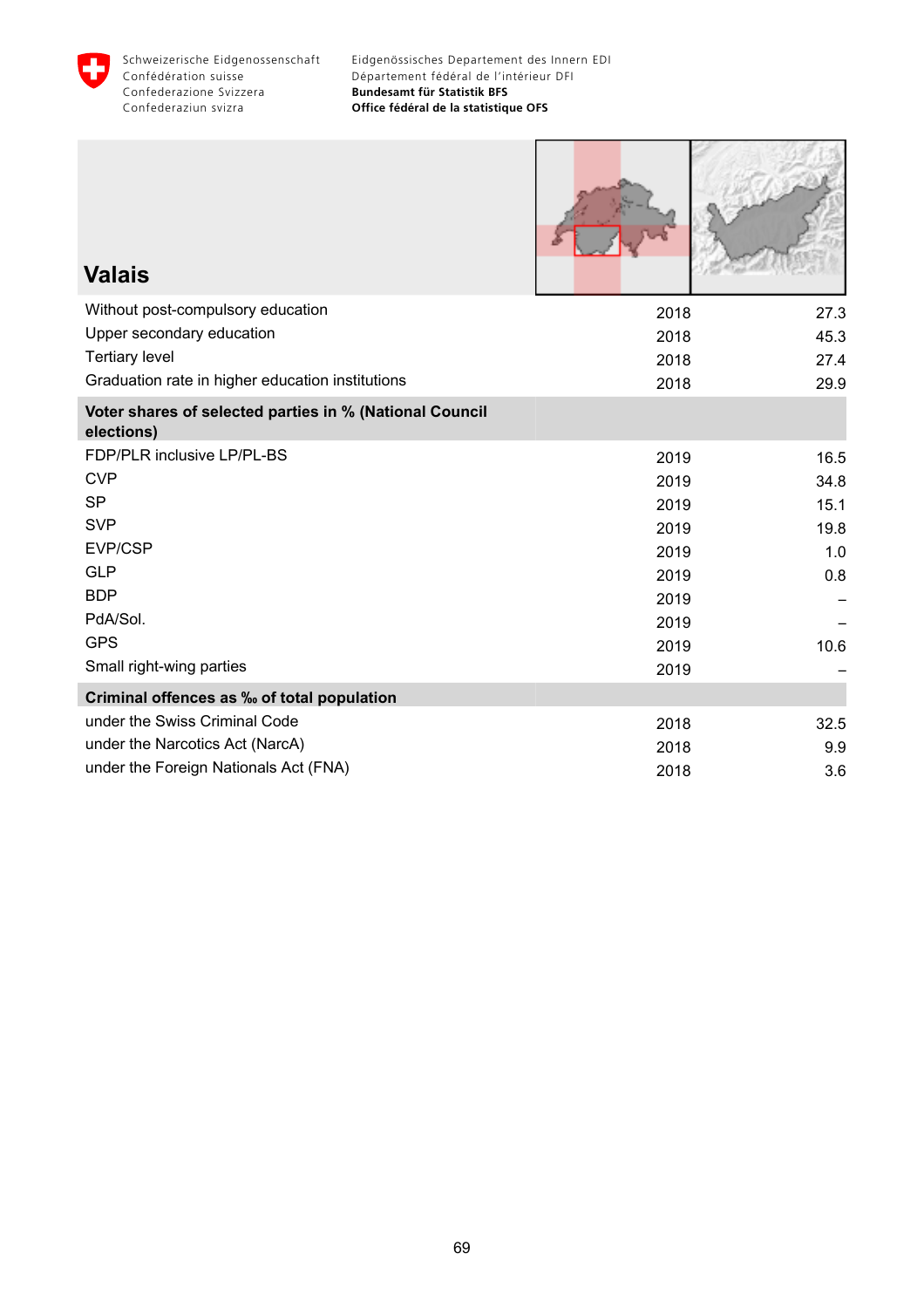# Valais

| | | |
|---|---|---|
| Without post-compulsory education | 2018 | 27.3 |
| Upper secondary education | 2018 | 45.3 |
| Tertiary level | 2018 | 27.4 |
| Graduation rate in higher education institutions | 2018 | 29.9 |
| **Voter shares of selected parties in % (National Council elections)** | | |
| FDP/PLR inclusive LP/PL-BS | 2019 | 16.5 |
| CVP | 2019 | 34.8 |
| SP | 2019 | 15.1 |
| SVP | 2019 | 19.8 |
| EVP/CSP | 2019 | 1.0 |
| GLP | 2019 | 0.8 |
| BDP | 2019 | – |
| PdA/Sol. | 2019 | – |
| GPS | 2019 | 10.6 |
| Small right-wing parties | 2019 | – |
| **Criminal offences as ‰ of total population** | | |
| under the Swiss Criminal Code | 2018 | 32.5 |
| under the Narcotics Act (NarcA) | 2018 | 9.9 |
| under the Foreign Nationals Act (FNA) | 2018 | 3.6 |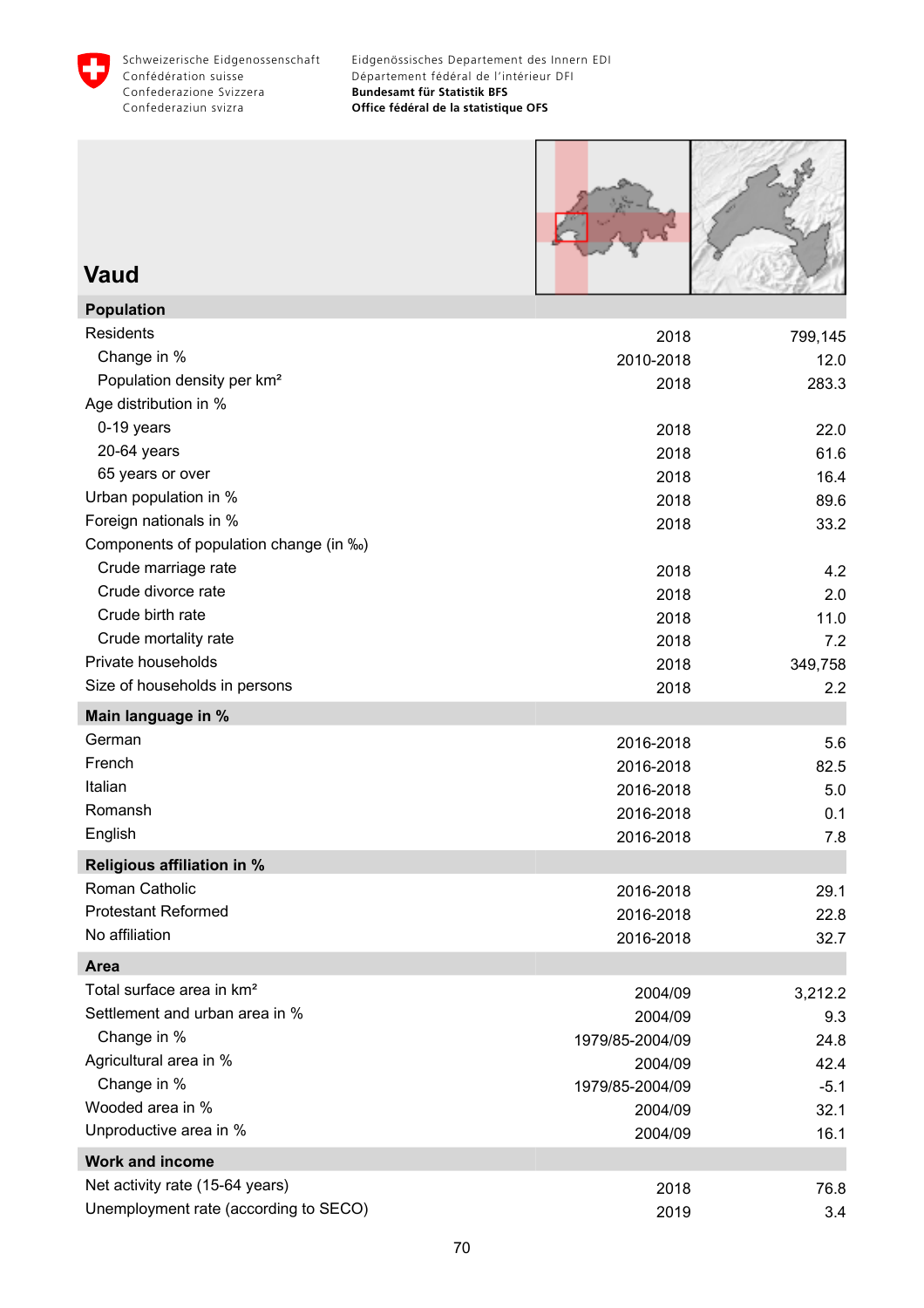Schweizerische Eidgenossenschaft
Confédération suisse
Confederazione Svizzera
Confederaziun svizra

Eidgenössisches Departement des Innern EDI
Département fédéral de l'intérieur DFI
**Bundesamt für Statistik BFS**
**Office fédéral de la statistique OFS**

# Vaud

| **Population** | | |
|---|---|---|
| Residents | 2018 | 799,145 |
| Change in % | 2010-2018 | 12.0 |
| Population density per km² | 2018 | 283.3 |
| Age distribution in % | | |
| 0-19 years | 2018 | 22.0 |
| 20-64 years | 2018 | 61.6 |
| 65 years or over | 2018 | 16.4 |
| Urban population in % | 2018 | 89.6 |
| Foreign nationals in % | 2018 | 33.2 |
| Components of population change (in ‰) | | |
| Crude marriage rate | 2018 | 4.2 |
| Crude divorce rate | 2018 | 2.0 |
| Crude birth rate | 2018 | 11.0 |
| Crude mortality rate | 2018 | 7.2 |
| Private households | 2018 | 349,758 |
| Size of households in persons | 2018 | 2.2 |
| **Main language in %** | | |
| German | 2016-2018 | 5.6 |
| French | 2016-2018 | 82.5 |
| Italian | 2016-2018 | 5.0 |
| Romansh | 2016-2018 | 0.1 |
| English | 2016-2018 | 7.8 |
| **Religious affiliation in %** | | |
| Roman Catholic | 2016-2018 | 29.1 |
| Protestant Reformed | 2016-2018 | 22.8 |
| No affiliation | 2016-2018 | 32.7 |
| **Area** | | |
| Total surface area in km² | 2004/09 | 3,212.2 |
| Settlement and urban area in % | 2004/09 | 9.3 |
| Change in % | 1979/85-2004/09 | 24.8 |
| Agricultural area in % | 2004/09 | 42.4 |
| Change in % | 1979/85-2004/09 | -5.1 |
| Wooded area in % | 2004/09 | 32.1 |
| Unproductive area in % | 2004/09 | 16.1 |
| **Work and income** | | |
| Net activity rate (15-64 years) | 2018 | 76.8 |
| Unemployment rate (according to SECO) | 2019 | 3.4 |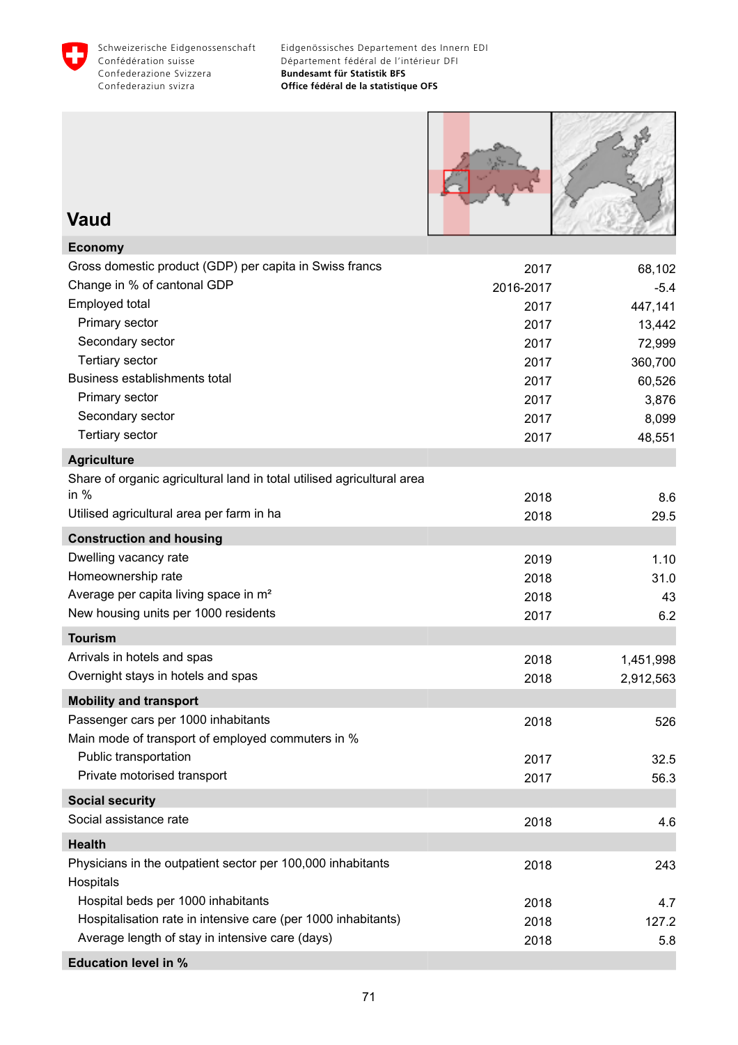## Vaud

| | | |
|---|---|---|
| **Economy** | | |
| Gross domestic product (GDP) per capita in Swiss francs | 2017 | 68,102 |
| Change in % of cantonal GDP | 2016-2017 | -5.4 |
| Employed total | 2017 | 447,141 |
| Primary sector | 2017 | 13,442 |
| Secondary sector | 2017 | 72,999 |
| Tertiary sector | 2017 | 360,700 |
| Business establishments total | 2017 | 60,526 |
| Primary sector | 2017 | 3,876 |
| Secondary sector | 2017 | 8,099 |
| Tertiary sector | 2017 | 48,551 |
| **Agriculture** | | |
| Share of organic agricultural land in total utilised agricultural area in % | 2018 | 8.6 |
| Utilised agricultural area per farm in ha | 2018 | 29.5 |
| **Construction and housing** | | |
| Dwelling vacancy rate | 2019 | 1.10 |
| Homeownership rate | 2018 | 31.0 |
| Average per capita living space in m² | 2018 | 43 |
| New housing units per 1000 residents | 2017 | 6.2 |
| **Tourism** | | |
| Arrivals in hotels and spas | 2018 | 1,451,998 |
| Overnight stays in hotels and spas | 2018 | 2,912,563 |
| **Mobility and transport** | | |
| Passenger cars per 1000 inhabitants | 2018 | 526 |
| Main mode of transport of employed commuters in % | | |
| Public transportation | 2017 | 32.5 |
| Private motorised transport | 2017 | 56.3 |
| **Social security** | | |
| Social assistance rate | 2018 | 4.6 |
| **Health** | | |
| Physicians in the outpatient sector per 100,000 inhabitants | 2018 | 243 |
| Hospitals | | |
| Hospital beds per 1000 inhabitants | 2018 | 4.7 |
| Hospitalisation rate in intensive care (per 1000 inhabitants) | 2018 | 127.2 |
| Average length of stay in intensive care (days) | 2018 | 5.8 |
| **Education level in %** | | |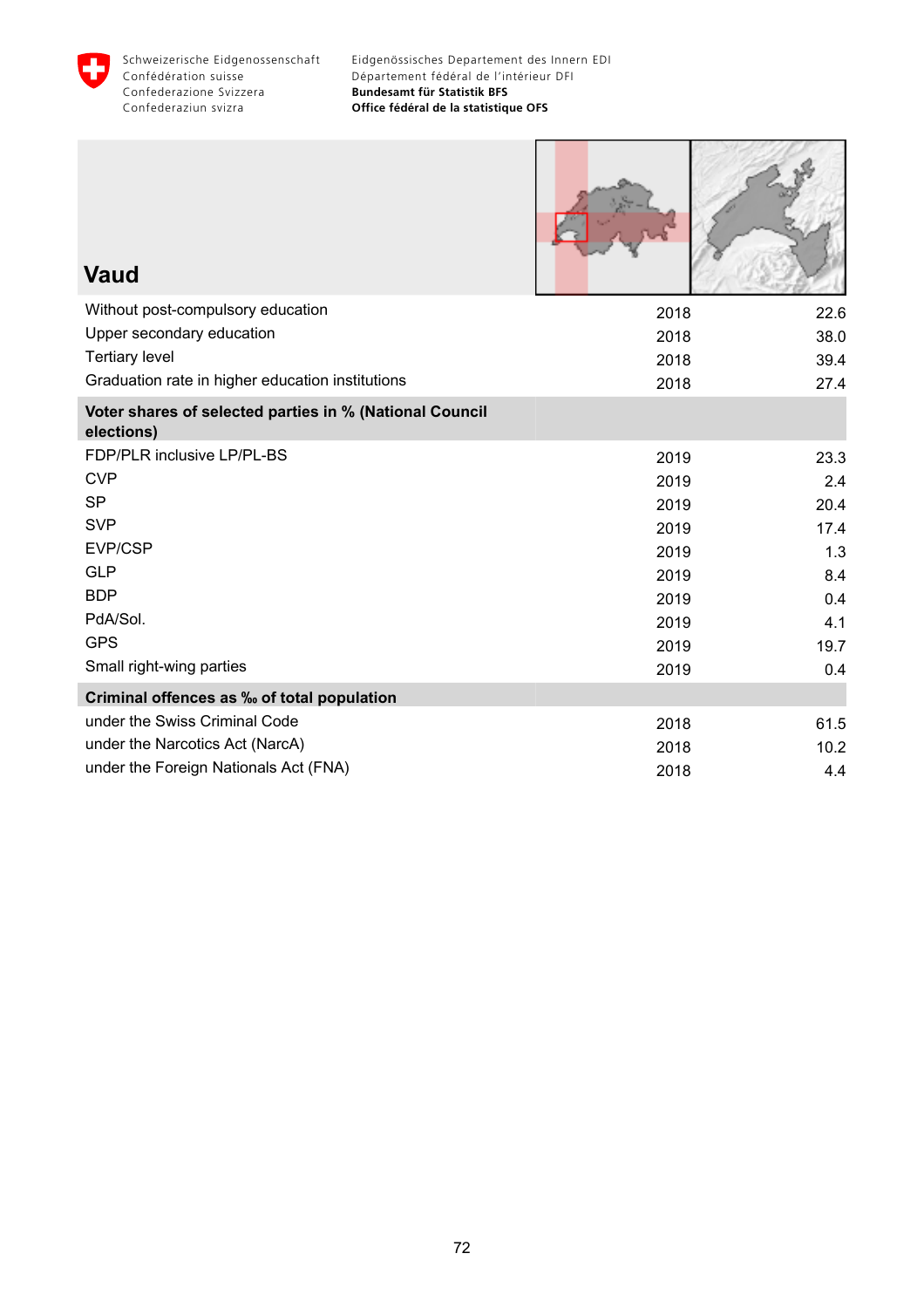## Vaud

| | | |
|---|---|---|
| Without post-compulsory education | 2018 | 22.6 |
| Upper secondary education | 2018 | 38.0 |
| Tertiary level | 2018 | 39.4 |
| Graduation rate in higher education institutions | 2018 | 27.4 |
| **Voter shares of selected parties in % (National Council elections)** | | |
| FDP/PLR inclusive LP/PL-BS | 2019 | 23.3 |
| CVP | 2019 | 2.4 |
| SP | 2019 | 20.4 |
| SVP | 2019 | 17.4 |
| EVP/CSP | 2019 | 1.3 |
| GLP | 2019 | 8.4 |
| BDP | 2019 | 0.4 |
| PdA/Sol. | 2019 | 4.1 |
| GPS | 2019 | 19.7 |
| Small right-wing parties | 2019 | 0.4 |
| **Criminal offences as ‰ of total population** | | |
| under the Swiss Criminal Code | 2018 | 61.5 |
| under the Narcotics Act (NarcA) | 2018 | 10.2 |
| under the Foreign Nationals Act (FNA) | 2018 | 4.4 |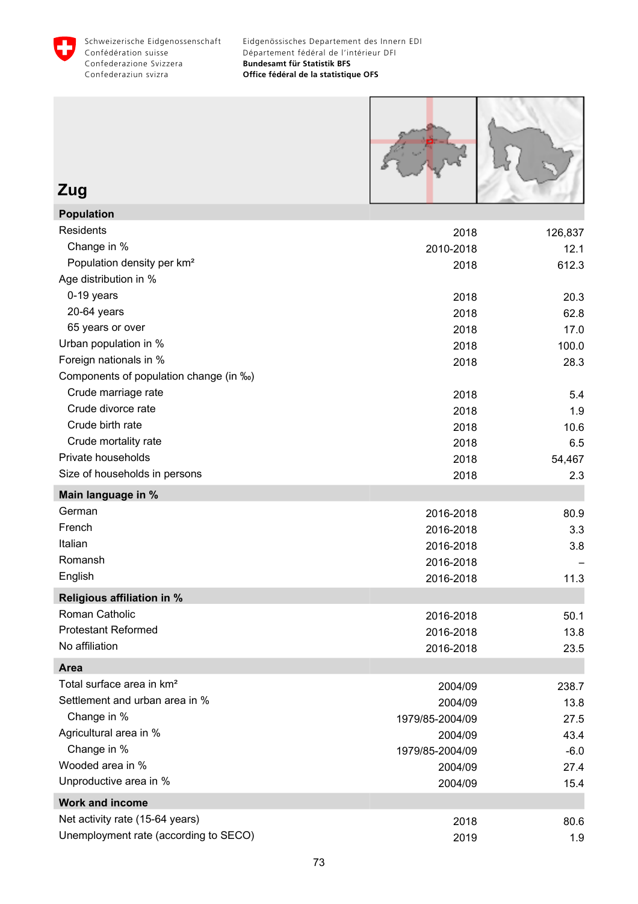Schweizerische Eidgenossenschaft
Confédération suisse
Confederazione Svizzera
Confederaziun svizra

Eidgenössisches Departement des Innern EDI
Département fédéral de l'intérieur DFI
**Bundesamt für Statistik BFS**
**Office fédéral de la statistique OFS**

# Zug

| **Population** | | |
|---|---|---|
| Residents | 2018 | 126,837 |
| Change in % | 2010-2018 | 12.1 |
| Population density per km² | 2018 | 612.3 |
| Age distribution in % | | |
| 0-19 years | 2018 | 20.3 |
| 20-64 years | 2018 | 62.8 |
| 65 years or over | 2018 | 17.0 |
| Urban population in % | 2018 | 100.0 |
| Foreign nationals in % | 2018 | 28.3 |
| Components of population change (in ‰) | | |
| Crude marriage rate | 2018 | 5.4 |
| Crude divorce rate | 2018 | 1.9 |
| Crude birth rate | 2018 | 10.6 |
| Crude mortality rate | 2018 | 6.5 |
| Private households | 2018 | 54,467 |
| Size of households in persons | 2018 | 2.3 |
| **Main language in %** | | |
| German | 2016-2018 | 80.9 |
| French | 2016-2018 | 3.3 |
| Italian | 2016-2018 | 3.8 |
| Romansh | 2016-2018 | – |
| English | 2016-2018 | 11.3 |
| **Religious affiliation in %** | | |
| Roman Catholic | 2016-2018 | 50.1 |
| Protestant Reformed | 2016-2018 | 13.8 |
| No affiliation | 2016-2018 | 23.5 |
| **Area** | | |
| Total surface area in km² | 2004/09 | 238.7 |
| Settlement and urban area in % | 2004/09 | 13.8 |
| Change in % | 1979/85-2004/09 | 27.5 |
| Agricultural area in % | 2004/09 | 43.4 |
| Change in % | 1979/85-2004/09 | -6.0 |
| Wooded area in % | 2004/09 | 27.4 |
| Unproductive area in % | 2004/09 | 15.4 |
| **Work and income** | | |
| Net activity rate (15-64 years) | 2018 | 80.6 |
| Unemployment rate (according to SECO) | 2019 | 1.9 |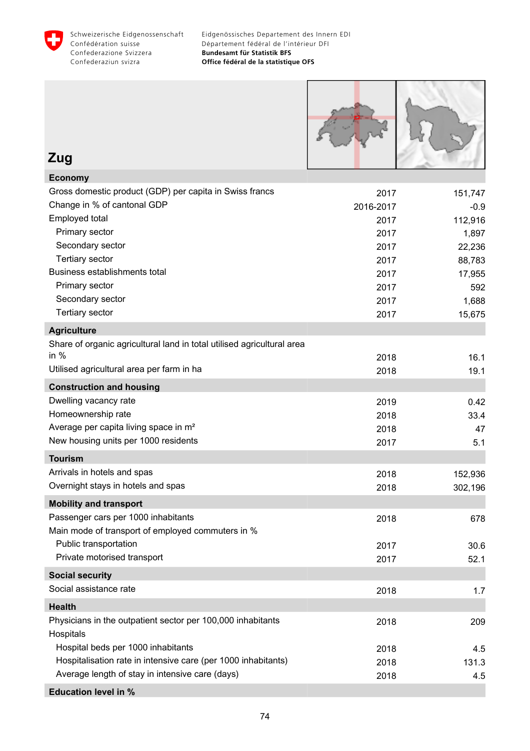## Zug

| Economy | | |
|---|---|---|
| Gross domestic product (GDP) per capita in Swiss francs | 2017 | 151,747 |
| Change in % of cantonal GDP | 2016-2017 | -0.9 |
| Employed total | 2017 | 112,916 |
| Primary sector | 2017 | 1,897 |
| Secondary sector | 2017 | 22,236 |
| Tertiary sector | 2017 | 88,783 |
| Business establishments total | 2017 | 17,955 |
| Primary sector | 2017 | 592 |
| Secondary sector | 2017 | 1,688 |
| Tertiary sector | 2017 | 15,675 |
| **Agriculture** | | |
| Share of organic agricultural land in total utilised agricultural area in % | 2018 | 16.1 |
| Utilised agricultural area per farm in ha | 2018 | 19.1 |
| **Construction and housing** | | |
| Dwelling vacancy rate | 2019 | 0.42 |
| Homeownership rate | 2018 | 33.4 |
| Average per capita living space in m² | 2018 | 47 |
| New housing units per 1000 residents | 2017 | 5.1 |
| **Tourism** | | |
| Arrivals in hotels and spas | 2018 | 152,936 |
| Overnight stays in hotels and spas | 2018 | 302,196 |
| **Mobility and transport** | | |
| Passenger cars per 1000 inhabitants | 2018 | 678 |
| Main mode of transport of employed commuters in % | | |
| Public transportation | 2017 | 30.6 |
| Private motorised transport | 2017 | 52.1 |
| **Social security** | | |
| Social assistance rate | 2018 | 1.7 |
| **Health** | | |
| Physicians in the outpatient sector per 100,000 inhabitants | 2018 | 209 |
| Hospitals | | |
| Hospital beds per 1000 inhabitants | 2018 | 4.5 |
| Hospitalisation rate in intensive care (per 1000 inhabitants) | 2018 | 131.3 |
| Average length of stay in intensive care (days) | 2018 | 4.5 |
| **Education level in %** | | |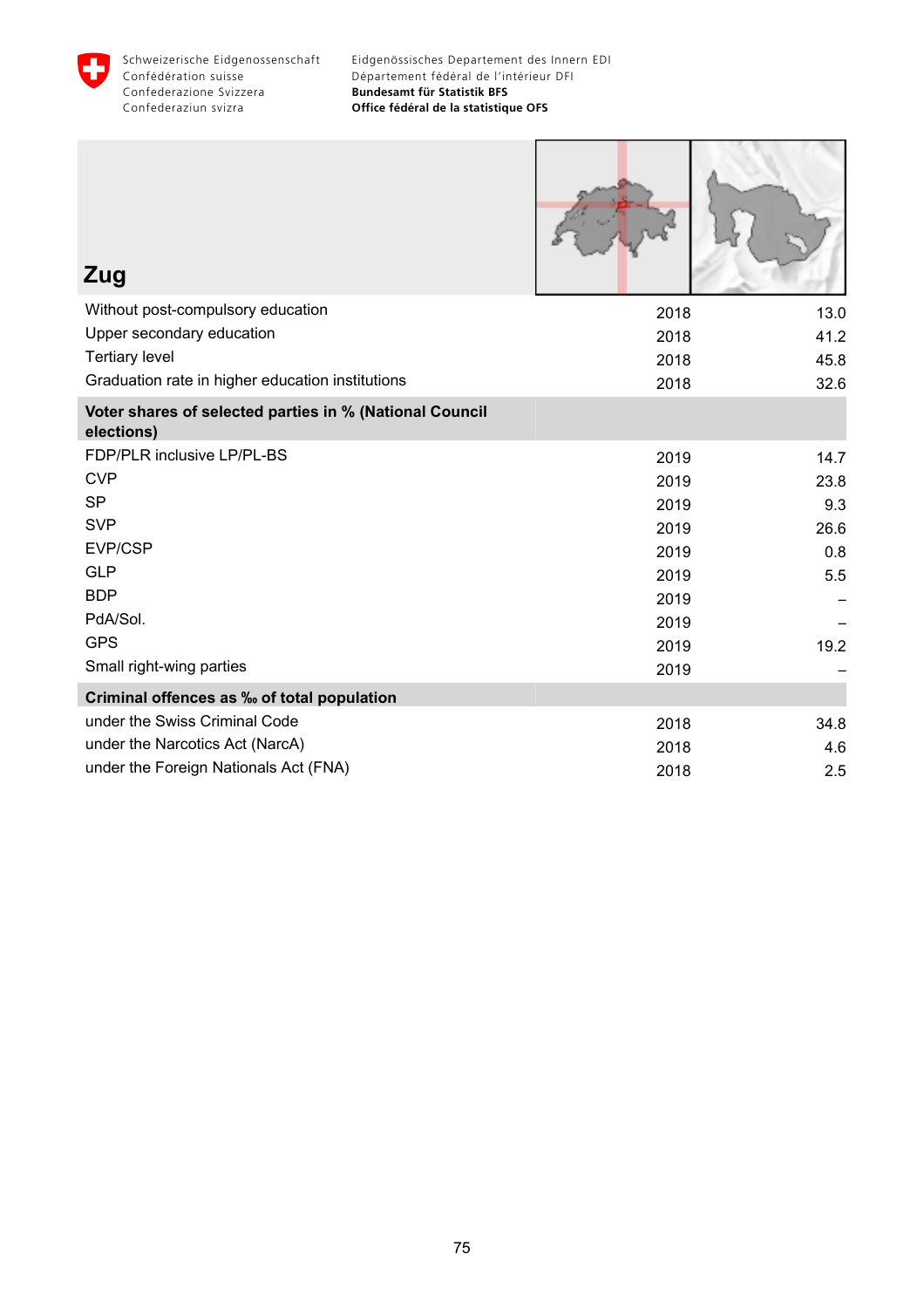## Zug

| | | |
|---|---|---|
| Without post-compulsory education | 2018 | 13.0 |
| Upper secondary education | 2018 | 41.2 |
| Tertiary level | 2018 | 45.8 |
| Graduation rate in higher education institutions | 2018 | 32.6 |
| **Voter shares of selected parties in % (National Council elections)** | | |
| FDP/PLR inclusive LP/PL-BS | 2019 | 14.7 |
| CVP | 2019 | 23.8 |
| SP | 2019 | 9.3 |
| SVP | 2019 | 26.6 |
| EVP/CSP | 2019 | 0.8 |
| GLP | 2019 | 5.5 |
| BDP | 2019 | – |
| PdA/Sol. | 2019 | – |
| GPS | 2019 | 19.2 |
| Small right-wing parties | 2019 | – |
| **Criminal offences as ‰ of total population** | | |
| under the Swiss Criminal Code | 2018 | 34.8 |
| under the Narcotics Act (NarcA) | 2018 | 4.6 |
| under the Foreign Nationals Act (FNA) | 2018 | 2.5 |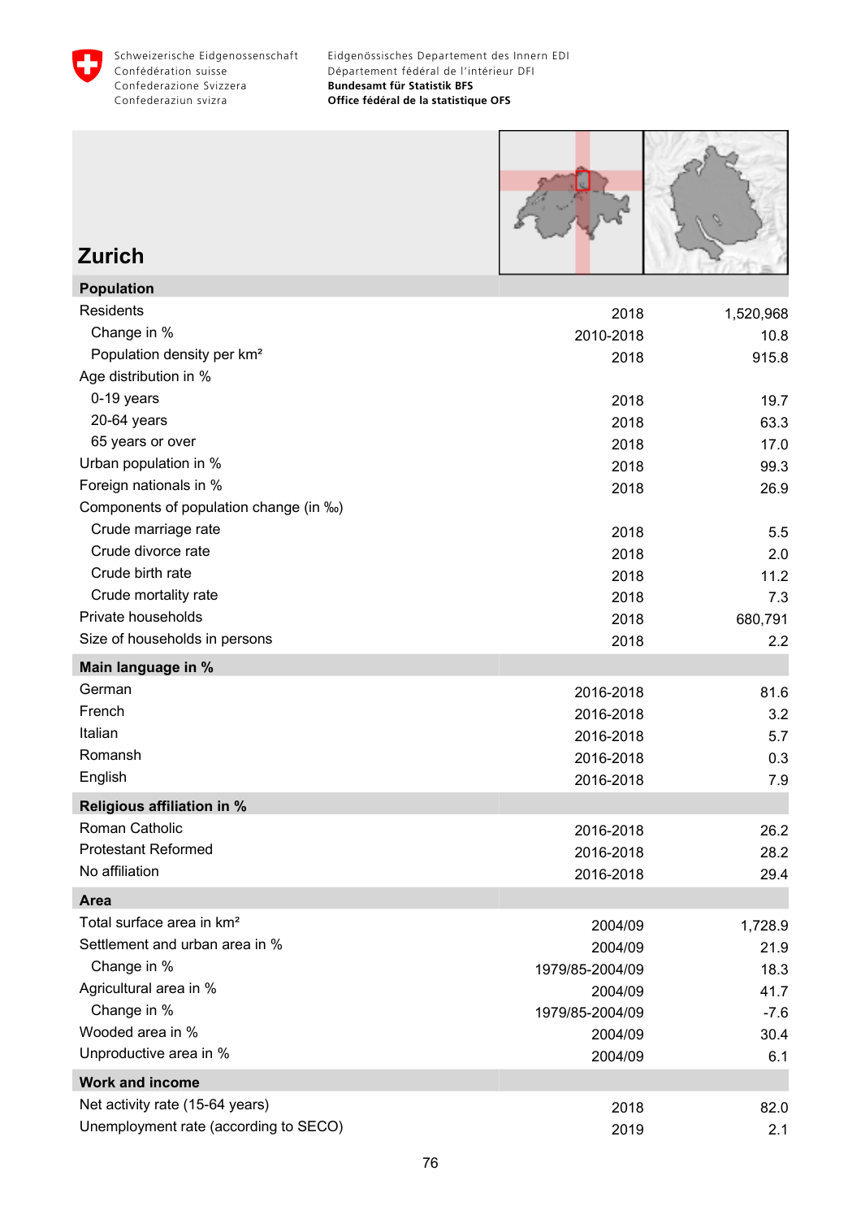Schweizerische Eidgenossenschaft
Confédération suisse
Confederazione Svizzera
Confederaziun svizra

Eidgenössisches Departement des Innern EDI
Département fédéral de l'intérieur DFI
**Bundesamt für Statistik BFS**
**Office fédéral de la statistique OFS**

# Zurich

| **Population** | | |
|---|---|---|
| Residents | 2018 | 1,520,968 |
| Change in % | 2010-2018 | 10.8 |
| Population density per km² | 2018 | 915.8 |
| Age distribution in % | | |
| 0-19 years | 2018 | 19.7 |
| 20-64 years | 2018 | 63.3 |
| 65 years or over | 2018 | 17.0 |
| Urban population in % | 2018 | 99.3 |
| Foreign nationals in % | 2018 | 26.9 |
| Components of population change (in ‰) | | |
| Crude marriage rate | 2018 | 5.5 |
| Crude divorce rate | 2018 | 2.0 |
| Crude birth rate | 2018 | 11.2 |
| Crude mortality rate | 2018 | 7.3 |
| Private households | 2018 | 680,791 |
| Size of households in persons | 2018 | 2.2 |
| **Main language in %** | | |
| German | 2016-2018 | 81.6 |
| French | 2016-2018 | 3.2 |
| Italian | 2016-2018 | 5.7 |
| Romansh | 2016-2018 | 0.3 |
| English | 2016-2018 | 7.9 |
| **Religious affiliation in %** | | |
| Roman Catholic | 2016-2018 | 26.2 |
| Protestant Reformed | 2016-2018 | 28.2 |
| No affiliation | 2016-2018 | 29.4 |
| **Area** | | |
| Total surface area in km² | 2004/09 | 1,728.9 |
| Settlement and urban area in % | 2004/09 | 21.9 |
| Change in % | 1979/85-2004/09 | 18.3 |
| Agricultural area in % | 2004/09 | 41.7 |
| Change in % | 1979/85-2004/09 | -7.6 |
| Wooded area in % | 2004/09 | 30.4 |
| Unproductive area in % | 2004/09 | 6.1 |
| **Work and income** | | |
| Net activity rate (15-64 years) | 2018 | 82.0 |
| Unemployment rate (according to SECO) | 2019 | 2.1 |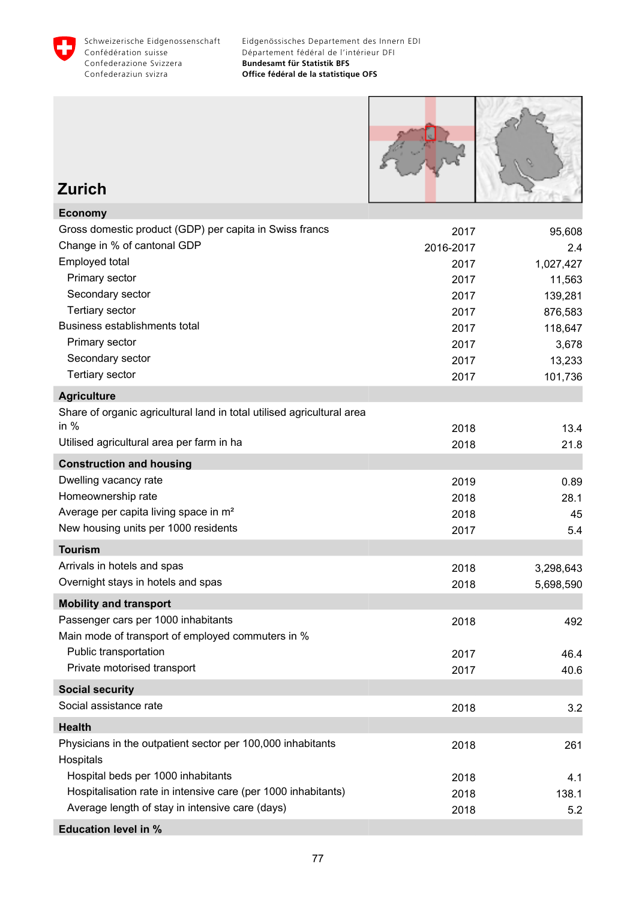Schweizerische Eidgenossenschaft
Confédération suisse
Confederazione Svizzera
Confederaziun svizra

Eidgenössisches Departement des Innern EDI
Département fédéral de l'intérieur DFI
**Bundesamt für Statistik BFS**
**Office fédéral de la statistique OFS**

# Zurich

| | | |
|---|---|---|
| **Economy** | | |
| Gross domestic product (GDP) per capita in Swiss francs | 2017 | 95,608 |
| Change in % of cantonal GDP | 2016-2017 | 2.4 |
| Employed total | 2017 | 1,027,427 |
| Primary sector | 2017 | 11,563 |
| Secondary sector | 2017 | 139,281 |
| Tertiary sector | 2017 | 876,583 |
| Business establishments total | 2017 | 118,647 |
| Primary sector | 2017 | 3,678 |
| Secondary sector | 2017 | 13,233 |
| Tertiary sector | 2017 | 101,736 |
| **Agriculture** | | |
| Share of organic agricultural land in total utilised agricultural area in % | 2018 | 13.4 |
| Utilised agricultural area per farm in ha | 2018 | 21.8 |
| **Construction and housing** | | |
| Dwelling vacancy rate | 2019 | 0.89 |
| Homeownership rate | 2018 | 28.1 |
| Average per capita living space in m² | 2018 | 45 |
| New housing units per 1000 residents | 2017 | 5.4 |
| **Tourism** | | |
| Arrivals in hotels and spas | 2018 | 3,298,643 |
| Overnight stays in hotels and spas | 2018 | 5,698,590 |
| **Mobility and transport** | | |
| Passenger cars per 1000 inhabitants | 2018 | 492 |
| Main mode of transport of employed commuters in % | | |
| Public transportation | 2017 | 46.4 |
| Private motorised transport | 2017 | 40.6 |
| **Social security** | | |
| Social assistance rate | 2018 | 3.2 |
| **Health** | | |
| Physicians in the outpatient sector per 100,000 inhabitants | 2018 | 261 |
| Hospitals | | |
| Hospital beds per 1000 inhabitants | 2018 | 4.1 |
| Hospitalisation rate in intensive care (per 1000 inhabitants) | 2018 | 138.1 |
| Average length of stay in intensive care (days) | 2018 | 5.2 |
| **Education level in %** | | |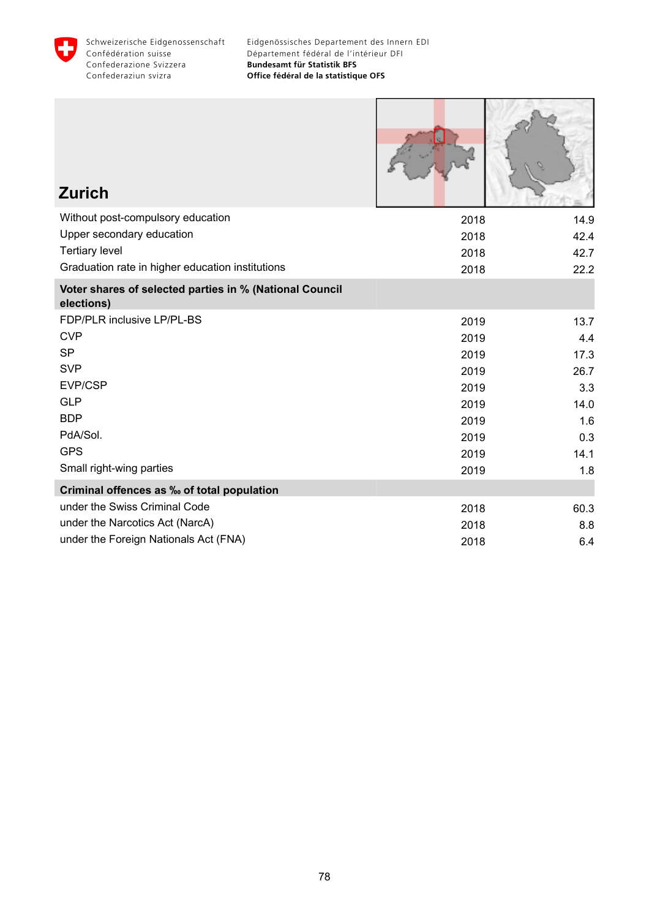## Zurich

| | | |
|---|---|---|
| Without post-compulsory education | 2018 | 14.9 |
| Upper secondary education | 2018 | 42.4 |
| Tertiary level | 2018 | 42.7 |
| Graduation rate in higher education institutions | 2018 | 22.2 |
| **Voter shares of selected parties in % (National Council elections)** | | |
| FDP/PLR inclusive LP/PL-BS | 2019 | 13.7 |
| CVP | 2019 | 4.4 |
| SP | 2019 | 17.3 |
| SVP | 2019 | 26.7 |
| EVP/CSP | 2019 | 3.3 |
| GLP | 2019 | 14.0 |
| BDP | 2019 | 1.6 |
| PdA/Sol. | 2019 | 0.3 |
| GPS | 2019 | 14.1 |
| Small right-wing parties | 2019 | 1.8 |
| **Criminal offences as ‰ of total population** | | |
| under the Swiss Criminal Code | 2018 | 60.3 |
| under the Narcotics Act (NarcA) | 2018 | 8.8 |
| under the Foreign Nationals Act (FNA) | 2018 | 6.4 |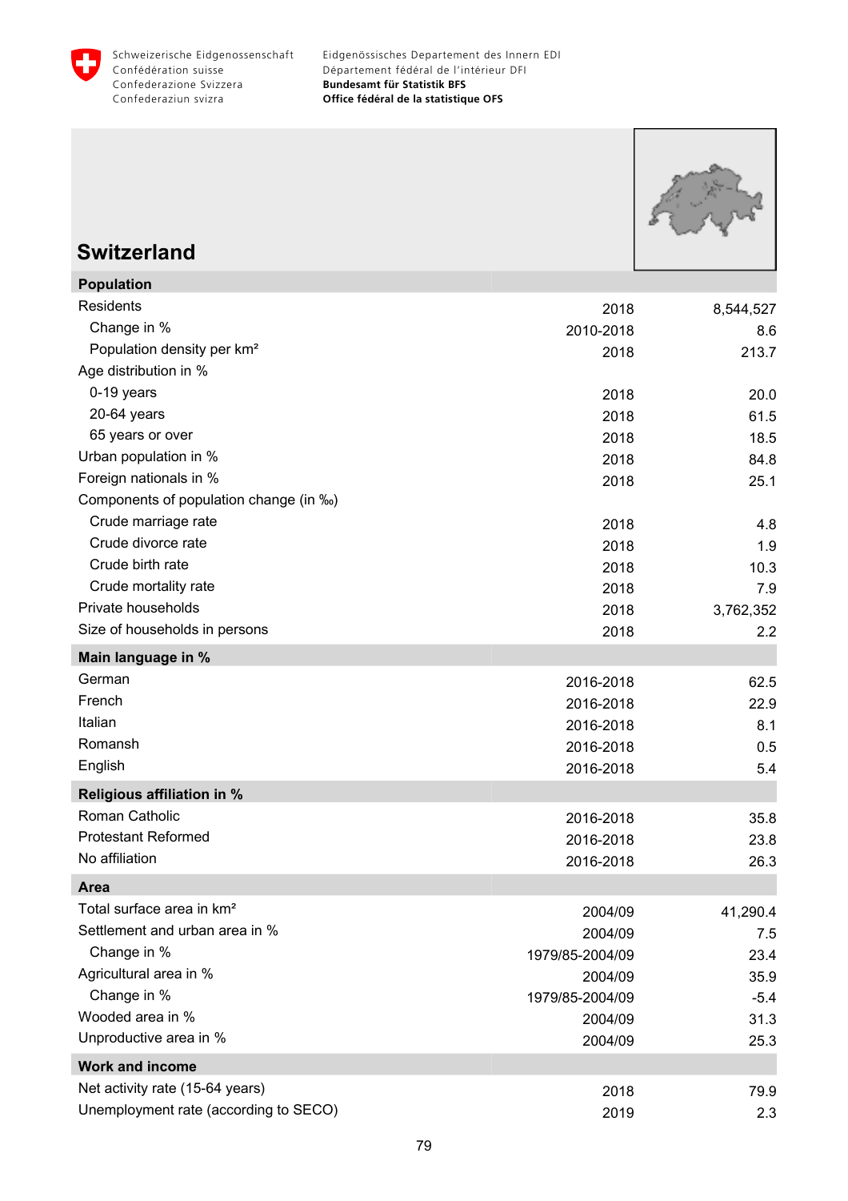# Switzerland

| Population | | |
|---|---|---|
| Residents | 2018 | 8,544,527 |
| Change in % | 2010-2018 | 8.6 |
| Population density per km² | 2018 | 213.7 |
| Age distribution in % | | |
| 0-19 years | 2018 | 20.0 |
| 20-64 years | 2018 | 61.5 |
| 65 years or over | 2018 | 18.5 |
| Urban population in % | 2018 | 84.8 |
| Foreign nationals in % | 2018 | 25.1 |
| Components of population change (in ‰) | | |
| Crude marriage rate | 2018 | 4.8 |
| Crude divorce rate | 2018 | 1.9 |
| Crude birth rate | 2018 | 10.3 |
| Crude mortality rate | 2018 | 7.9 |
| Private households | 2018 | 3,762,352 |
| Size of households in persons | 2018 | 2.2 |
| **Main language in %** | | |
| German | 2016-2018 | 62.5 |
| French | 2016-2018 | 22.9 |
| Italian | 2016-2018 | 8.1 |
| Romansh | 2016-2018 | 0.5 |
| English | 2016-2018 | 5.4 |
| **Religious affiliation in %** | | |
| Roman Catholic | 2016-2018 | 35.8 |
| Protestant Reformed | 2016-2018 | 23.8 |
| No affiliation | 2016-2018 | 26.3 |
| **Area** | | |
| Total surface area in km² | 2004/09 | 41,290.4 |
| Settlement and urban area in % | 2004/09 | 7.5 |
| Change in % | 1979/85-2004/09 | 23.4 |
| Agricultural area in % | 2004/09 | 35.9 |
| Change in % | 1979/85-2004/09 | -5.4 |
| Wooded area in % | 2004/09 | 31.3 |
| Unproductive area in % | 2004/09 | 25.3 |
| **Work and income** | | |
| Net activity rate (15-64 years) | 2018 | 79.9 |
| Unemployment rate (according to SECO) | 2019 | 2.3 |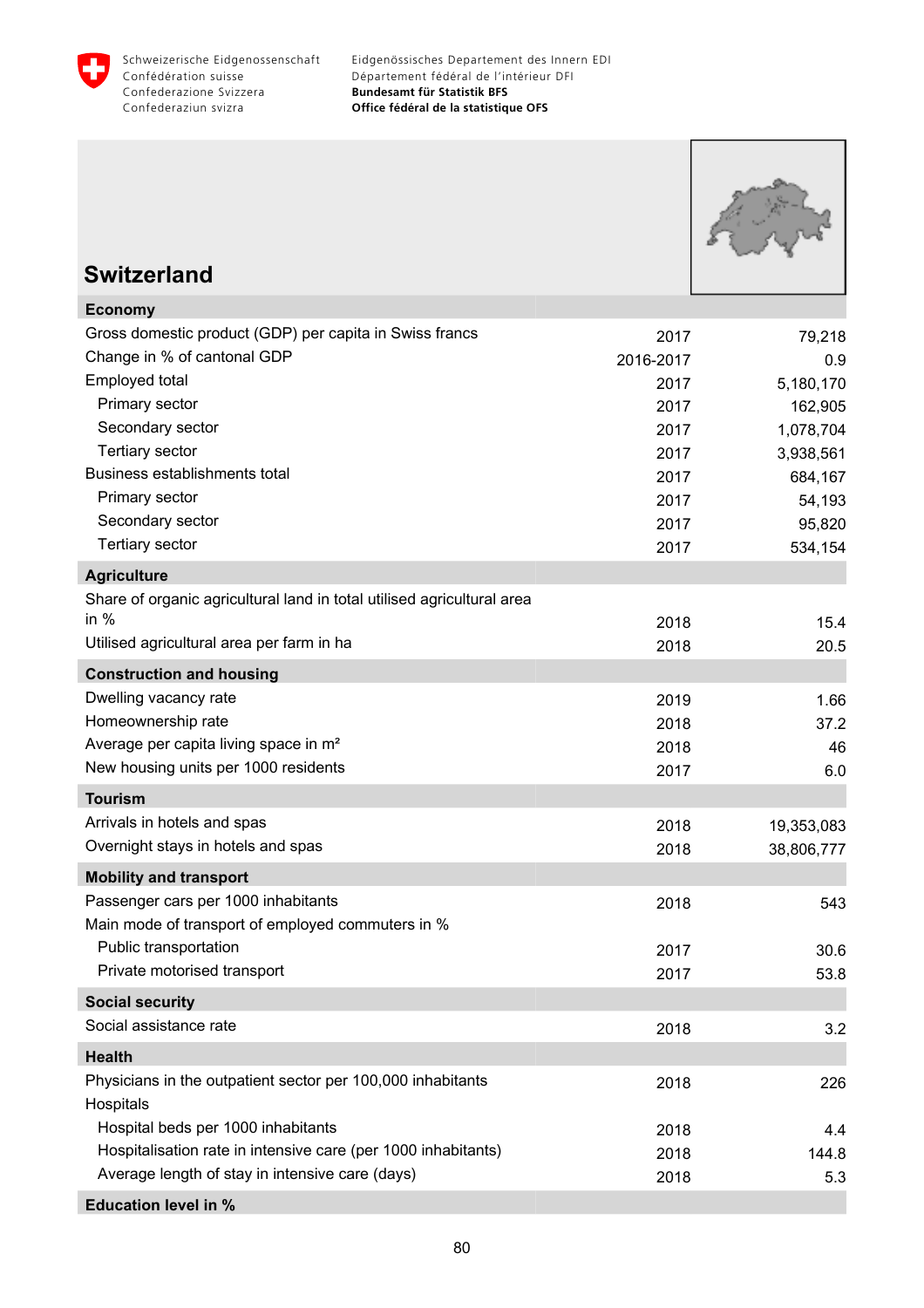Schweizerische Eidgenossenschaft
Confédération suisse
Confederazione Svizzera
Confederaziun svizra

Eidgenössisches Departement des Innern EDI
Département fédéral de l'intérieur DFI
**Bundesamt für Statistik BFS**
**Office fédéral de la statistique OFS**

# Switzerland

| **Economy** | | |
|---|---|---|
| Gross domestic product (GDP) per capita in Swiss francs | 2017 | 79,218 |
| Change in % of cantonal GDP | 2016-2017 | 0.9 |
| Employed total | 2017 | 5,180,170 |
| Primary sector | 2017 | 162,905 |
| Secondary sector | 2017 | 1,078,704 |
| Tertiary sector | 2017 | 3,938,561 |
| Business establishments total | 2017 | 684,167 |
| Primary sector | 2017 | 54,193 |
| Secondary sector | 2017 | 95,820 |
| Tertiary sector | 2017 | 534,154 |
| **Agriculture** | | |
| Share of organic agricultural land in total utilised agricultural area in % | 2018 | 15.4 |
| Utilised agricultural area per farm in ha | 2018 | 20.5 |
| **Construction and housing** | | |
| Dwelling vacancy rate | 2019 | 1.66 |
| Homeownership rate | 2018 | 37.2 |
| Average per capita living space in m² | 2018 | 46 |
| New housing units per 1000 residents | 2017 | 6.0 |
| **Tourism** | | |
| Arrivals in hotels and spas | 2018 | 19,353,083 |
| Overnight stays in hotels and spas | 2018 | 38,806,777 |
| **Mobility and transport** | | |
| Passenger cars per 1000 inhabitants | 2018 | 543 |
| Main mode of transport of employed commuters in % | | |
| Public transportation | 2017 | 30.6 |
| Private motorised transport | 2017 | 53.8 |
| **Social security** | | |
| Social assistance rate | 2018 | 3.2 |
| **Health** | | |
| Physicians in the outpatient sector per 100,000 inhabitants | 2018 | 226 |
| Hospitals | | |
| Hospital beds per 1000 inhabitants | 2018 | 4.4 |
| Hospitalisation rate in intensive care (per 1000 inhabitants) | 2018 | 144.8 |
| Average length of stay in intensive care (days) | 2018 | 5.3 |
| **Education level in %** | | |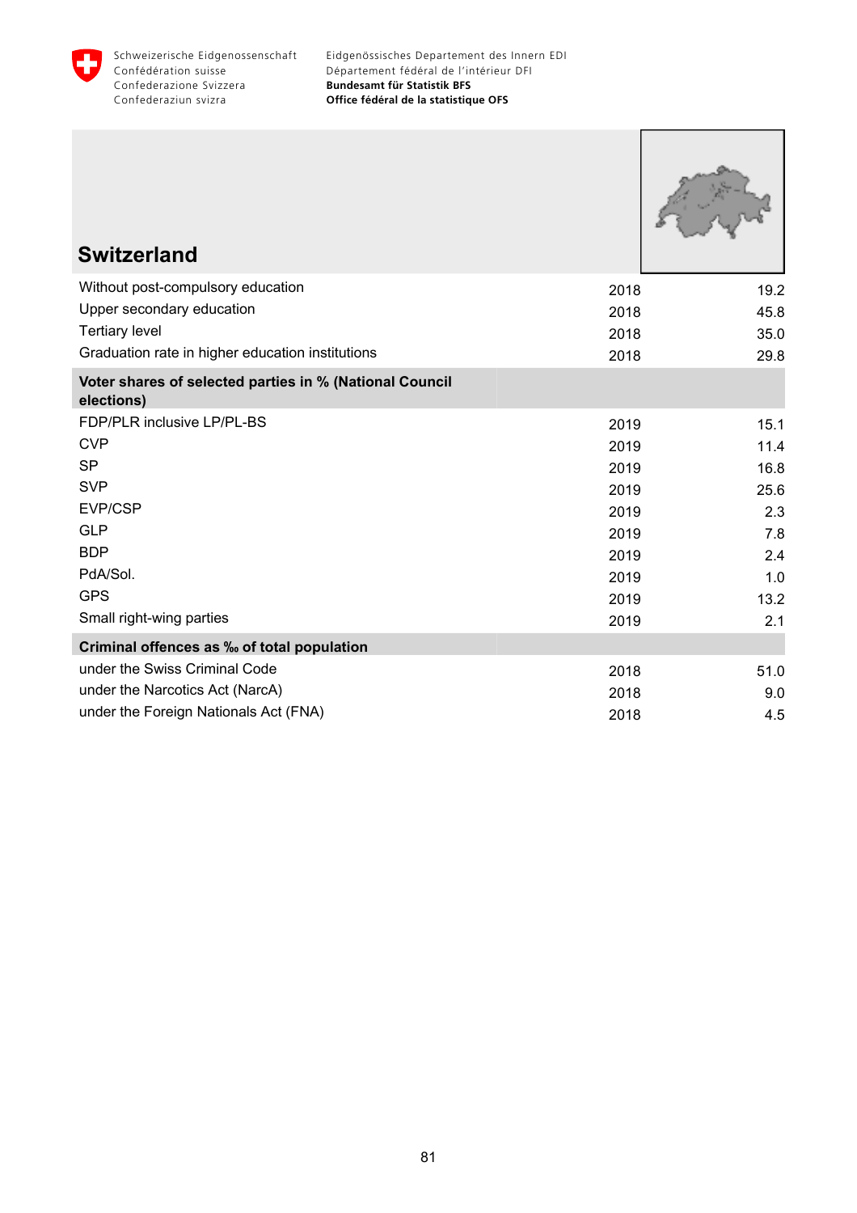## Switzerland

| | | |
|---|---|---|
| Without post-compulsory education | 2018 | 19.2 |
| Upper secondary education | 2018 | 45.8 |
| Tertiary level | 2018 | 35.0 |
| Graduation rate in higher education institutions | 2018 | 29.8 |
| **Voter shares of selected parties in % (National Council elections)** | | |
| FDP/PLR inclusive LP/PL-BS | 2019 | 15.1 |
| CVP | 2019 | 11.4 |
| SP | 2019 | 16.8 |
| SVP | 2019 | 25.6 |
| EVP/CSP | 2019 | 2.3 |
| GLP | 2019 | 7.8 |
| BDP | 2019 | 2.4 |
| PdA/Sol. | 2019 | 1.0 |
| GPS | 2019 | 13.2 |
| Small right-wing parties | 2019 | 2.1 |
| **Criminal offences as ‰ of total population** | | |
| under the Swiss Criminal Code | 2018 | 51.0 |
| under the Narcotics Act (NarcA) | 2018 | 9.0 |
| under the Foreign Nationals Act (FNA) | 2018 | 4.5 |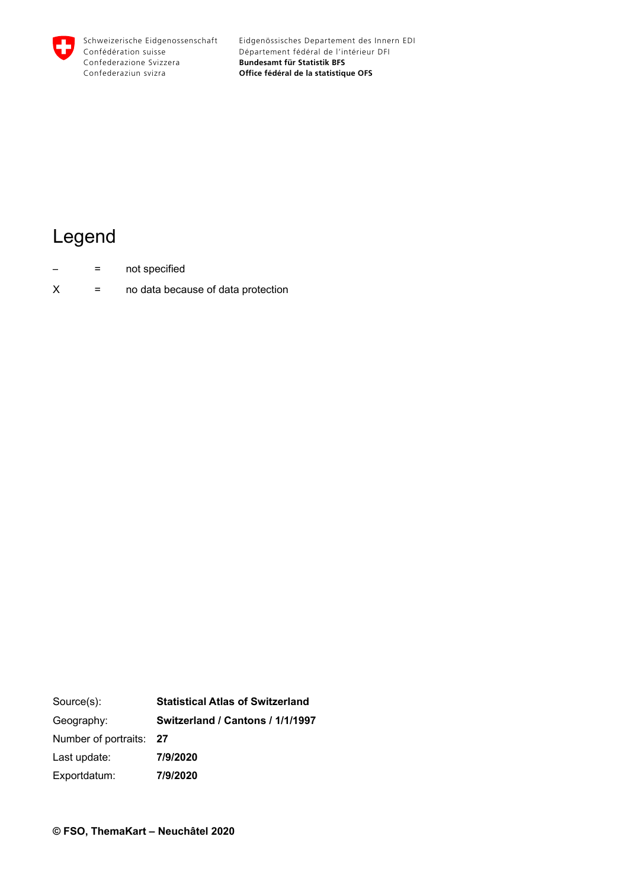Schweizerische Eidgenossenschaft
Confédération suisse
Confederazione Svizzera
Confederaziun svizra

Eidgenössisches Departement des Innern EDI
Département fédéral de l'intérieur DFI
**Bundesamt für Statistik BFS**
**Office fédéral de la statistique OFS**

# Legend

| | | |
|---|---|---|
| – | = | not specified |
| X | = | no data because of data protection |

| | |
|---|---|
| Source(s): | **Statistical Atlas of Switzerland** |
| Geography: | **Switzerland / Cantons / 1/1/1997** |
| Number of portraits: | **27** |
| Last update: | **7/9/2020** |
| Exportdatum: | **7/9/2020** |

**© FSO, ThemaKart – Neuchâtel 2020**